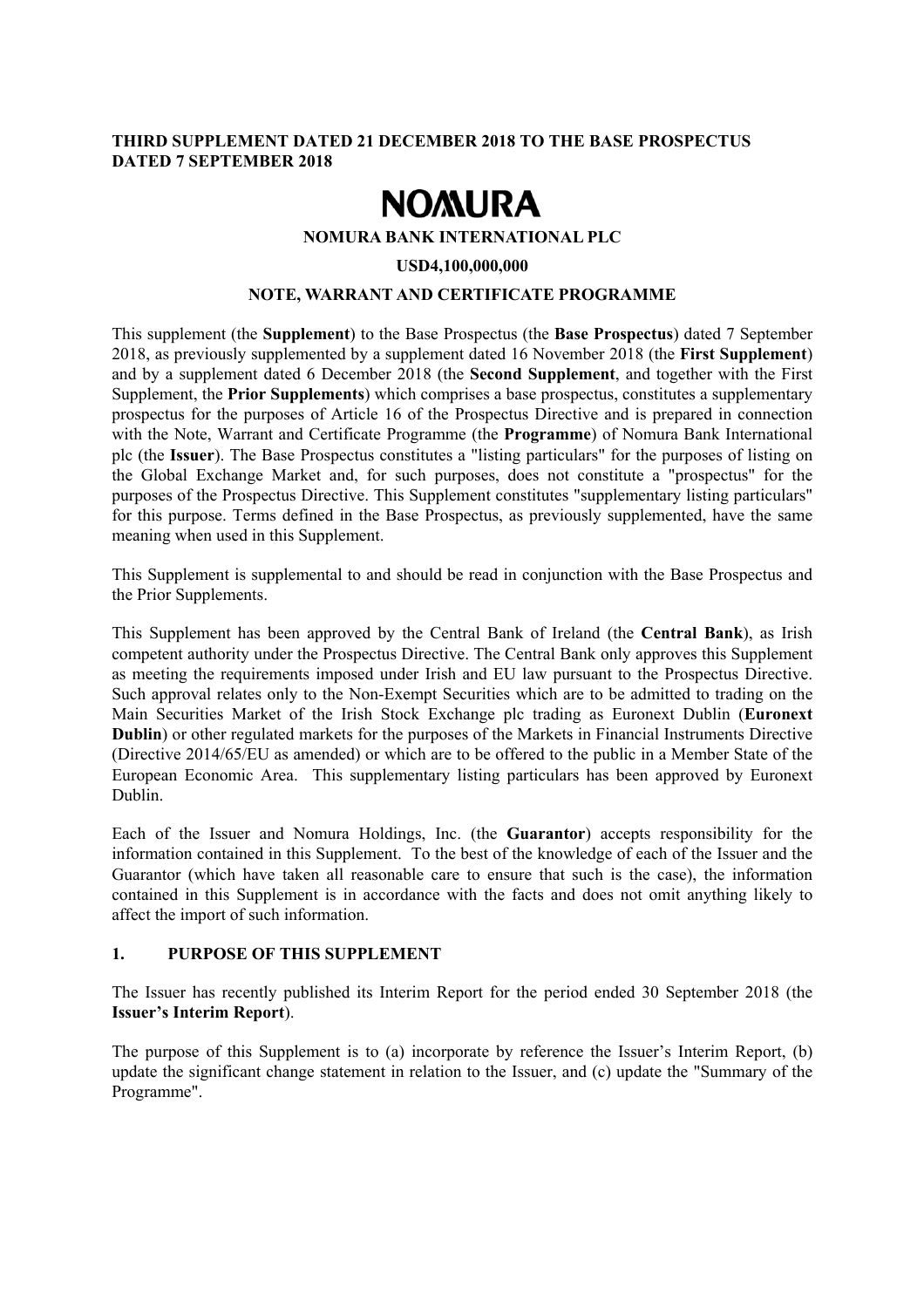**THIRD SUPPLEMENT DATED 21 DECEMBER 2018 TO THE BASE PROSPECTUS DATED 7 SEPTEMBER 2018**

# NOMURA

**NOMURA BANK INTERNATIONAL PLC**

**USD4,100,000,000**

**NOTE, WARRANT AND CERTIFICATE PROGRAMME**

This supplement (the **Supplement**) to the Base Prospectus (the **Base Prospectus**) dated 7 September 2018, as previously supplemented by a supplement dated 16 November 2018 (the **First Supplement**) and by a supplement dated 6 December 2018 (the **Second Supplement**, and together with the First Supplement, the **Prior Supplements**) which comprises a base prospectus, constitutes a supplementary prospectus for the purposes of Article 16 of the Prospectus Directive and is prepared in connection with the Note, Warrant and Certificate Programme (the **Programme**) of Nomura Bank International plc (the **Issuer**). The Base Prospectus constitutes a "listing particulars" for the purposes of listing on the Global Exchange Market and, for such purposes, does not constitute a "prospectus" for the purposes of the Prospectus Directive. This Supplement constitutes "supplementary listing particulars" for this purpose. Terms defined in the Base Prospectus, as previously supplemented, have the same meaning when used in this Supplement.

This Supplement is supplemental to and should be read in conjunction with the Base Prospectus and the Prior Supplements.

This Supplement has been approved by the Central Bank of Ireland (the **Central Bank**), as Irish competent authority under the Prospectus Directive. The Central Bank only approves this Supplement as meeting the requirements imposed under Irish and EU law pursuant to the Prospectus Directive. Such approval relates only to the Non-Exempt Securities which are to be admitted to trading on the Main Securities Market of the Irish Stock Exchange plc trading as Euronext Dublin (**Euronext Dublin**) or other regulated markets for the purposes of the Markets in Financial Instruments Directive (Directive 2014/65/EU as amended) or which are to be offered to the public in a Member State of the European Economic Area. This supplementary listing particulars has been approved by Euronext Dublin.

Each of the Issuer and Nomura Holdings, Inc. (the **Guarantor**) accepts responsibility for the information contained in this Supplement. To the best of the knowledge of each of the Issuer and the Guarantor (which have taken all reasonable care to ensure that such is the case), the information contained in this Supplement is in accordance with the facts and does not omit anything likely to affect the import of such information.

## 1. PURPOSE OF THIS SUPPLEMENT

The Issuer has recently published its Interim Report for the period ended 30 September 2018 (the **Issuer's Interim Report**).

The purpose of this Supplement is to (a) incorporate by reference the Issuer's Interim Report, (b) update the significant change statement in relation to the Issuer, and (c) update the "Summary of the Programme".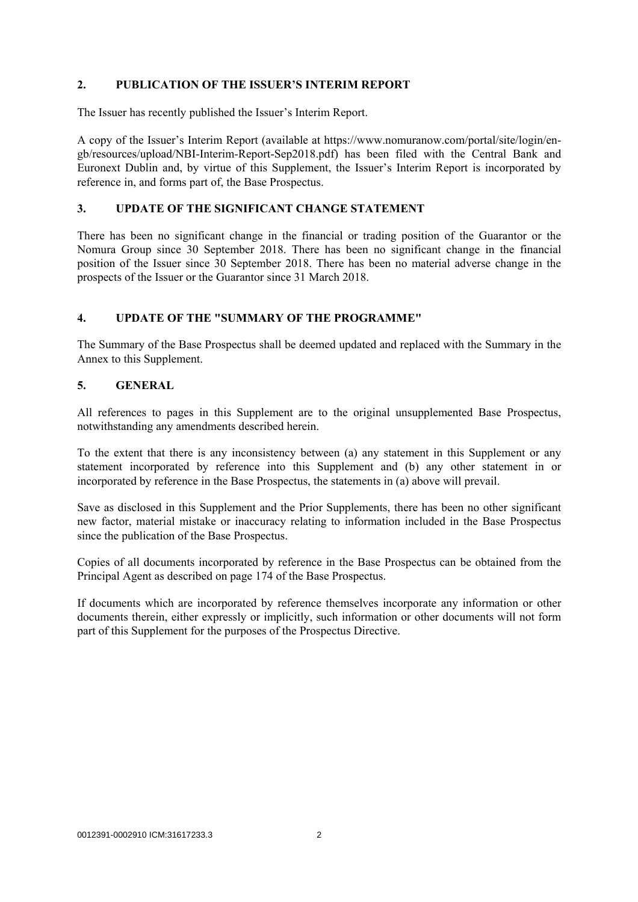## 2. PUBLICATION OF THE ISSUER'S INTERIM REPORT

The Issuer has recently published the Issuer's Interim Report.

A copy of the Issuer's Interim Report (available at https://www.nomuranow.com/portal/site/login/en-gb/resources/upload/NBI-Interim-Report-Sep2018.pdf) has been filed with the Central Bank and Euronext Dublin and, by virtue of this Supplement, the Issuer's Interim Report is incorporated by reference in, and forms part of, the Base Prospectus.

## 3. UPDATE OF THE SIGNIFICANT CHANGE STATEMENT

There has been no significant change in the financial or trading position of the Guarantor or the Nomura Group since 30 September 2018. There has been no significant change in the financial position of the Issuer since 30 September 2018. There has been no material adverse change in the prospects of the Issuer or the Guarantor since 31 March 2018.

## 4. UPDATE OF THE "SUMMARY OF THE PROGRAMME"

The Summary of the Base Prospectus shall be deemed updated and replaced with the Summary in the Annex to this Supplement.

## 5. GENERAL

All references to pages in this Supplement are to the original unsupplemented Base Prospectus, notwithstanding any amendments described herein.

To the extent that there is any inconsistency between (a) any statement in this Supplement or any statement incorporated by reference into this Supplement and (b) any other statement in or incorporated by reference in the Base Prospectus, the statements in (a) above will prevail.

Save as disclosed in this Supplement and the Prior Supplements, there has been no other significant new factor, material mistake or inaccuracy relating to information included in the Base Prospectus since the publication of the Base Prospectus.

Copies of all documents incorporated by reference in the Base Prospectus can be obtained from the Principal Agent as described on page 174 of the Base Prospectus.

If documents which are incorporated by reference themselves incorporate any information or other documents therein, either expressly or implicitly, such information or other documents will not form part of this Supplement for the purposes of the Prospectus Directive.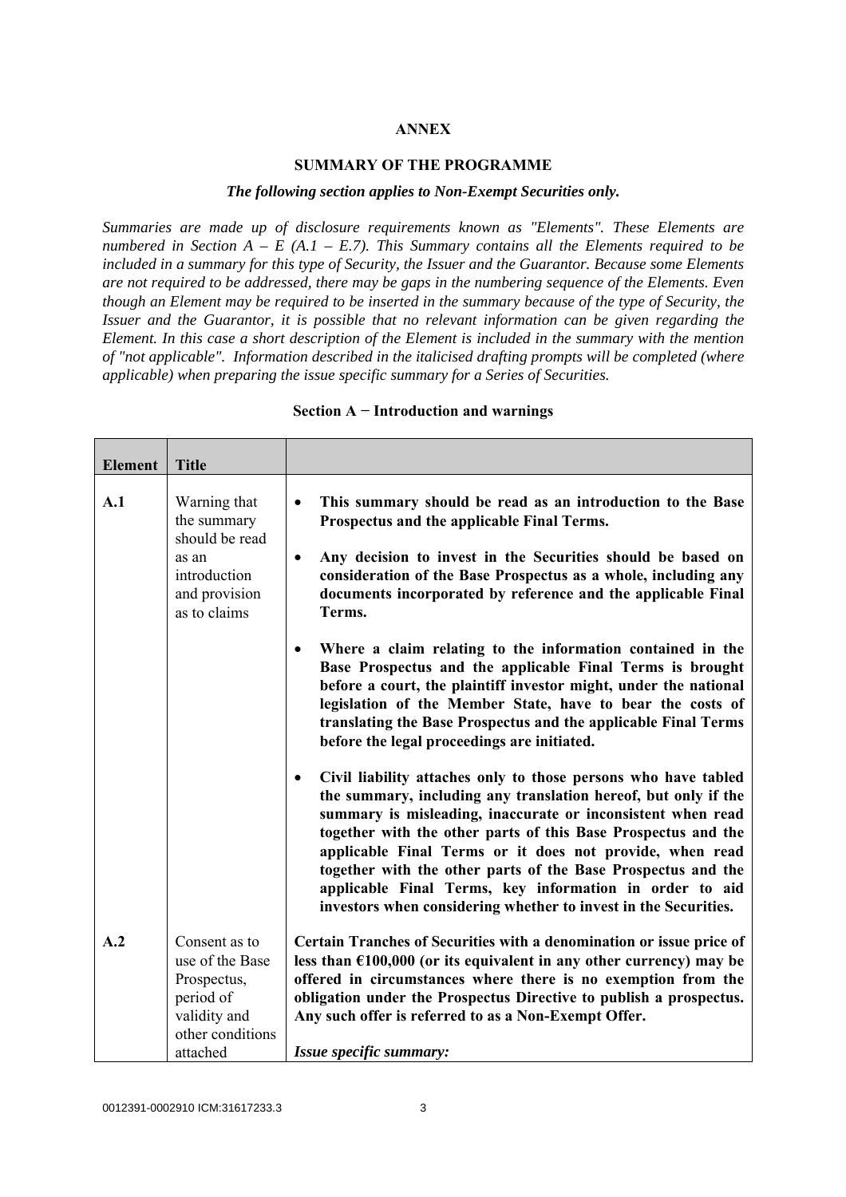# ANNEX

## SUMMARY OF THE PROGRAMME

***The following section applies to Non-Exempt Securities only.***

*Summaries are made up of disclosure requirements known as "Elements". These Elements are numbered in Section A – E (A.1 – E.7). This Summary contains all the Elements required to be included in a summary for this type of Security, the Issuer and the Guarantor. Because some Elements are not required to be addressed, there may be gaps in the numbering sequence of the Elements. Even though an Element may be required to be inserted in the summary because of the type of Security, the Issuer and the Guarantor, it is possible that no relevant information can be given regarding the Element. In this case a short description of the Element is included in the summary with the mention of "not applicable". Information described in the italicised drafting prompts will be completed (where applicable) when preparing the issue specific summary for a Series of Securities.*

### Section A − Introduction and warnings

| Element | Title | |
|---|---|---|
| **A.1** | Warning that the summary should be read as an introduction and provision as to claims | • **This summary should be read as an introduction to the Base Prospectus and the applicable Final Terms.**<br><br>• **Any decision to invest in the Securities should be based on consideration of the Base Prospectus as a whole, including any documents incorporated by reference and the applicable Final Terms.**<br><br>• **Where a claim relating to the information contained in the Base Prospectus and the applicable Final Terms is brought before a court, the plaintiff investor might, under the national legislation of the Member State, have to bear the costs of translating the Base Prospectus and the applicable Final Terms before the legal proceedings are initiated.**<br><br>• **Civil liability attaches only to those persons who have tabled the summary, including any translation hereof, but only if the summary is misleading, inaccurate or inconsistent when read together with the other parts of this Base Prospectus and the applicable Final Terms or it does not provide, when read together with the other parts of the Base Prospectus and the applicable Final Terms, key information in order to aid investors when considering whether to invest in the Securities.** |
| **A.2** | Consent as to use of the Base Prospectus, period of validity and other conditions attached | **Certain Tranches of Securities with a denomination or issue price of less than €100,000 (or its equivalent in any other currency) may be offered in circumstances where there is no exemption from the obligation under the Prospectus Directive to publish a prospectus. Any such offer is referred to as a Non-Exempt Offer.**<br><br>***Issue specific summary:*** |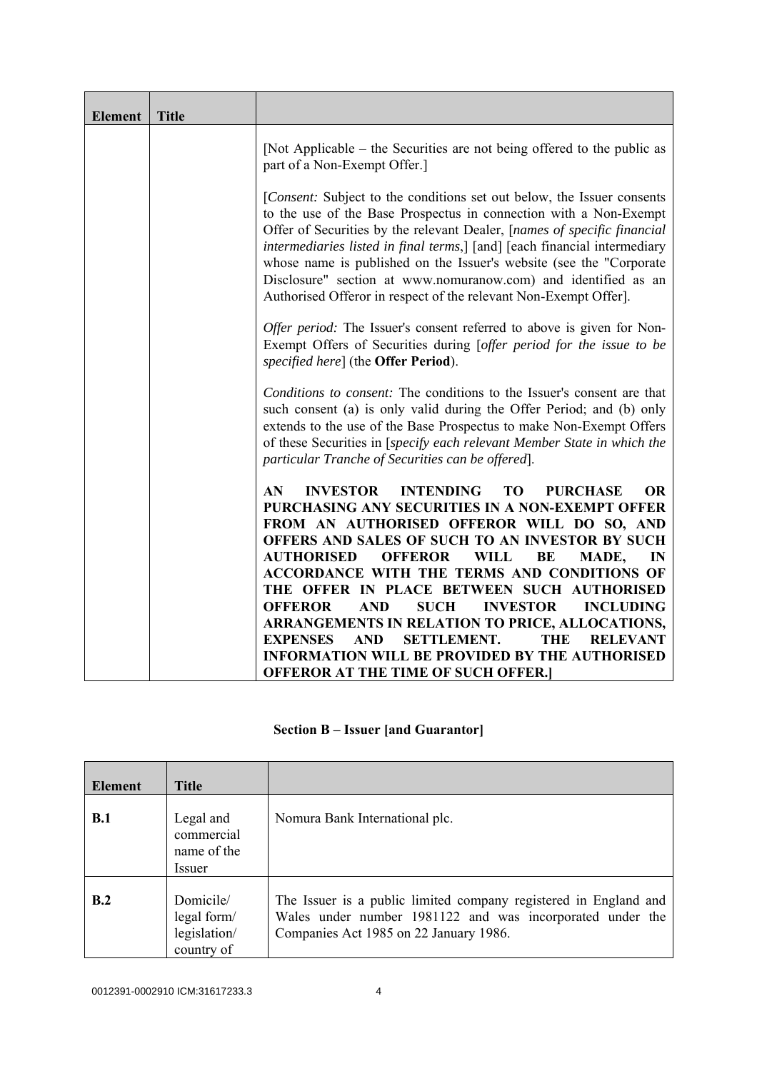| Element | Title | |
|---|---|---|
| | | [Not Applicable – the Securities are not being offered to the public as part of a Non-Exempt Offer.]<br><br>[*Consent:* Subject to the conditions set out below, the Issuer consents to the use of the Base Prospectus in connection with a Non-Exempt Offer of Securities by the relevant Dealer, [*names of specific financial intermediaries listed in final terms*,] [and] [each financial intermediary whose name is published on the Issuer's website (see the "Corporate Disclosure" section at www.nomuranow.com) and identified as an Authorised Offeror in respect of the relevant Non-Exempt Offer].<br><br>*Offer period:* The Issuer's consent referred to above is given for Non-Exempt Offers of Securities during [*offer period for the issue to be specified here*] (the **Offer Period**).<br><br>*Conditions to consent:* The conditions to the Issuer's consent are that such consent (a) is only valid during the Offer Period; and (b) only extends to the use of the Base Prospectus to make Non-Exempt Offers of these Securities in [*specify each relevant Member State in which the particular Tranche of Securities can be offered*].<br><br>**AN INVESTOR INTENDING TO PURCHASE OR PURCHASING ANY SECURITIES IN A NON-EXEMPT OFFER FROM AN AUTHORISED OFFEROR WILL DO SO, AND OFFERS AND SALES OF SUCH TO AN INVESTOR BY SUCH AUTHORISED OFFEROR WILL BE MADE, IN ACCORDANCE WITH THE TERMS AND CONDITIONS OF THE OFFER IN PLACE BETWEEN SUCH AUTHORISED OFFEROR AND SUCH INVESTOR INCLUDING ARRANGEMENTS IN RELATION TO PRICE, ALLOCATIONS, EXPENSES AND SETTLEMENT. THE RELEVANT INFORMATION WILL BE PROVIDED BY THE AUTHORISED OFFEROR AT THE TIME OF SUCH OFFER.]** |

## Section B – Issuer [and Guarantor]

| Element | Title | |
|---|---|---|
| **B.1** | Legal and commercial name of the Issuer | Nomura Bank International plc. |
| **B.2** | Domicile/ legal form/ legislation/ country of | The Issuer is a public limited company registered in England and Wales under number 1981122 and was incorporated under the Companies Act 1985 on 22 January 1986. |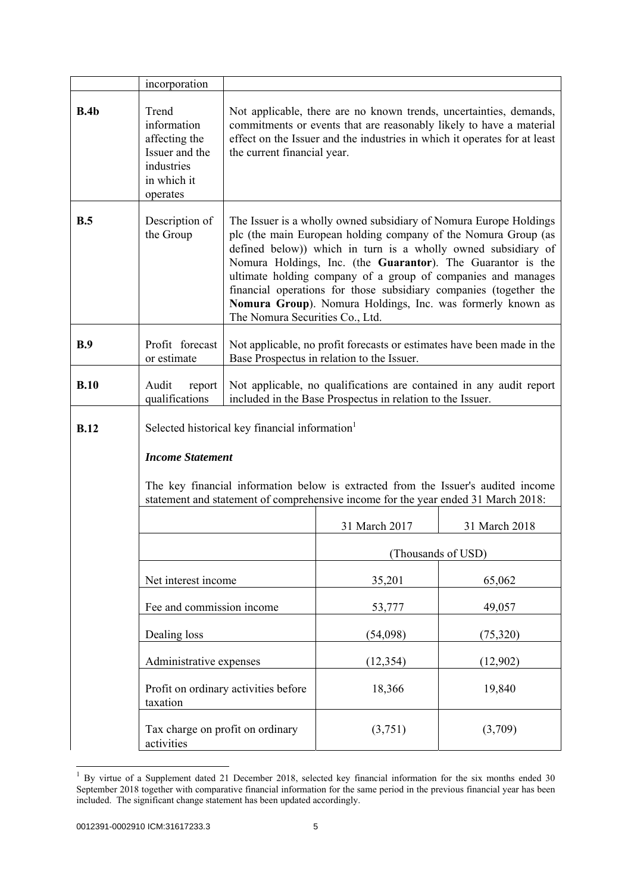| | incorporation | |
|---|---|---|
| **B.4b** | Trend information affecting the Issuer and the industries in which it operates | Not applicable, there are no known trends, uncertainties, demands, commitments or events that are reasonably likely to have a material effect on the Issuer and the industries in which it operates for at least the current financial year. |
| **B.5** | Description of the Group | The Issuer is a wholly owned subsidiary of Nomura Europe Holdings plc (the main European holding company of the Nomura Group (as defined below)) which in turn is a wholly owned subsidiary of Nomura Holdings, Inc. (the **Guarantor**). The Guarantor is the ultimate holding company of a group of companies and manages financial operations for those subsidiary companies (together the **Nomura Group**). Nomura Holdings, Inc. was formerly known as The Nomura Securities Co., Ltd. |
| **B.9** | Profit forecast or estimate | Not applicable, no profit forecasts or estimates have been made in the Base Prospectus in relation to the Issuer. |
| **B.10** | Audit report qualifications | Not applicable, no qualifications are contained in any audit report included in the Base Prospectus in relation to the Issuer. |
| **B.12** | Selected historical key financial information[1] | |

***Income Statement***

The key financial information below is extracted from the Issuer's audited income statement and statement of comprehensive income for the year ended 31 March 2018:

| | 31 March 2017 | 31 March 2018 |
|---|---|---|
| | (Thousands of USD) | |
| Net interest income | 35,201 | 65,062 |
| Fee and commission income | 53,777 | 49,057 |
| Dealing loss | (54,098) | (75,320) |
| Administrative expenses | (12,354) | (12,902) |
| Profit on ordinary activities before taxation | 18,366 | 19,840 |
| Tax charge on profit on ordinary activities | (3,751) | (3,709) |

[1] By virtue of a Supplement dated 21 December 2018, selected key financial information for the six months ended 30 September 2018 together with comparative financial information for the same period in the previous financial year has been included. The significant change statement has been updated accordingly.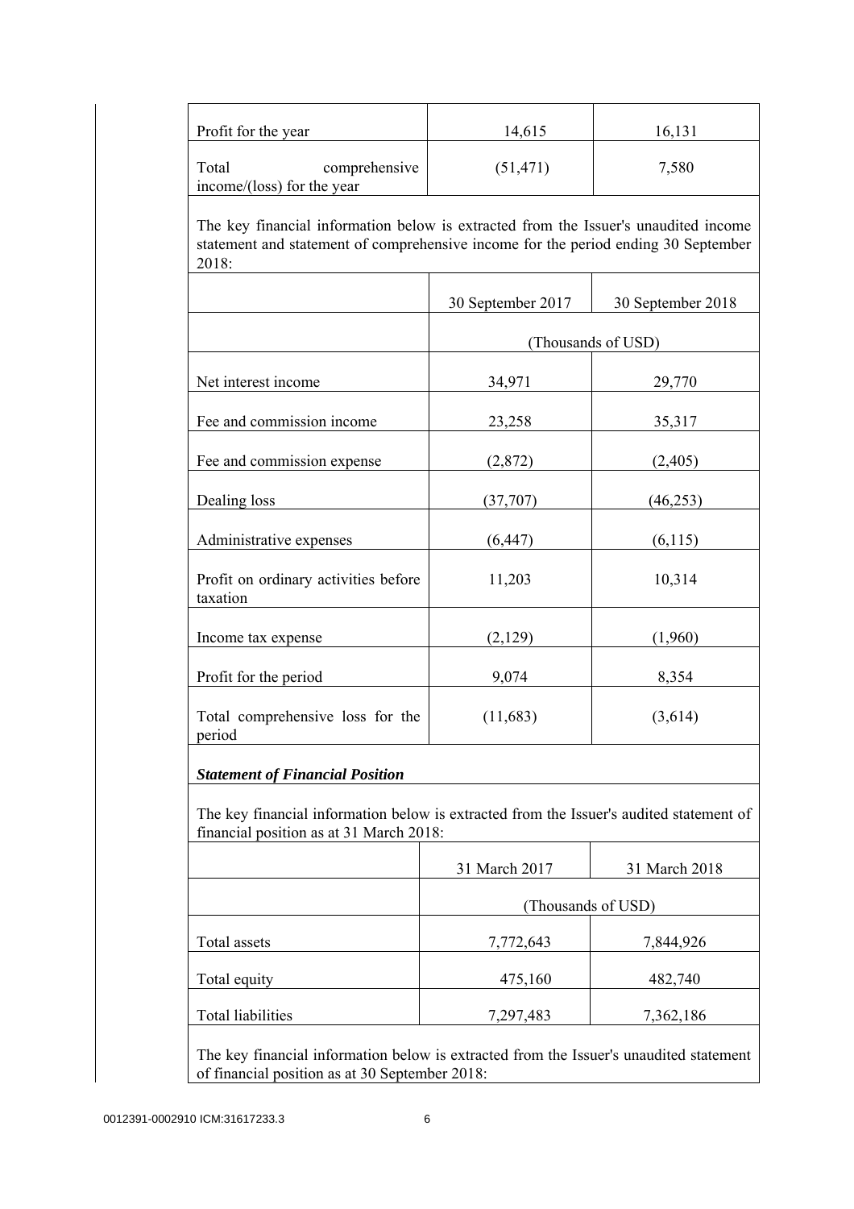| | | |
|---|---|---|
| Profit for the year | 14,615 | 16,131 |
| Total comprehensive income/(loss) for the year | (51,471) | 7,580 |

The key financial information below is extracted from the Issuer's unaudited income statement and statement of comprehensive income for the period ending 30 September 2018:

| | 30 September 2017 | 30 September 2018 |
|---|---|---|
| | (Thousands of USD) | |
| Net interest income | 34,971 | 29,770 |
| Fee and commission income | 23,258 | 35,317 |
| Fee and commission expense | (2,872) | (2,405) |
| Dealing loss | (37,707) | (46,253) |
| Administrative expenses | (6,447) | (6,115) |
| Profit on ordinary activities before taxation | 11,203 | 10,314 |
| Income tax expense | (2,129) | (1,960) |
| Profit for the period | 9,074 | 8,354 |
| Total comprehensive loss for the period | (11,683) | (3,614) |

***Statement of Financial Position***

The key financial information below is extracted from the Issuer's audited statement of financial position as at 31 March 2018:

| | 31 March 2017 | 31 March 2018 |
|---|---|---|
| | (Thousands of USD) | |
| Total assets | 7,772,643 | 7,844,926 |
| Total equity | 475,160 | 482,740 |
| Total liabilities | 7,297,483 | 7,362,186 |

The key financial information below is extracted from the Issuer's unaudited statement of financial position as at 30 September 2018: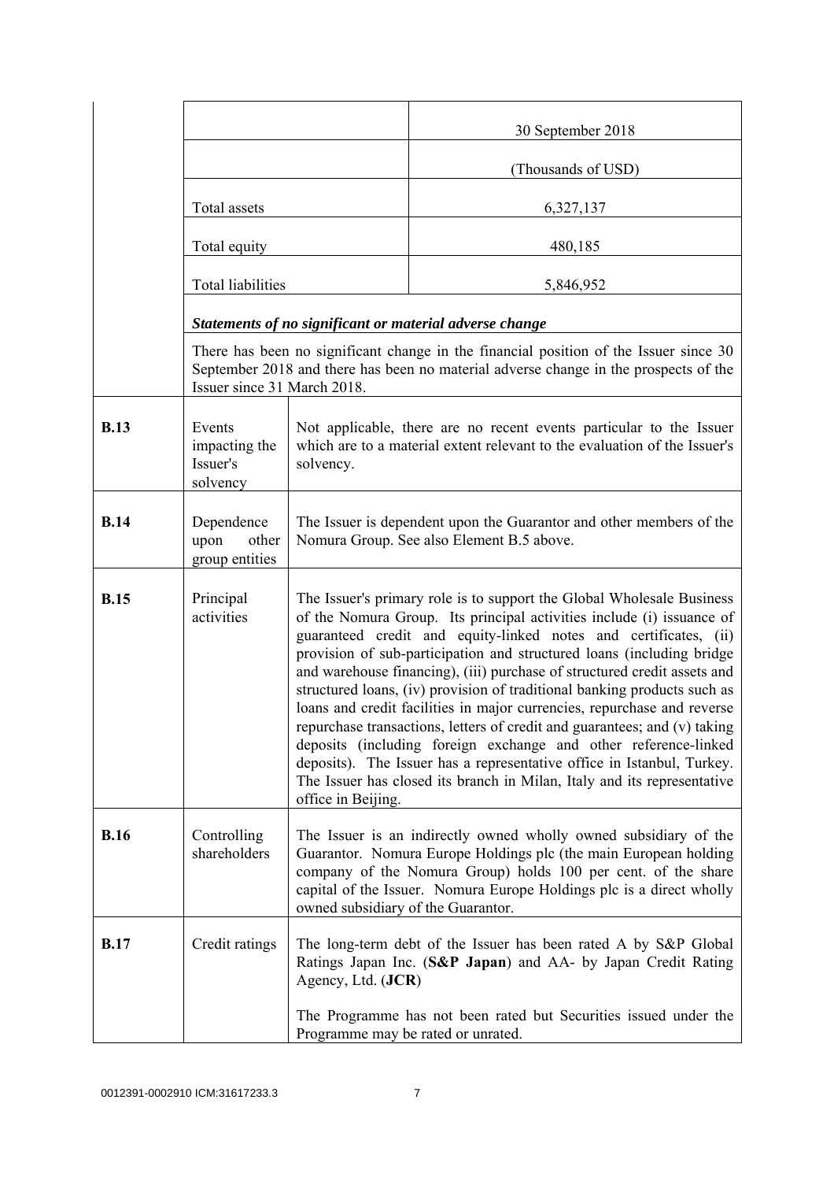| | | 30 September 2018 |
|---|---|---|
| | | (Thousands of USD) |
| | Total assets | 6,327,137 |
| | Total equity | 480,185 |
| | Total liabilities | 5,846,952 |

| | | |
|---|---|---|
| | ***Statements of no significant or material adverse change*** | |
| | There has been no significant change in the financial position of the Issuer since 30 September 2018 and there has been no material adverse change in the prospects of the Issuer since 31 March 2018. | |
| **B.13** | Events impacting the Issuer's solvency | Not applicable, there are no recent events particular to the Issuer which are to a material extent relevant to the evaluation of the Issuer's solvency. |
| **B.14** | Dependence upon other group entities | The Issuer is dependent upon the Guarantor and other members of the Nomura Group. See also Element B.5 above. |
| **B.15** | Principal activities | The Issuer's primary role is to support the Global Wholesale Business of the Nomura Group. Its principal activities include (i) issuance of guaranteed credit and equity-linked notes and certificates, (ii) provision of sub-participation and structured loans (including bridge and warehouse financing), (iii) purchase of structured credit assets and structured loans, (iv) provision of traditional banking products such as loans and credit facilities in major currencies, repurchase and reverse repurchase transactions, letters of credit and guarantees; and (v) taking deposits (including foreign exchange and other reference-linked deposits). The Issuer has a representative office in Istanbul, Turkey. The Issuer has closed its branch in Milan, Italy and its representative office in Beijing. |
| **B.16** | Controlling shareholders | The Issuer is an indirectly owned wholly owned subsidiary of the Guarantor. Nomura Europe Holdings plc (the main European holding company of the Nomura Group) holds 100 per cent. of the share capital of the Issuer. Nomura Europe Holdings plc is a direct wholly owned subsidiary of the Guarantor. |
| **B.17** | Credit ratings | The long-term debt of the Issuer has been rated A by S&P Global Ratings Japan Inc. (**S&P Japan**) and AA- by Japan Credit Rating Agency, Ltd. (**JCR**)<br><br>The Programme has not been rated but Securities issued under the Programme may be rated or unrated. |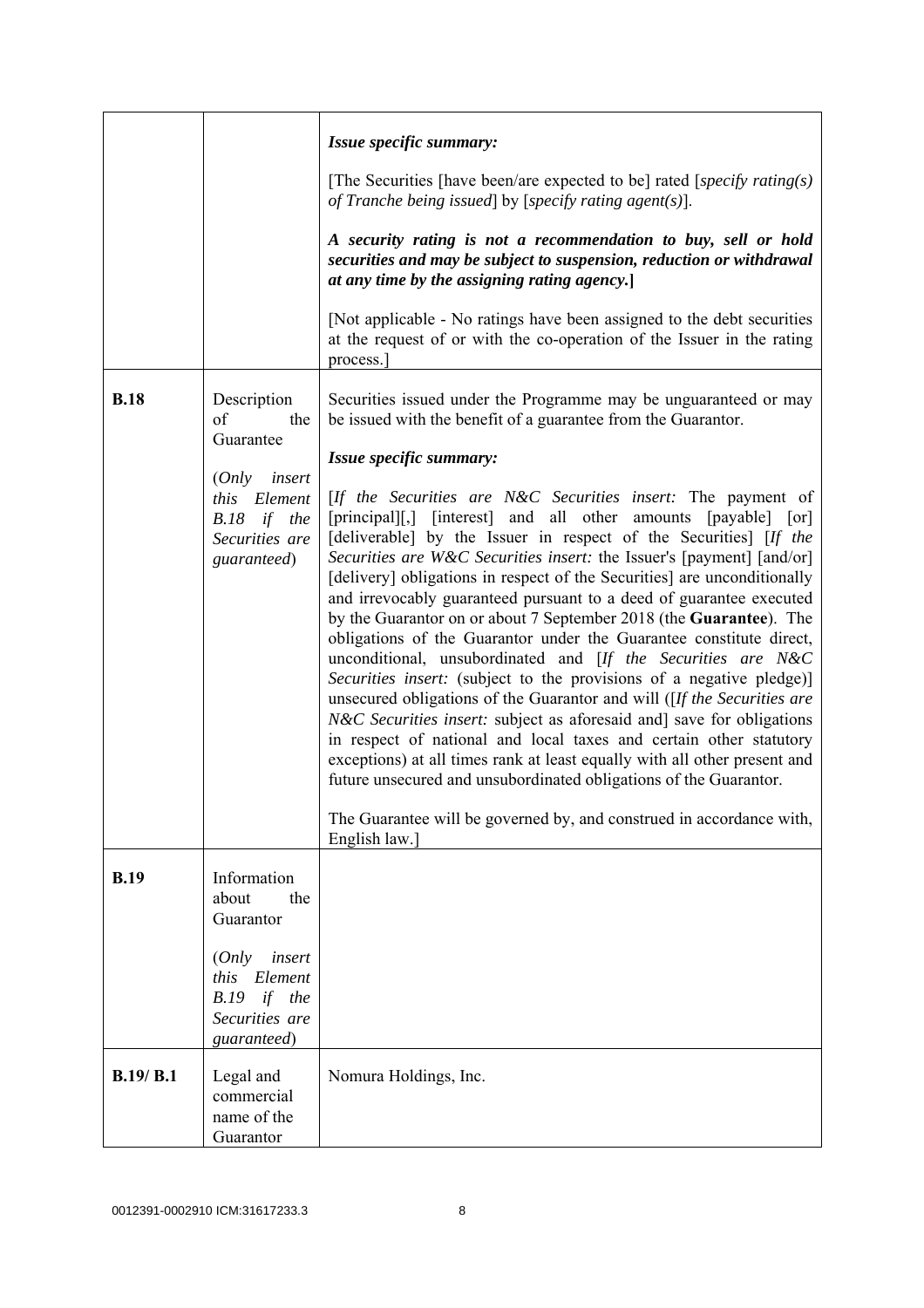|  |  |  |
|---|---|---|
|  |  | ***Issue specific summary:***<br><br>[The Securities [have been/are expected to be] rated [*specify rating(s) of Tranche being issued*] by [*specify rating agent(s)*].<br><br>***A security rating is not a recommendation to buy, sell or hold securities and may be subject to suspension, reduction or withdrawal at any time by the assigning rating agency.*]**<br><br>[Not applicable - No ratings have been assigned to the debt securities at the request of or with the co-operation of the Issuer in the rating process.] |
| **B.18** | Description of the Guarantee<br><br>(*Only insert this Element B.18 if the Securities are guaranteed*) | Securities issued under the Programme may be unguaranteed or may be issued with the benefit of a guarantee from the Guarantor.<br><br>***Issue specific summary:***<br><br>[*If the Securities are N&C Securities insert:* The payment of [principal][,] [interest] and all other amounts [payable] [or] [deliverable] by the Issuer in respect of the Securities] [*If the Securities are W&C Securities insert:* the Issuer's [payment] [and/or] [delivery] obligations in respect of the Securities] are unconditionally and irrevocably guaranteed pursuant to a deed of guarantee executed by the Guarantor on or about 7 September 2018 (the **Guarantee**). The obligations of the Guarantor under the Guarantee constitute direct, unconditional, unsubordinated and [*If the Securities are N&C Securities insert:* (subject to the provisions of a negative pledge)] unsecured obligations of the Guarantor and will ([*If the Securities are N&C Securities insert:* subject as aforesaid and] save for obligations in respect of national and local taxes and certain other statutory exceptions) at all times rank at least equally with all other present and future unsecured and unsubordinated obligations of the Guarantor.<br><br>The Guarantee will be governed by, and construed in accordance with, English law.] |
| **B.19** | Information about the Guarantor<br><br>(*Only insert this Element B.19 if the Securities are guaranteed*) |  |
| **B.19/ B.1** | Legal and commercial name of the Guarantor | Nomura Holdings, Inc. |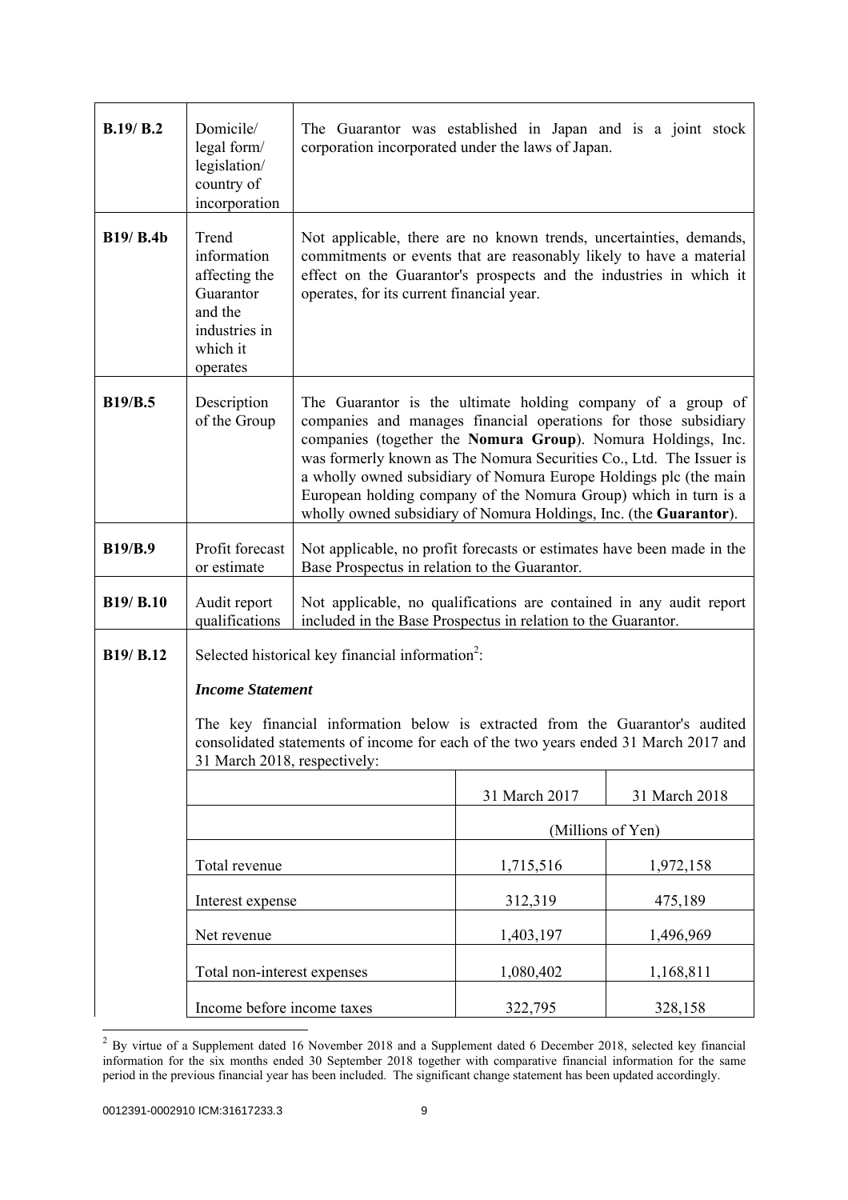| | | |
|---|---|---|
| **B.19/ B.2** | Domicile/ legal form/ legislation/ country of incorporation | The Guarantor was established in Japan and is a joint stock corporation incorporated under the laws of Japan. |
| **B19/ B.4b** | Trend information affecting the Guarantor and the industries in which it operates | Not applicable, there are no known trends, uncertainties, demands, commitments or events that are reasonably likely to have a material effect on the Guarantor's prospects and the industries in which it operates, for its current financial year. |
| **B19/B.5** | Description of the Group | The Guarantor is the ultimate holding company of a group of companies and manages financial operations for those subsidiary companies (together the **Nomura Group**). Nomura Holdings, Inc. was formerly known as The Nomura Securities Co., Ltd. The Issuer is a wholly owned subsidiary of Nomura Europe Holdings plc (the main European holding company of the Nomura Group) which in turn is a wholly owned subsidiary of Nomura Holdings, Inc. (the **Guarantor**). |
| **B19/B.9** | Profit forecast or estimate | Not applicable, no profit forecasts or estimates have been made in the Base Prospectus in relation to the Guarantor. |
| **B19/ B.10** | Audit report qualifications | Not applicable, no qualifications are contained in any audit report included in the Base Prospectus in relation to the Guarantor. |
| **B19/ B.12** | Selected historical key financial information[2]: | |

***Income Statement***

The key financial information below is extracted from the Guarantor's audited consolidated statements of income for each of the two years ended 31 March 2017 and 31 March 2018, respectively:

| | 31 March 2017 | 31 March 2018 |
|---|---|---|
| | (Millions of Yen) | |
| Total revenue | 1,715,516 | 1,972,158 |
| Interest expense | 312,319 | 475,189 |
| Net revenue | 1,403,197 | 1,496,969 |
| Total non-interest expenses | 1,080,402 | 1,168,811 |
| Income before income taxes | 322,795 | 328,158 |

[2] By virtue of a Supplement dated 16 November 2018 and a Supplement dated 6 December 2018, selected key financial information for the six months ended 30 September 2018 together with comparative financial information for the same period in the previous financial year has been included. The significant change statement has been updated accordingly.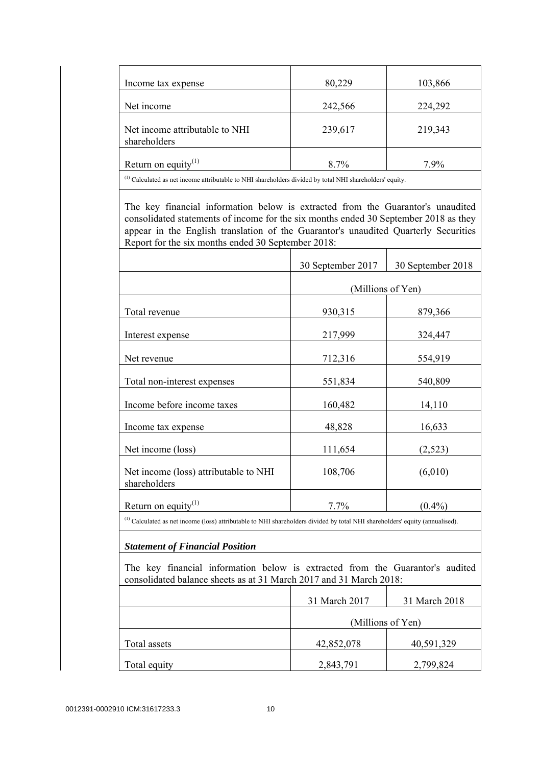| | | |
|---|---|---|
| Income tax expense | 80,229 | 103,866 |
| Net income | 242,566 | 224,292 |
| Net income attributable to NHI shareholders | 239,617 | 219,343 |
| Return on equity[(1)] | 8.7% | 7.9% |

[(1)] Calculated as net income attributable to NHI shareholders divided by total NHI shareholders' equity.

The key financial information below is extracted from the Guarantor's unaudited consolidated statements of income for the six months ended 30 September 2018 as they appear in the English translation of the Guarantor's unaudited Quarterly Securities Report for the six months ended 30 September 2018:

| | 30 September 2017 | 30 September 2018 |
|---|---|---|
| | (Millions of Yen) | |
| Total revenue | 930,315 | 879,366 |
| Interest expense | 217,999 | 324,447 |
| Net revenue | 712,316 | 554,919 |
| Total non-interest expenses | 551,834 | 540,809 |
| Income before income taxes | 160,482 | 14,110 |
| Income tax expense | 48,828 | 16,633 |
| Net income (loss) | 111,654 | (2,523) |
| Net income (loss) attributable to NHI shareholders | 108,706 | (6,010) |
| Return on equity[(1)] | 7.7% | (0.4%) |

[(1)] Calculated as net income (loss) attributable to NHI shareholders divided by total NHI shareholders' equity (annualised).

***Statement of Financial Position***

The key financial information below is extracted from the Guarantor's audited consolidated balance sheets as at 31 March 2017 and 31 March 2018:

| | 31 March 2017 | 31 March 2018 |
|---|---|---|
| | (Millions of Yen) | |
| Total assets | 42,852,078 | 40,591,329 |
| Total equity | 2,843,791 | 2,799,824 |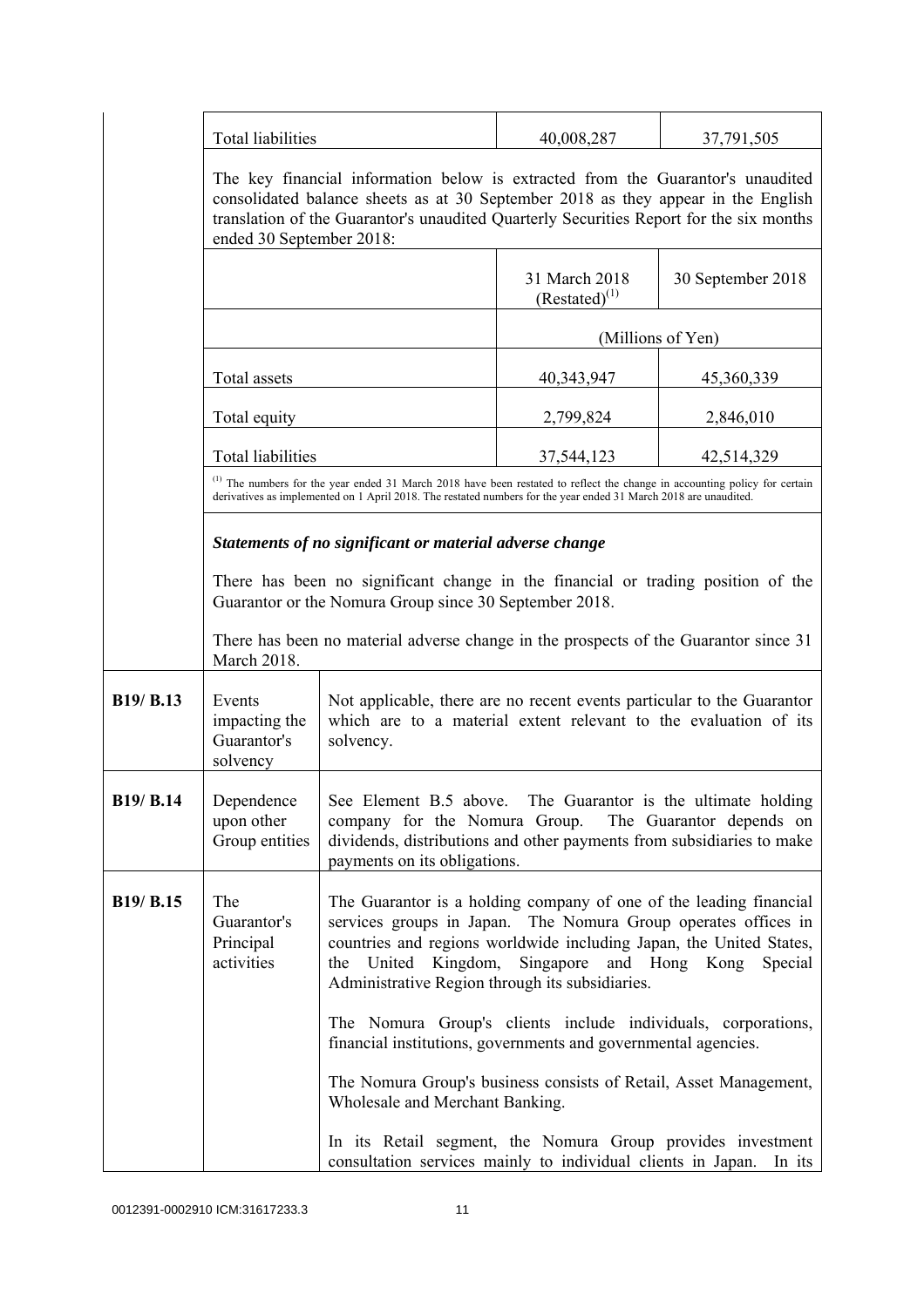| | | | |
|---|---|---|---|
| Total liabilities | | 40,008,287 | 37,791,505 |

The key financial information below is extracted from the Guarantor's unaudited consolidated balance sheets as at 30 September 2018 as they appear in the English translation of the Guarantor's unaudited Quarterly Securities Report for the six months ended 30 September 2018:

| | 31 March 2018 (Restated)[(1)] | 30 September 2018 |
|---|---|---|
| | (Millions of Yen) | |
| Total assets | 40,343,947 | 45,360,339 |
| Total equity | 2,799,824 | 2,846,010 |
| Total liabilities | 37,544,123 | 42,514,329 |

[(1)] The numbers for the year ended 31 March 2018 have been restated to reflect the change in accounting policy for certain derivatives as implemented on 1 April 2018. The restated numbers for the year ended 31 March 2018 are unaudited.

***Statements of no significant or material adverse change***

There has been no significant change in the financial or trading position of the Guarantor or the Nomura Group since 30 September 2018.

There has been no material adverse change in the prospects of the Guarantor since 31 March 2018.

| | | |
|---|---|---|
| **B19/ B.13** | Events impacting the Guarantor's solvency | Not applicable, there are no recent events particular to the Guarantor which are to a material extent relevant to the evaluation of its solvency. |
| **B19/ B.14** | Dependence upon other Group entities | See Element B.5 above. The Guarantor is the ultimate holding company for the Nomura Group. The Guarantor depends on dividends, distributions and other payments from subsidiaries to make payments on its obligations. |
| **B19/ B.15** | The Guarantor's Principal activities | The Guarantor is a holding company of one of the leading financial services groups in Japan. The Nomura Group operates offices in countries and regions worldwide including Japan, the United States, the United Kingdom, Singapore and Hong Kong Special Administrative Region through its subsidiaries.<br><br>The Nomura Group's clients include individuals, corporations, financial institutions, governments and governmental agencies.<br><br>The Nomura Group's business consists of Retail, Asset Management, Wholesale and Merchant Banking.<br><br>In its Retail segment, the Nomura Group provides investment consultation services mainly to individual clients in Japan. In its |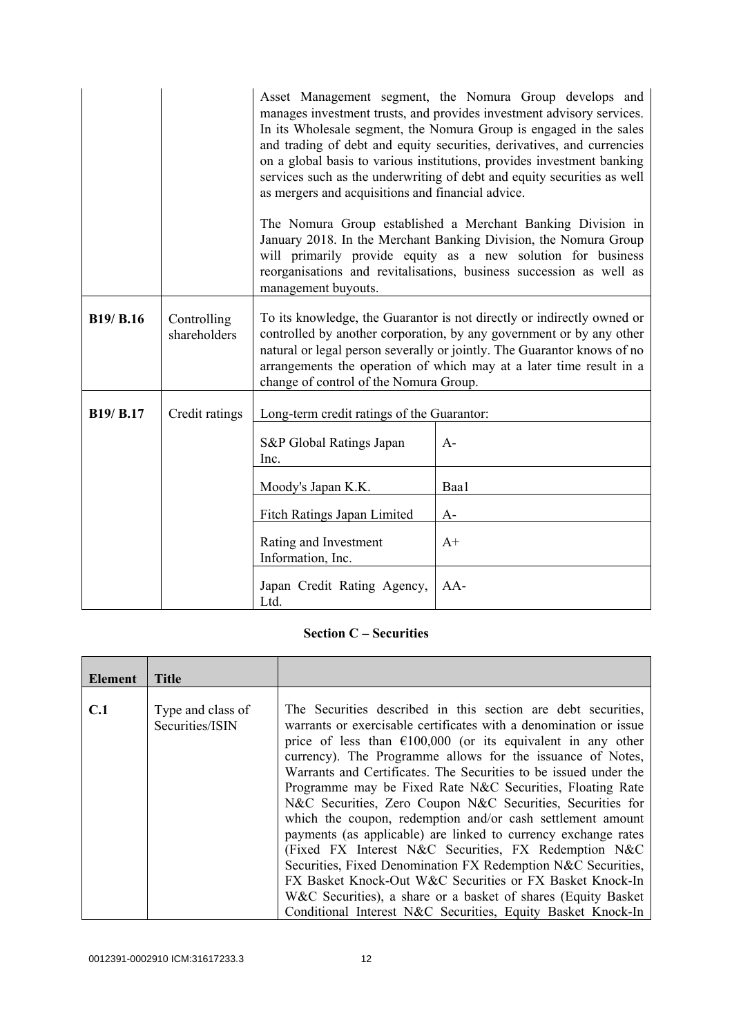| | | |
|---|---|---|
| | | Asset Management segment, the Nomura Group develops and manages investment trusts, and provides investment advisory services. In its Wholesale segment, the Nomura Group is engaged in the sales and trading of debt and equity securities, derivatives, and currencies on a global basis to various institutions, provides investment banking services such as the underwriting of debt and equity securities as well as mergers and acquisitions and financial advice.<br><br>The Nomura Group established a Merchant Banking Division in January 2018. In the Merchant Banking Division, the Nomura Group will primarily provide equity as a new solution for business reorganisations and revitalisations, business succession as well as management buyouts. |
| **B19/ B.16** | Controlling shareholders | To its knowledge, the Guarantor is not directly or indirectly owned or controlled by another corporation, by any government or by any other natural or legal person severally or jointly. The Guarantor knows of no arrangements the operation of which may at a later time result in a change of control of the Nomura Group. |
| **B19/ B.17** | Credit ratings | Long-term credit ratings of the Guarantor:<br><br>S&P Global Ratings Japan Inc.: A-<br>Moody's Japan K.K.: Baa1<br>Fitch Ratings Japan Limited: A-<br>Rating and Investment Information, Inc.: A+<br>Japan Credit Rating Agency, Ltd.: AA- |

## Section C – Securities

| Element | Title | |
|---|---|---|
| **C.1** | Type and class of Securities/ISIN | The Securities described in this section are debt securities, warrants or exercisable certificates with a denomination or issue price of less than €100,000 (or its equivalent in any other currency). The Programme allows for the issuance of Notes, Warrants and Certificates. The Securities to be issued under the Programme may be Fixed Rate N&C Securities, Floating Rate N&C Securities, Zero Coupon N&C Securities, Securities for which the coupon, redemption and/or cash settlement amount payments (as applicable) are linked to currency exchange rates (Fixed FX Interest N&C Securities, FX Redemption N&C Securities, Fixed Denomination FX Redemption N&C Securities, FX Basket Knock-Out W&C Securities or FX Basket Knock-In W&C Securities), a share or a basket of shares (Equity Basket Conditional Interest N&C Securities, Equity Basket Knock-In |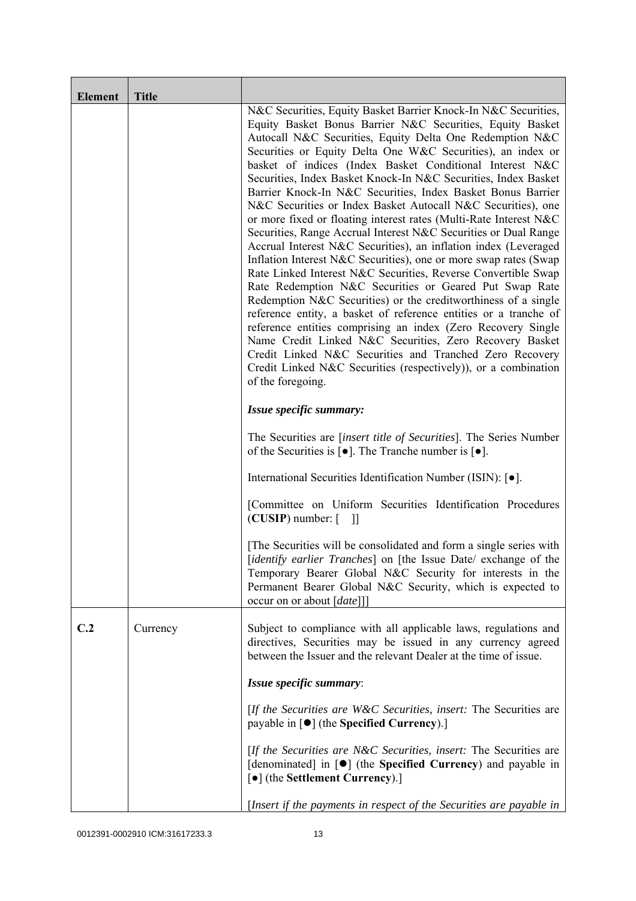| Element | Title | |
|---|---|---|
| | | N&C Securities, Equity Basket Barrier Knock-In N&C Securities, Equity Basket Bonus Barrier N&C Securities, Equity Basket Autocall N&C Securities, Equity Delta One Redemption N&C Securities or Equity Delta One W&C Securities), an index or basket of indices (Index Basket Conditional Interest N&C Securities, Index Basket Knock-In N&C Securities, Index Basket Barrier Knock-In N&C Securities, Index Basket Bonus Barrier N&C Securities or Index Basket Autocall N&C Securities), one or more fixed or floating interest rates (Multi-Rate Interest N&C Securities, Range Accrual Interest N&C Securities or Dual Range Accrual Interest N&C Securities), an inflation index (Leveraged Inflation Interest N&C Securities), one or more swap rates (Swap Rate Linked Interest N&C Securities, Reverse Convertible Swap Rate Redemption N&C Securities or Geared Put Swap Rate Redemption N&C Securities) or the creditworthiness of a single reference entity, a basket of reference entities or a tranche of reference entities comprising an index (Zero Recovery Single Name Credit Linked N&C Securities, Zero Recovery Basket Credit Linked N&C Securities and Tranched Zero Recovery Credit Linked N&C Securities (respectively)), or a combination of the foregoing.<br><br>***Issue specific summary:***<br><br>The Securities are [*insert title of Securities*]. The Series Number of the Securities is [●]. The Tranche number is [●].<br><br>International Securities Identification Number (ISIN): [●].<br><br>[Committee on Uniform Securities Identification Procedures (**CUSIP**) number: [ ]]<br><br>[The Securities will be consolidated and form a single series with [*identify earlier Tranches*] on [the Issue Date/ exchange of the Temporary Bearer Global N&C Security for interests in the Permanent Bearer Global N&C Security, which is expected to occur on or about [*date*]]] |
| **C.2** | Currency | Subject to compliance with all applicable laws, regulations and directives, Securities may be issued in any currency agreed between the Issuer and the relevant Dealer at the time of issue.<br><br>***Issue specific summary***:<br><br>[*If the Securities are W&C Securities, insert:* The Securities are payable in [●] (the **Specified Currency**).]<br><br>[*If the Securities are N&C Securities, insert:* The Securities are [denominated] in [●] (the **Specified Currency**) and payable in [●] (the **Settlement Currency**).]<br><br>[*Insert if the payments in respect of the Securities are payable in* |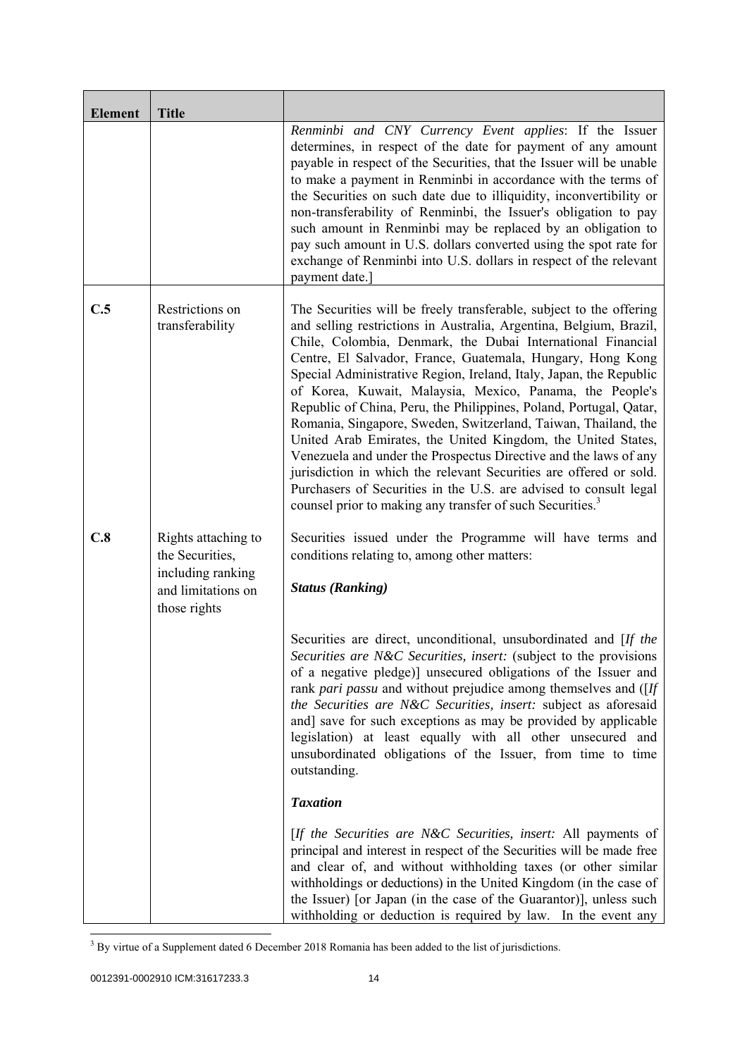| Element | Title | |
|---|---|---|
| | | *Renminbi and CNY Currency Event applies*: If the Issuer determines, in respect of the date for payment of any amount payable in respect of the Securities, that the Issuer will be unable to make a payment in Renminbi in accordance with the terms of the Securities on such date due to illiquidity, inconvertibility or non-transferability of Renminbi, the Issuer's obligation to pay such amount in Renminbi may be replaced by an obligation to pay such amount in U.S. dollars converted using the spot rate for exchange of Renminbi into U.S. dollars in respect of the relevant payment date.] |
| **C.5** | Restrictions on transferability | The Securities will be freely transferable, subject to the offering and selling restrictions in Australia, Argentina, Belgium, Brazil, Chile, Colombia, Denmark, the Dubai International Financial Centre, El Salvador, France, Guatemala, Hungary, Hong Kong Special Administrative Region, Ireland, Italy, Japan, the Republic of Korea, Kuwait, Malaysia, Mexico, Panama, the People's Republic of China, Peru, the Philippines, Poland, Portugal, Qatar, Romania, Singapore, Sweden, Switzerland, Taiwan, Thailand, the United Arab Emirates, the United Kingdom, the United States, Venezuela and under the Prospectus Directive and the laws of any jurisdiction in which the relevant Securities are offered or sold. Purchasers of Securities in the U.S. are advised to consult legal counsel prior to making any transfer of such Securities.[3] |
| **C.8** | Rights attaching to the Securities, including ranking and limitations on those rights | Securities issued under the Programme will have terms and conditions relating to, among other matters:<br><br>***Status (Ranking)***<br><br>Securities are direct, unconditional, unsubordinated and [*If the Securities are N&C Securities, insert:* (subject to the provisions of a negative pledge)] unsecured obligations of the Issuer and rank *pari passu* and without prejudice among themselves and ([*If the Securities are N&C Securities, insert:* subject as aforesaid and] save for such exceptions as may be provided by applicable legislation) at least equally with all other unsecured and unsubordinated obligations of the Issuer, from time to time outstanding.<br><br>***Taxation***<br><br>[*If the Securities are N&C Securities, insert:* All payments of principal and interest in respect of the Securities will be made free and clear of, and without withholding taxes (or other similar withholdings or deductions) in the United Kingdom (in the case of the Issuer) [or Japan (in the case of the Guarantor)], unless such withholding or deduction is required by law. In the event any |

[3] By virtue of a Supplement dated 6 December 2018 Romania has been added to the list of jurisdictions.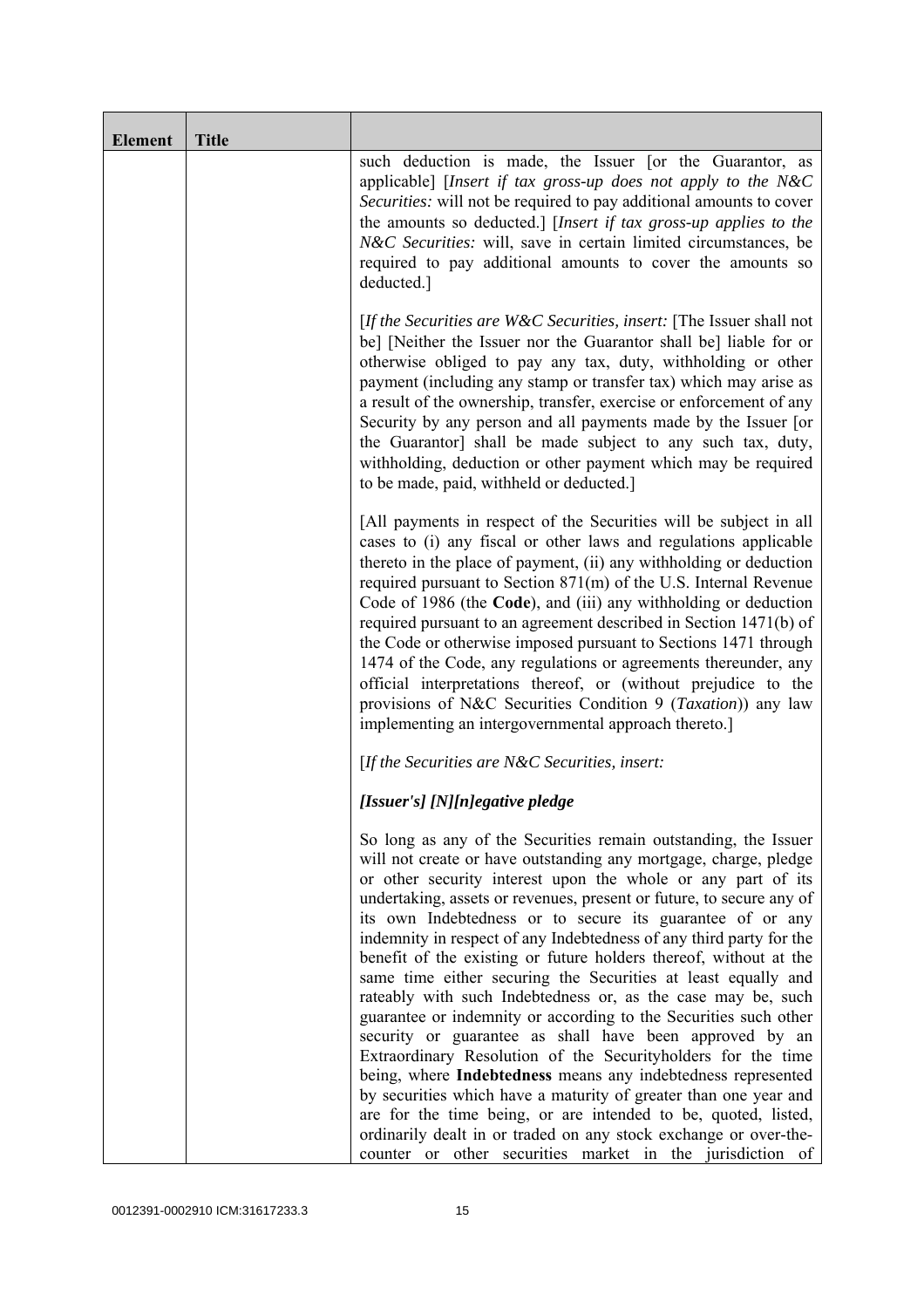| Element | Title | |
|---|---|---|
| | | such deduction is made, the Issuer [or the Guarantor, as applicable] [*Insert if tax gross-up does not apply to the N&C Securities:* will not be required to pay additional amounts to cover the amounts so deducted.] [*Insert if tax gross-up applies to the N&C Securities:* will, save in certain limited circumstances, be required to pay additional amounts to cover the amounts so deducted.]<br><br>[*If the Securities are W&C Securities, insert:* [The Issuer shall not be] [Neither the Issuer nor the Guarantor shall be] liable for or otherwise obliged to pay any tax, duty, withholding or other payment (including any stamp or transfer tax) which may arise as a result of the ownership, transfer, exercise or enforcement of any Security by any person and all payments made by the Issuer [or the Guarantor] shall be made subject to any such tax, duty, withholding, deduction or other payment which may be required to be made, paid, withheld or deducted.]<br><br>[All payments in respect of the Securities will be subject in all cases to (i) any fiscal or other laws and regulations applicable thereto in the place of payment, (ii) any withholding or deduction required pursuant to Section 871(m) of the U.S. Internal Revenue Code of 1986 (the **Code**), and (iii) any withholding or deduction required pursuant to an agreement described in Section 1471(b) of the Code or otherwise imposed pursuant to Sections 1471 through 1474 of the Code, any regulations or agreements thereunder, any official interpretations thereof, or (without prejudice to the provisions of N&C Securities Condition 9 (*Taxation*)) any law implementing an intergovernmental approach thereto.]<br><br>[*If the Securities are N&C Securities, insert:*<br><br>***[Issuer's] [N][n]egative pledge***<br><br>So long as any of the Securities remain outstanding, the Issuer will not create or have outstanding any mortgage, charge, pledge or other security interest upon the whole or any part of its undertaking, assets or revenues, present or future, to secure any of its own Indebtedness or to secure its guarantee of or any indemnity in respect of any Indebtedness of any third party for the benefit of the existing or future holders thereof, without at the same time either securing the Securities at least equally and rateably with such Indebtedness or, as the case may be, such guarantee or indemnity or according to the Securities such other security or guarantee as shall have been approved by an Extraordinary Resolution of the Securityholders for the time being, where **Indebtedness** means any indebtedness represented by securities which have a maturity of greater than one year and are for the time being, or are intended to be, quoted, listed, ordinarily dealt in or traded on any stock exchange or over-the-counter or other securities market in the jurisdiction of |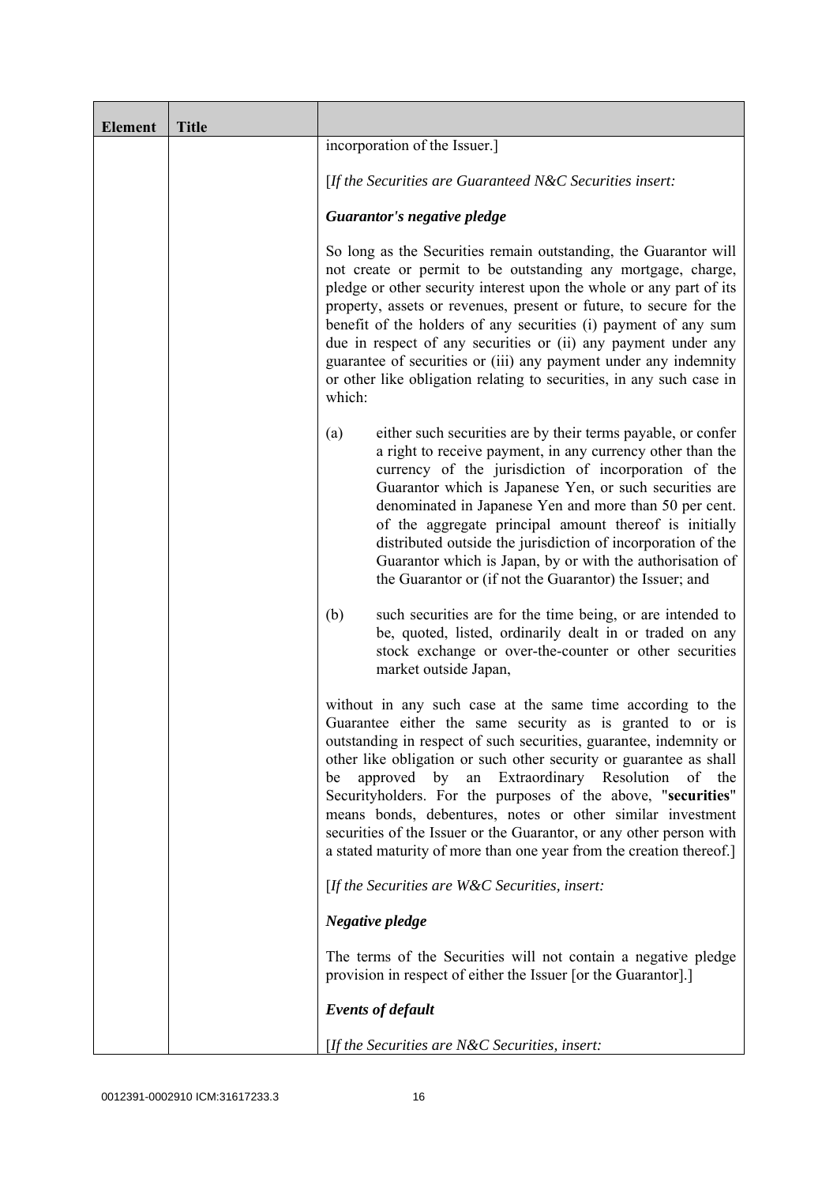| Element | Title | |
|---|---|---|
| | | incorporation of the Issuer.]<br><br>[*If the Securities are Guaranteed N&C Securities insert:*<br><br>***Guarantor's negative pledge***<br><br>So long as the Securities remain outstanding, the Guarantor will not create or permit to be outstanding any mortgage, charge, pledge or other security interest upon the whole or any part of its property, assets or revenues, present or future, to secure for the benefit of the holders of any securities (i) payment of any sum due in respect of any securities or (ii) any payment under any guarantee of securities or (iii) any payment under any indemnity or other like obligation relating to securities, in any such case in which:<br><br>(a) either such securities are by their terms payable, or confer a right to receive payment, in any currency other than the currency of the jurisdiction of incorporation of the Guarantor which is Japanese Yen, or such securities are denominated in Japanese Yen and more than 50 per cent. of the aggregate principal amount thereof is initially distributed outside the jurisdiction of incorporation of the Guarantor which is Japan, by or with the authorisation of the Guarantor or (if not the Guarantor) the Issuer; and<br><br>(b) such securities are for the time being, or are intended to be, quoted, listed, ordinarily dealt in or traded on any stock exchange or over-the-counter or other securities market outside Japan,<br><br>without in any such case at the same time according to the Guarantee either the same security as is granted to or is outstanding in respect of such securities, guarantee, indemnity or other like obligation or such other security or guarantee as shall be approved by an Extraordinary Resolution of the Securityholders. For the purposes of the above, "**securities**" means bonds, debentures, notes or other similar investment securities of the Issuer or the Guarantor, or any other person with a stated maturity of more than one year from the creation thereof.]<br><br>[*If the Securities are W&C Securities, insert:*<br><br>***Negative pledge***<br><br>The terms of the Securities will not contain a negative pledge provision in respect of either the Issuer [or the Guarantor].]<br><br>***Events of default***<br><br>[*If the Securities are N&C Securities, insert:* |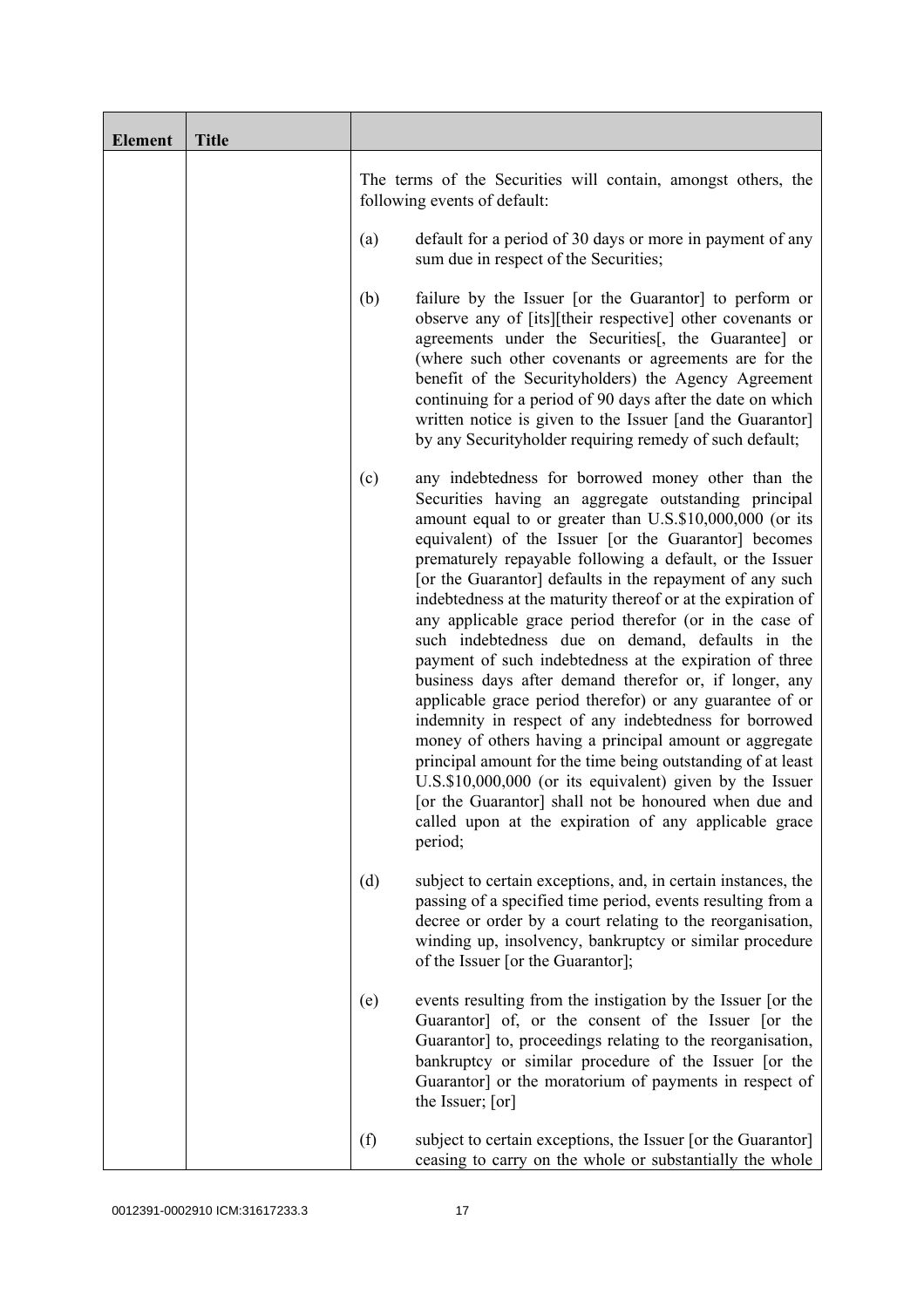| Element | Title | |
|---|---|---|
| | | The terms of the Securities will contain, amongst others, the following events of default:<br><br>(a) default for a period of 30 days or more in payment of any sum due in respect of the Securities;<br><br>(b) failure by the Issuer [or the Guarantor] to perform or observe any of [its][their respective] other covenants or agreements under the Securities[, the Guarantee] or (where such other covenants or agreements are for the benefit of the Securityholders) the Agency Agreement continuing for a period of 90 days after the date on which written notice is given to the Issuer [and the Guarantor] by any Securityholder requiring remedy of such default;<br><br>(c) any indebtedness for borrowed money other than the Securities having an aggregate outstanding principal amount equal to or greater than U.S.$10,000,000 (or its equivalent) of the Issuer [or the Guarantor] becomes prematurely repayable following a default, or the Issuer [or the Guarantor] defaults in the repayment of any such indebtedness at the maturity thereof or at the expiration of any applicable grace period therefor (or in the case of such indebtedness due on demand, defaults in the payment of such indebtedness at the expiration of three business days after demand therefor or, if longer, any applicable grace period therefor) or any guarantee of or indemnity in respect of any indebtedness for borrowed money of others having a principal amount or aggregate principal amount for the time being outstanding of at least U.S.$10,000,000 (or its equivalent) given by the Issuer [or the Guarantor] shall not be honoured when due and called upon at the expiration of any applicable grace period;<br><br>(d) subject to certain exceptions, and, in certain instances, the passing of a specified time period, events resulting from a decree or order by a court relating to the reorganisation, winding up, insolvency, bankruptcy or similar procedure of the Issuer [or the Guarantor];<br><br>(e) events resulting from the instigation by the Issuer [or the Guarantor] of, or the consent of the Issuer [or the Guarantor] to, proceedings relating to the reorganisation, bankruptcy or similar procedure of the Issuer [or the Guarantor] or the moratorium of payments in respect of the Issuer; [or]<br><br>(f) subject to certain exceptions, the Issuer [or the Guarantor] ceasing to carry on the whole or substantially the whole |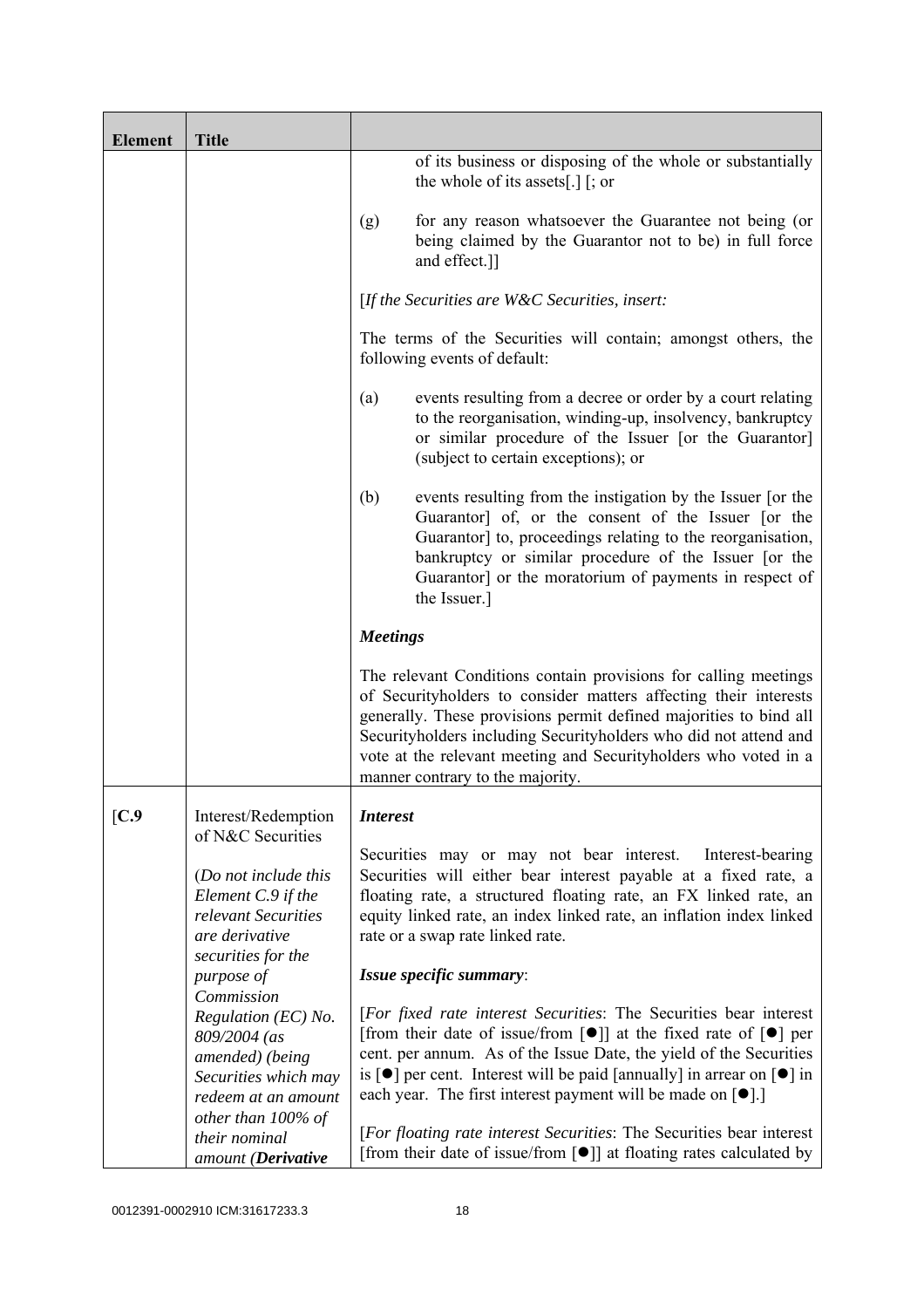| Element | Title | |
|---|---|---|
| | | of its business or disposing of the whole or substantially the whole of its assets[.] [; or<br><br>(g) for any reason whatsoever the Guarantee not being (or being claimed by the Guarantor not to be) in full force and effect.]]<br><br>[*If the Securities are W&C Securities, insert:*<br><br>The terms of the Securities will contain; amongst others, the following events of default:<br><br>(a) events resulting from a decree or order by a court relating to the reorganisation, winding-up, insolvency, bankruptcy or similar procedure of the Issuer [or the Guarantor] (subject to certain exceptions); or<br><br>(b) events resulting from the instigation by the Issuer [or the Guarantor] of, or the consent of the Issuer [or the Guarantor] to, proceedings relating to the reorganisation, bankruptcy or similar procedure of the Issuer [or the Guarantor] or the moratorium of payments in respect of the Issuer.]<br><br>***Meetings***<br><br>The relevant Conditions contain provisions for calling meetings of Securityholders to consider matters affecting their interests generally. These provisions permit defined majorities to bind all Securityholders including Securityholders who did not attend and vote at the relevant meeting and Securityholders who voted in a manner contrary to the majority. |
| [C.9 | Interest/Redemption of N&C Securities<br><br>(*Do not include this Element C.9 if the relevant Securities are derivative securities for the purpose of Commission Regulation (EC) No. 809/2004 (as amended) (being Securities which may redeem at an amount other than 100% of their nominal amount (**Derivative*** | ***Interest***<br><br>Securities may or may not bear interest. Interest-bearing Securities will either bear interest payable at a fixed rate, a floating rate, a structured floating rate, an FX linked rate, an equity linked rate, an index linked rate, an inflation index linked rate or a swap rate linked rate.<br><br>***Issue specific summary***:<br><br>[*For fixed rate interest Securities*: The Securities bear interest [from their date of issue/from [●]] at the fixed rate of [●] per cent. per annum. As of the Issue Date, the yield of the Securities is [●] per cent. Interest will be paid [annually] in arrear on [●] in each year. The first interest payment will be made on [●].]<br><br>[*For floating rate interest Securities*: The Securities bear interest [from their date of issue/from [●]] at floating rates calculated by |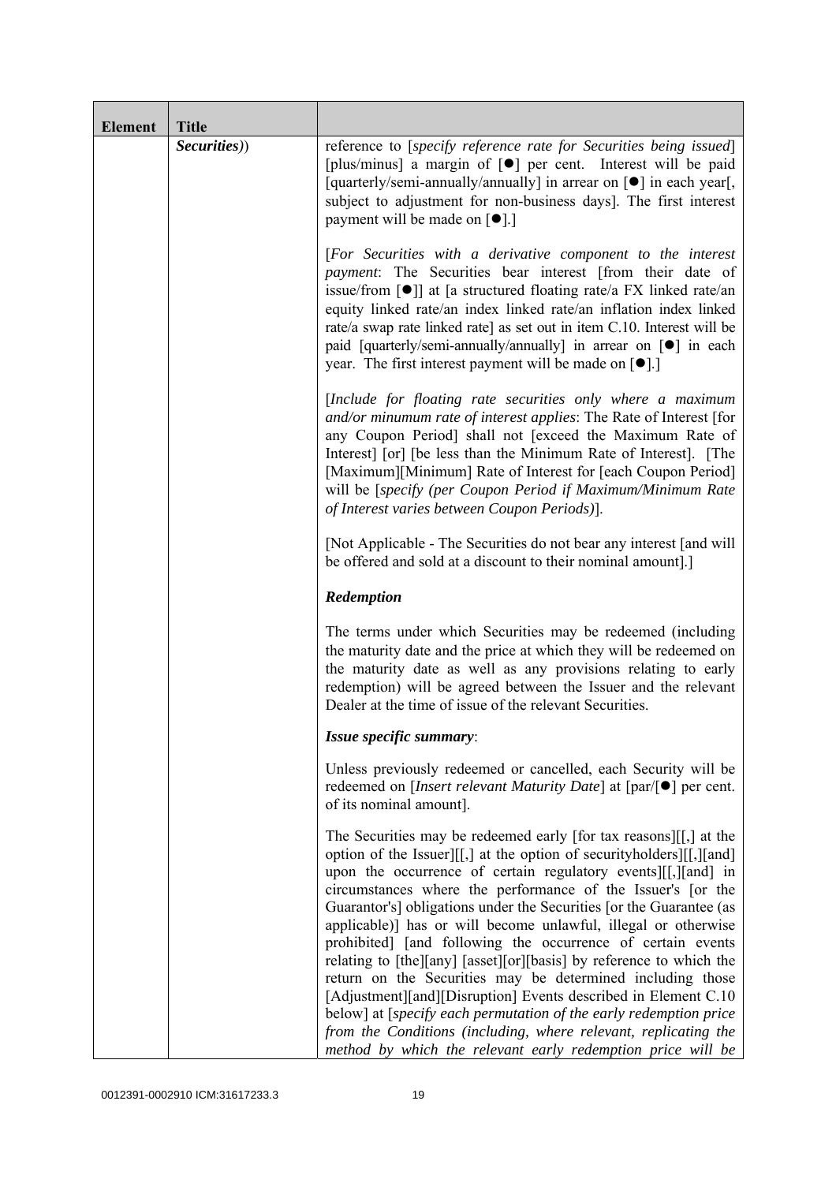| Element | Title | |
|---|---|---|
| | *Securities*)) | reference to [*specify reference rate for Securities being issued*] [plus/minus] a margin of [●] per cent. Interest will be paid [quarterly/semi-annually/annually] in arrear on [●] in each year[, subject to adjustment for non-business days]. The first interest payment will be made on [●].]<br><br>[*For Securities with a derivative component to the interest payment*: The Securities bear interest [from their date of issue/from [●]] at [a structured floating rate/a FX linked rate/an equity linked rate/an index linked rate/an inflation index linked rate/a swap rate linked rate] as set out in item C.10. Interest will be paid [quarterly/semi-annually/annually] in arrear on [●] in each year. The first interest payment will be made on [●].]<br><br>[*Include for floating rate securities only where a maximum and/or minumum rate of interest applies*: The Rate of Interest [for any Coupon Period] shall not [exceed the Maximum Rate of Interest] [or] [be less than the Minimum Rate of Interest]. [The [Maximum][Minimum] Rate of Interest for [each Coupon Period] will be [*specify (per Coupon Period if Maximum/Minimum Rate of Interest varies between Coupon Periods)*].<br><br>[Not Applicable - The Securities do not bear any interest [and will be offered and sold at a discount to their nominal amount].]<br><br>***Redemption***<br><br>The terms under which Securities may be redeemed (including the maturity date and the price at which they will be redeemed on the maturity date as well as any provisions relating to early redemption) will be agreed between the Issuer and the relevant Dealer at the time of issue of the relevant Securities.<br><br>***Issue specific summary***:<br><br>Unless previously redeemed or cancelled, each Security will be redeemed on [*Insert relevant Maturity Date*] at [par/[●] per cent. of its nominal amount].<br><br>The Securities may be redeemed early [for tax reasons][[,] at the option of the Issuer][[,] at the option of securityholders][[,][and] upon the occurrence of certain regulatory events][[,][and] in circumstances where the performance of the Issuer's [or the Guarantor's] obligations under the Securities [or the Guarantee (as applicable)] has or will become unlawful, illegal or otherwise prohibited] [and following the occurrence of certain events relating to [the][any] [asset][or][basis] by reference to which the return on the Securities may be determined including those [Adjustment][and][Disruption] Events described in Element C.10 below] at [*specify each permutation of the early redemption price from the Conditions (including, where relevant, replicating the method by which the relevant early redemption price will be* |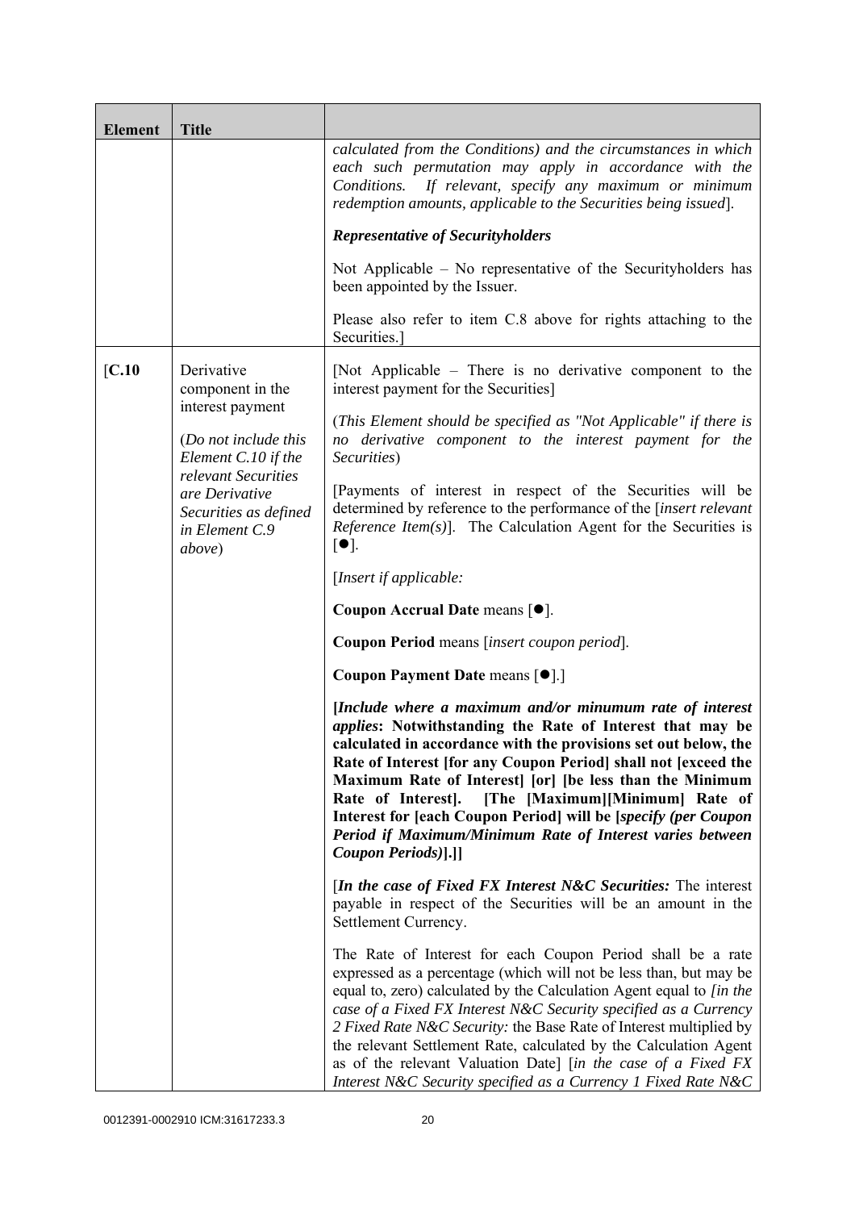| Element | Title | |
|---|---|---|
| | | *calculated from the Conditions) and the circumstances in which each such permutation may apply in accordance with the Conditions. If relevant, specify any maximum or minimum redemption amounts, applicable to the Securities being issued*].<br><br>***Representative of Securityholders***<br><br>Not Applicable – No representative of the Securityholders has been appointed by the Issuer.<br><br>Please also refer to item C.8 above for rights attaching to the Securities.] |
| [C.10 | Derivative component in the interest payment<br><br>(*Do not include this Element C.10 if the relevant Securities are Derivative Securities as defined in Element C.9 above*) | [Not Applicable – There is no derivative component to the interest payment for the Securities]<br><br>(*This Element should be specified as "Not Applicable" if there is no derivative component to the interest payment for the Securities*)<br><br>[Payments of interest in respect of the Securities will be determined by reference to the performance of the [*insert relevant Reference Item(s)*]. The Calculation Agent for the Securities is [●].<br><br>[*Insert if applicable:*<br><br>**Coupon Accrual Date** means [●].<br><br>**Coupon Period** means [*insert coupon period*].<br><br>**Coupon Payment Date** means [●].]<br><br>**[*Include where a maximum and/or minumum rate of interest applies*: Notwithstanding the Rate of Interest that may be calculated in accordance with the provisions set out below, the Rate of Interest [for any Coupon Period] shall not [exceed the Maximum Rate of Interest] [or] [be less than the Minimum Rate of Interest]. [The [Maximum][Minimum] Rate of Interest for [each Coupon Period] will be [*specify (per Coupon Period if Maximum/Minimum Rate of Interest varies between Coupon Periods)*].]]**<br><br>[***In the case of Fixed FX Interest N&C Securities:*** The interest payable in respect of the Securities will be an amount in the Settlement Currency.<br><br>The Rate of Interest for each Coupon Period shall be a rate expressed as a percentage (which will not be less than, but may be equal to, zero) calculated by the Calculation Agent equal to *[in the case of a Fixed FX Interest N&C Security specified as a Currency 2 Fixed Rate N&C Security:* the Base Rate of Interest multiplied by the relevant Settlement Rate, calculated by the Calculation Agent as of the relevant Valuation Date] [*in the case of a Fixed FX Interest N&C Security specified as a Currency 1 Fixed Rate N&C* |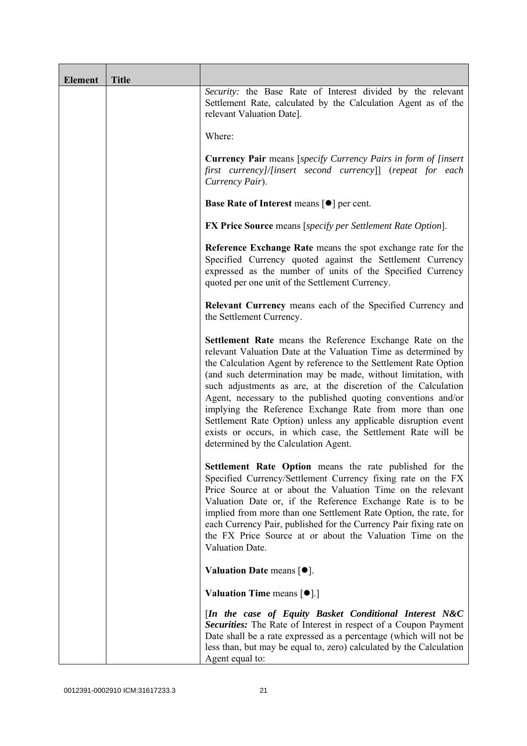| Element | Title | |
|---|---|---|
| | | *Security:* the Base Rate of Interest divided by the relevant Settlement Rate, calculated by the Calculation Agent as of the relevant Valuation Date].<br><br>Where:<br><br>**Currency Pair** means [*specify Currency Pairs in form of [insert first currency]/[insert second currency*]] (*repeat for each Currency Pair*).<br><br>**Base Rate of Interest** means [●] per cent.<br><br>**FX Price Source** means [*specify per Settlement Rate Option*].<br><br>**Reference Exchange Rate** means the spot exchange rate for the Specified Currency quoted against the Settlement Currency expressed as the number of units of the Specified Currency quoted per one unit of the Settlement Currency.<br><br>**Relevant Currency** means each of the Specified Currency and the Settlement Currency.<br><br>**Settlement Rate** means the Reference Exchange Rate on the relevant Valuation Date at the Valuation Time as determined by the Calculation Agent by reference to the Settlement Rate Option (and such determination may be made, without limitation, with such adjustments as are, at the discretion of the Calculation Agent, necessary to the published quoting conventions and/or implying the Reference Exchange Rate from more than one Settlement Rate Option) unless any applicable disruption event exists or occurs, in which case, the Settlement Rate will be determined by the Calculation Agent.<br><br>**Settlement Rate Option** means the rate published for the Specified Currency/Settlement Currency fixing rate on the FX Price Source at or about the Valuation Time on the relevant Valuation Date or, if the Reference Exchange Rate is to be implied from more than one Settlement Rate Option, the rate, for each Currency Pair, published for the Currency Pair fixing rate on the FX Price Source at or about the Valuation Time on the Valuation Date.<br><br>**Valuation Date** means [●].<br><br>**Valuation Time** means [●].]<br><br>[***In the case of Equity Basket Conditional Interest N&C Securities:*** The Rate of Interest in respect of a Coupon Payment Date shall be a rate expressed as a percentage (which will not be less than, but may be equal to, zero) calculated by the Calculation Agent equal to: |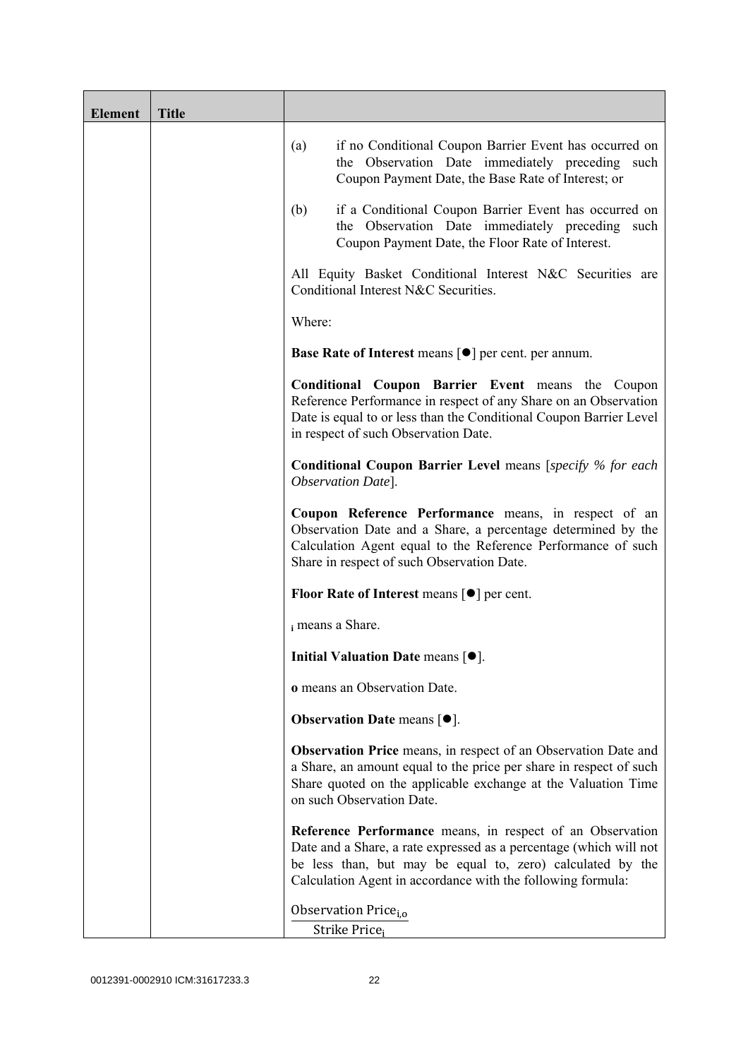| Element | Title | |
|---|---|---|
| | | (a) if no Conditional Coupon Barrier Event has occurred on the Observation Date immediately preceding such Coupon Payment Date, the Base Rate of Interest; or<br><br>(b) if a Conditional Coupon Barrier Event has occurred on the Observation Date immediately preceding such Coupon Payment Date, the Floor Rate of Interest.<br><br>All Equity Basket Conditional Interest N&C Securities are Conditional Interest N&C Securities.<br><br>Where:<br><br>**Base Rate of Interest** means [●] per cent. per annum.<br><br>**Conditional Coupon Barrier Event** means the Coupon Reference Performance in respect of any Share on an Observation Date is equal to or less than the Conditional Coupon Barrier Level in respect of such Observation Date.<br><br>**Conditional Coupon Barrier Level** means [*specify % for each Observation Date*].<br><br>**Coupon Reference Performance** means, in respect of an Observation Date and a Share, a percentage determined by the Calculation Agent equal to the Reference Performance of such Share in respect of such Observation Date.<br><br>**Floor Rate of Interest** means [●] per cent.<br><br>$_i$ means a Share.<br><br>**Initial Valuation Date** means [●].<br><br>**o** means an Observation Date.<br><br>**Observation Date** means [●].<br><br>**Observation Price** means, in respect of an Observation Date and a Share, an amount equal to the price per share in respect of such Share quoted on the applicable exchange at the Valuation Time on such Observation Date.<br><br>**Reference Performance** means, in respect of an Observation Date and a Share, a rate expressed as a percentage (which will not be less than, but may be equal to, zero) calculated by the Calculation Agent in accordance with the following formula:<br><br>$\frac{\text{Observation Price}_{i,o}}{\text{Strike Price}_{i}}$ |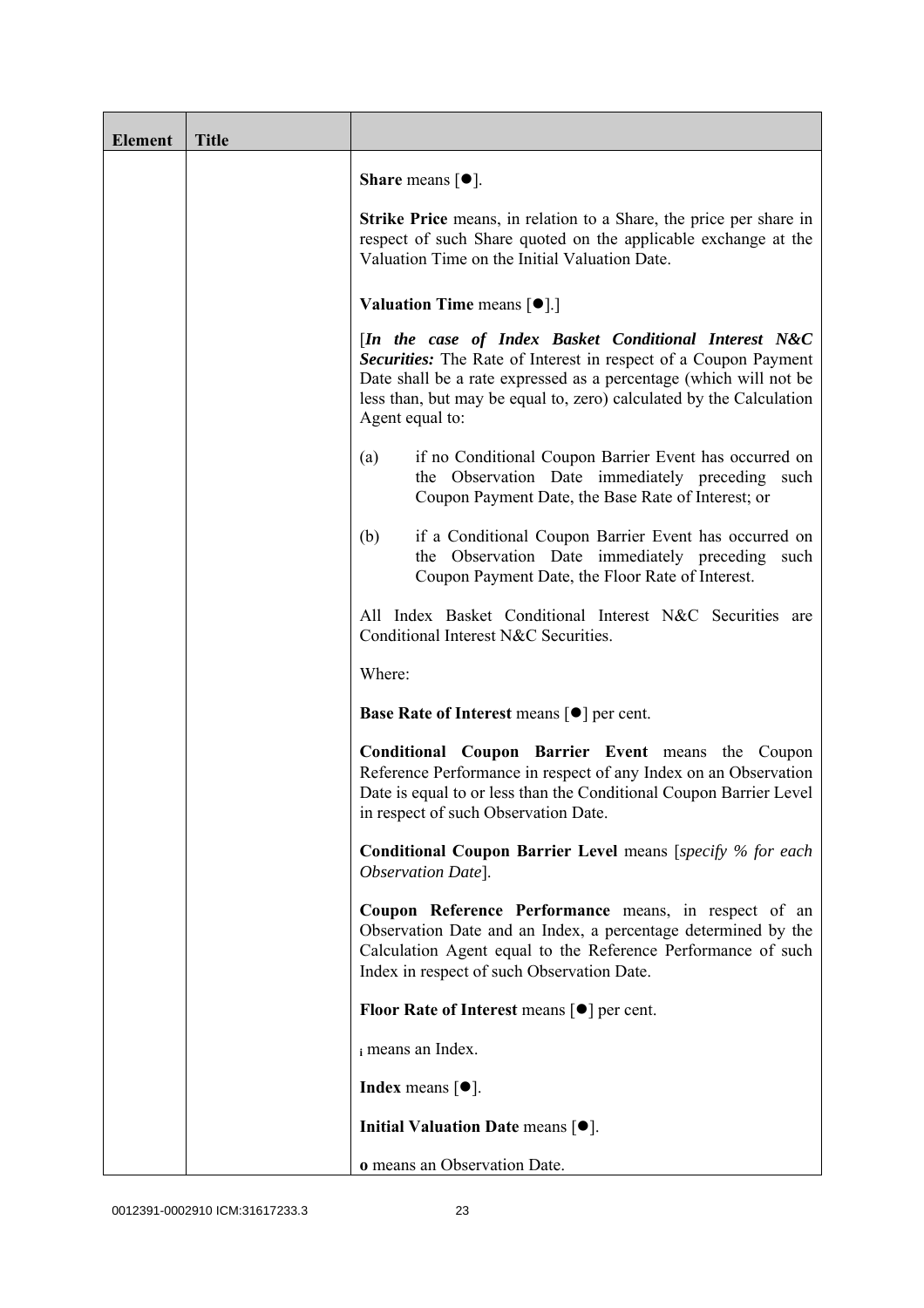| Element | Title | |
|---|---|---|
| | | **Share** means [●].<br><br>**Strike Price** means, in relation to a Share, the price per share in respect of such Share quoted on the applicable exchange at the Valuation Time on the Initial Valuation Date.<br><br>**Valuation Time** means [●].]<br><br>[***In the case of Index Basket Conditional Interest N&C Securities:*** The Rate of Interest in respect of a Coupon Payment Date shall be a rate expressed as a percentage (which will not be less than, but may be equal to, zero) calculated by the Calculation Agent equal to:<br><br>(a) if no Conditional Coupon Barrier Event has occurred on the Observation Date immediately preceding such Coupon Payment Date, the Base Rate of Interest; or<br><br>(b) if a Conditional Coupon Barrier Event has occurred on the Observation Date immediately preceding such Coupon Payment Date, the Floor Rate of Interest.<br><br>All Index Basket Conditional Interest N&C Securities are Conditional Interest N&C Securities.<br><br>Where:<br><br>**Base Rate of Interest** means [●] per cent.<br><br>**Conditional Coupon Barrier Event** means the Coupon Reference Performance in respect of any Index on an Observation Date is equal to or less than the Conditional Coupon Barrier Level in respect of such Observation Date.<br><br>**Conditional Coupon Barrier Level** means [*specify % for each Observation Date*].<br><br>**Coupon Reference Performance** means, in respect of an Observation Date and an Index, a percentage determined by the Calculation Agent equal to the Reference Performance of such Index in respect of such Observation Date.<br><br>**Floor Rate of Interest** means [●] per cent.<br><br>**i** means an Index.<br><br>**Index** means [●].<br><br>**Initial Valuation Date** means [●].<br><br>**o** means an Observation Date. |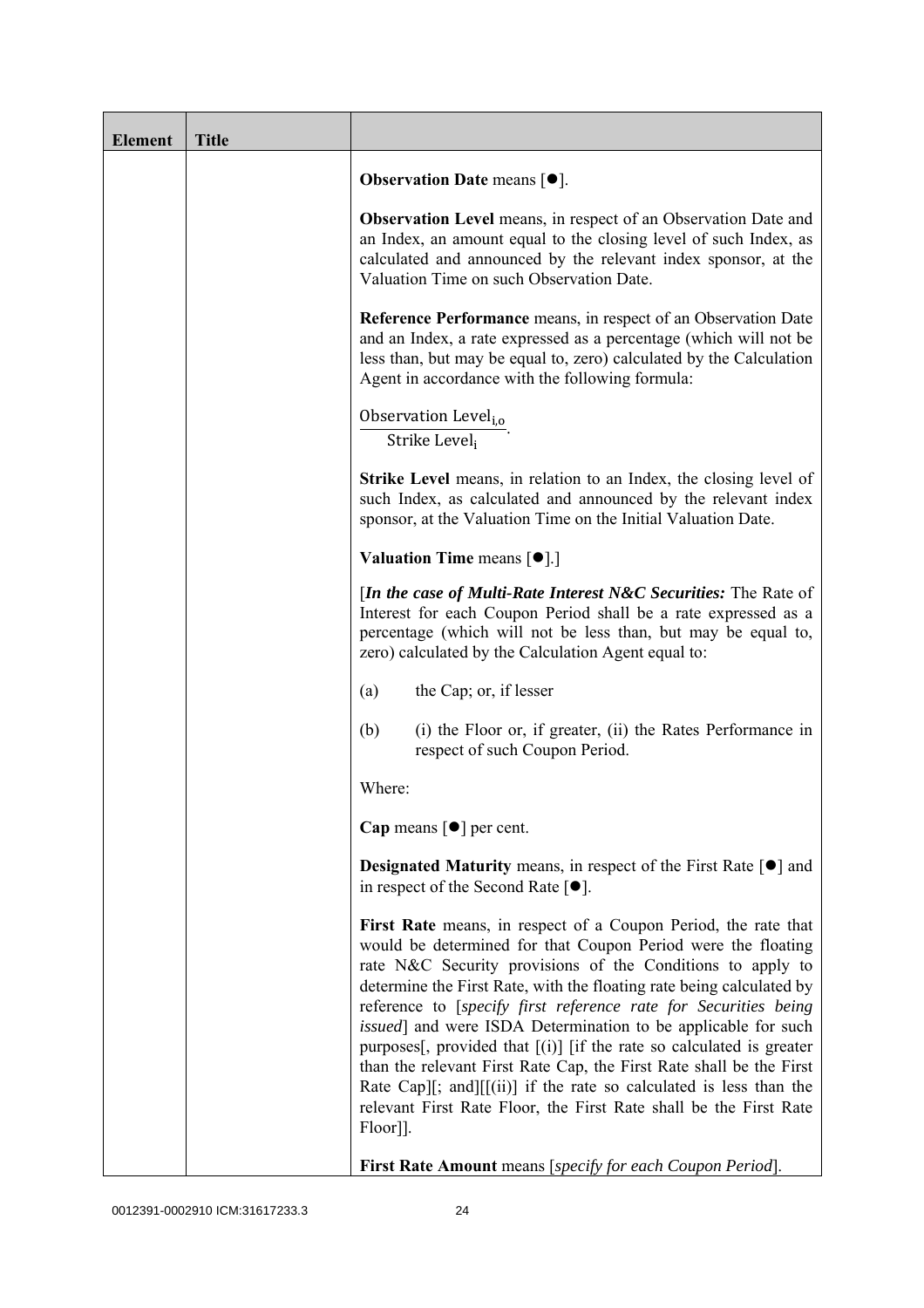| Element | Title | |
|---|---|---|
| | | **Observation Date** means [●].<br><br>**Observation Level** means, in respect of an Observation Date and an Index, an amount equal to the closing level of such Index, as calculated and announced by the relevant index sponsor, at the Valuation Time on such Observation Date.<br><br>**Reference Performance** means, in respect of an Observation Date and an Index, a rate expressed as a percentage (which will not be less than, but may be equal to, zero) calculated by the Calculation Agent in accordance with the following formula:<br><br>$\frac{\text{Observation Level}_{i,o}}{\text{Strike Level}_{i}}$.<br><br>**Strike Level** means, in relation to an Index, the closing level of such Index, as calculated and announced by the relevant index sponsor, at the Valuation Time on the Initial Valuation Date.<br><br>**Valuation Time** means [●].]<br><br>[***In the case of Multi-Rate Interest N&C Securities:*** The Rate of Interest for each Coupon Period shall be a rate expressed as a percentage (which will not be less than, but may be equal to, zero) calculated by the Calculation Agent equal to:<br><br>(a) the Cap; or, if lesser<br><br>(b) (i) the Floor or, if greater, (ii) the Rates Performance in respect of such Coupon Period.<br><br>Where:<br><br>**Cap** means [●] per cent.<br><br>**Designated Maturity** means, in respect of the First Rate [●] and in respect of the Second Rate [●].<br><br>**First Rate** means, in respect of a Coupon Period, the rate that would be determined for that Coupon Period were the floating rate N&C Security provisions of the Conditions to apply to determine the First Rate, with the floating rate being calculated by reference to [*specify first reference rate for Securities being issued*] and were ISDA Determination to be applicable for such purposes[, provided that [(i)] [if the rate so calculated is greater than the relevant First Rate Cap, the First Rate shall be the First Rate Cap][; and][[(ii)] if the rate so calculated is less than the relevant First Rate Floor, the First Rate shall be the First Rate Floor]].<br><br>**First Rate Amount** means [*specify for each Coupon Period*]. |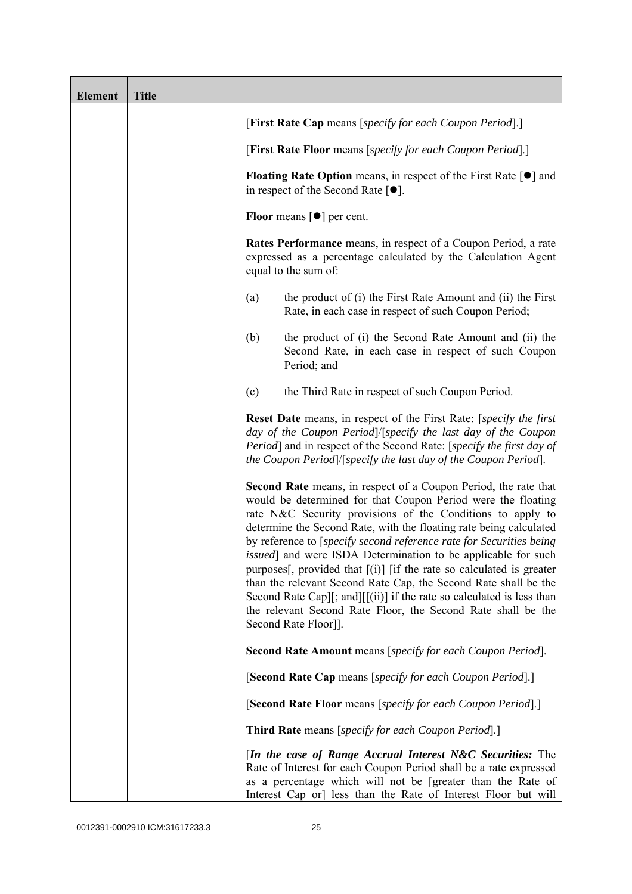| Element | Title | |
|---|---|---|
| | | [**First Rate Cap** means [*specify for each Coupon Period*].]<br><br>[**First Rate Floor** means [*specify for each Coupon Period*].]<br><br>**Floating Rate Option** means, in respect of the First Rate [●] and in respect of the Second Rate [●].<br><br>**Floor** means [●] per cent.<br><br>**Rates Performance** means, in respect of a Coupon Period, a rate expressed as a percentage calculated by the Calculation Agent equal to the sum of:<br><br>(a) the product of (i) the First Rate Amount and (ii) the First Rate, in each case in respect of such Coupon Period;<br><br>(b) the product of (i) the Second Rate Amount and (ii) the Second Rate, in each case in respect of such Coupon Period; and<br><br>(c) the Third Rate in respect of such Coupon Period.<br><br>**Reset Date** means, in respect of the First Rate: [*specify the first day of the Coupon Period*]/[*specify the last day of the Coupon Period*] and in respect of the Second Rate: [*specify the first day of the Coupon Period*]/[*specify the last day of the Coupon Period*].<br><br>**Second Rate** means, in respect of a Coupon Period, the rate that would be determined for that Coupon Period were the floating rate N&C Security provisions of the Conditions to apply to determine the Second Rate, with the floating rate being calculated by reference to [*specify second reference rate for Securities being issued*] and were ISDA Determination to be applicable for such purposes[, provided that [(i)] [if the rate so calculated is greater than the relevant Second Rate Cap, the Second Rate shall be the Second Rate Cap][; and][[(ii)] if the rate so calculated is less than the relevant Second Rate Floor, the Second Rate shall be the Second Rate Floor]].<br><br>**Second Rate Amount** means [*specify for each Coupon Period*].<br><br>[**Second Rate Cap** means [*specify for each Coupon Period*].]<br><br>[**Second Rate Floor** means [*specify for each Coupon Period*].]<br><br>**Third Rate** means [*specify for each Coupon Period*].]<br><br>[***In the case of Range Accrual Interest N&C Securities:*** The Rate of Interest for each Coupon Period shall be a rate expressed as a percentage which will not be [greater than the Rate of Interest Cap or] less than the Rate of Interest Floor but will |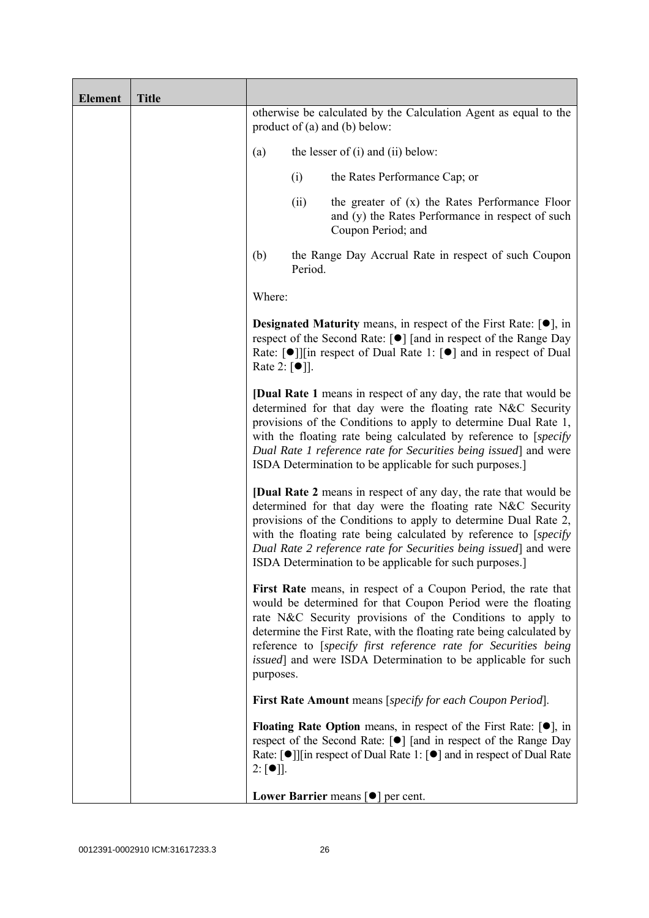| Element | Title | |
|---|---|---|
| | | otherwise be calculated by the Calculation Agent as equal to the product of (a) and (b) below:<br><br>(a) the lesser of (i) and (ii) below:<br><br>(i) the Rates Performance Cap; or<br><br>(ii) the greater of (x) the Rates Performance Floor and (y) the Rates Performance in respect of such Coupon Period; and<br><br>(b) the Range Day Accrual Rate in respect of such Coupon Period.<br><br>Where:<br><br>**Designated Maturity** means, in respect of the First Rate: [●], in respect of the Second Rate: [●] [and in respect of the Range Day Rate: [●]][in respect of Dual Rate 1: [●] and in respect of Dual Rate 2: [●]].<br><br>[**Dual Rate 1** means in respect of any day, the rate that would be determined for that day were the floating rate N&C Security provisions of the Conditions to apply to determine Dual Rate 1, with the floating rate being calculated by reference to [*specify Dual Rate 1 reference rate for Securities being issued*] and were ISDA Determination to be applicable for such purposes.]<br><br>[**Dual Rate 2** means in respect of any day, the rate that would be determined for that day were the floating rate N&C Security provisions of the Conditions to apply to determine Dual Rate 2, with the floating rate being calculated by reference to [*specify Dual Rate 2 reference rate for Securities being issued*] and were ISDA Determination to be applicable for such purposes.]<br><br>**First Rate** means, in respect of a Coupon Period, the rate that would be determined for that Coupon Period were the floating rate N&C Security provisions of the Conditions to apply to determine the First Rate, with the floating rate being calculated by reference to [*specify first reference rate for Securities being issued*] and were ISDA Determination to be applicable for such purposes.<br><br>**First Rate Amount** means [*specify for each Coupon Period*].<br><br>**Floating Rate Option** means, in respect of the First Rate: [●], in respect of the Second Rate: [●] [and in respect of the Range Day Rate: [●]][in respect of Dual Rate 1: [●] and in respect of Dual Rate 2: [●]].<br><br>**Lower Barrier** means [●] per cent. |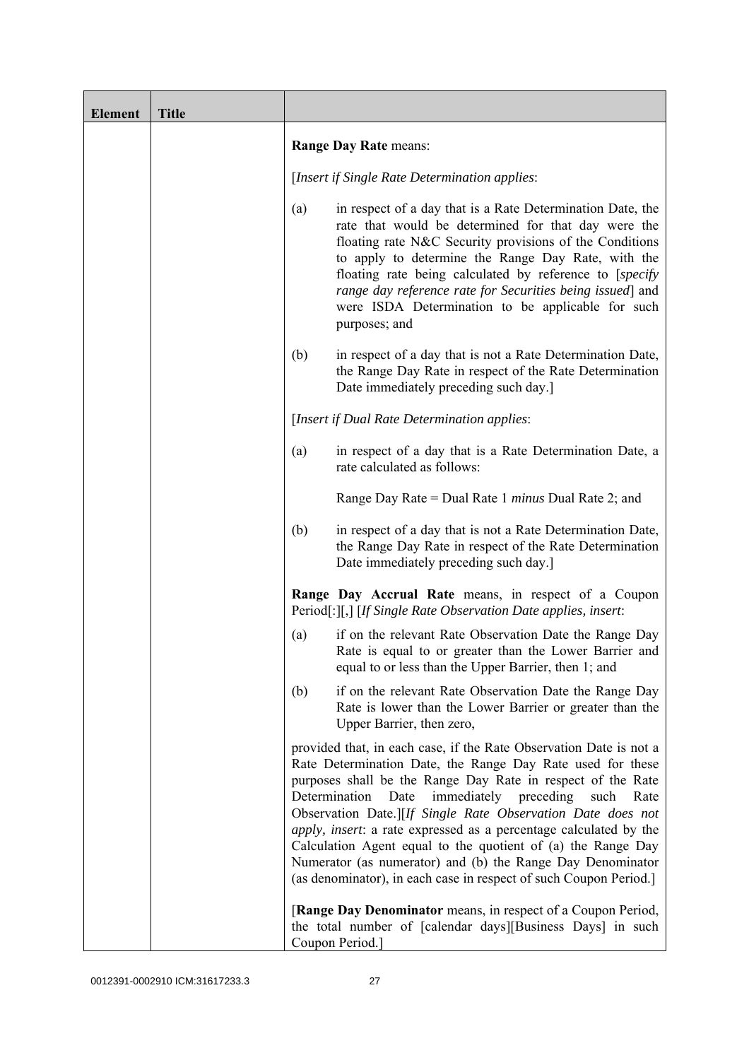| Element | Title | |
|---|---|---|
| | | **Range Day Rate** means:<br><br>[*Insert if Single Rate Determination applies*:<br><br>(a) in respect of a day that is a Rate Determination Date, the rate that would be determined for that day were the floating rate N&C Security provisions of the Conditions to apply to determine the Range Day Rate, with the floating rate being calculated by reference to [*specify range day reference rate for Securities being issued*] and were ISDA Determination to be applicable for such purposes; and<br><br>(b) in respect of a day that is not a Rate Determination Date, the Range Day Rate in respect of the Rate Determination Date immediately preceding such day.]<br><br>[*Insert if Dual Rate Determination applies*:<br><br>(a) in respect of a day that is a Rate Determination Date, a rate calculated as follows:<br><br>Range Day Rate = Dual Rate 1 *minus* Dual Rate 2; and<br><br>(b) in respect of a day that is not a Rate Determination Date, the Range Day Rate in respect of the Rate Determination Date immediately preceding such day.]<br><br>**Range Day Accrual Rate** means, in respect of a Coupon Period[:][,] [*If Single Rate Observation Date applies, insert*:<br><br>(a) if on the relevant Rate Observation Date the Range Day Rate is equal to or greater than the Lower Barrier and equal to or less than the Upper Barrier, then 1; and<br><br>(b) if on the relevant Rate Observation Date the Range Day Rate is lower than the Lower Barrier or greater than the Upper Barrier, then zero,<br><br>provided that, in each case, if the Rate Observation Date is not a Rate Determination Date, the Range Day Rate used for these purposes shall be the Range Day Rate in respect of the Rate Determination Date immediately preceding such Rate Observation Date.][*If Single Rate Observation Date does not apply, insert*: a rate expressed as a percentage calculated by the Calculation Agent equal to the quotient of (a) the Range Day Numerator (as numerator) and (b) the Range Day Denominator (as denominator), in each case in respect of such Coupon Period.]<br><br>[**Range Day Denominator** means, in respect of a Coupon Period, the total number of [calendar days][Business Days] in such Coupon Period.] |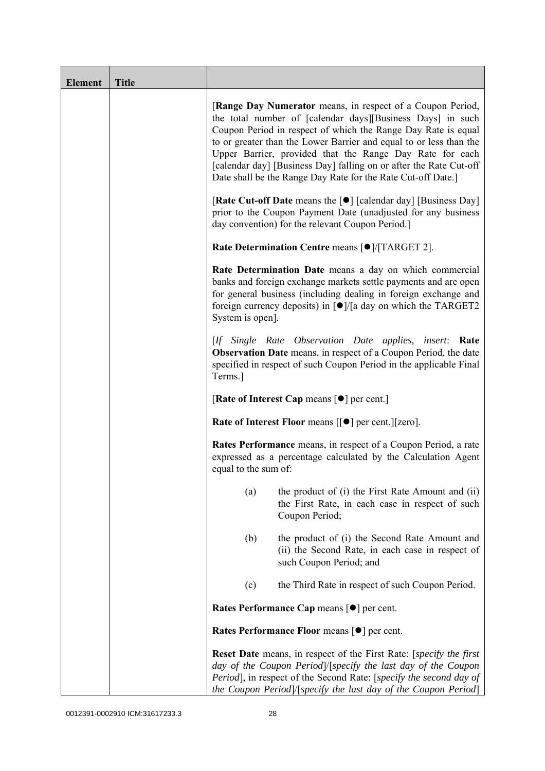| Element | Title | |
|---|---|---|
| | | [**Range Day Numerator** means, in respect of a Coupon Period, the total number of [calendar days][Business Days] in such Coupon Period in respect of which the Range Day Rate is equal to or greater than the Lower Barrier and equal to or less than the Upper Barrier, provided that the Range Day Rate for each [calendar day] [Business Day] falling on or after the Rate Cut-off Date shall be the Range Day Rate for the Rate Cut-off Date.]<br><br>[**Rate Cut-off Date** means the [●] [calendar day] [Business Day] prior to the Coupon Payment Date (unadjusted for any business day convention) for the relevant Coupon Period.]<br><br>**Rate Determination Centre** means [●]/[TARGET 2].<br><br>**Rate Determination Date** means a day on which commercial banks and foreign exchange markets settle payments and are open for general business (including dealing in foreign exchange and foreign currency deposits) in [●]/[a day on which the TARGET2 System is open].<br><br>[*If Single Rate Observation Date applies, insert*: **Rate Observation Date** means, in respect of a Coupon Period, the date specified in respect of such Coupon Period in the applicable Final Terms.]<br><br>[**Rate of Interest Cap** means [●] per cent.]<br><br>**Rate of Interest Floor** means [[●] per cent.][zero].<br><br>**Rates Performance** means, in respect of a Coupon Period, a rate expressed as a percentage calculated by the Calculation Agent equal to the sum of:<br><br>(a) the product of (i) the First Rate Amount and (ii) the First Rate, in each case in respect of such Coupon Period;<br><br>(b) the product of (i) the Second Rate Amount and (ii) the Second Rate, in each case in respect of such Coupon Period; and<br><br>(c) the Third Rate in respect of such Coupon Period.<br><br>**Rates Performance Cap** means [●] per cent.<br><br>**Rates Performance Floor** means [●] per cent.<br><br>**Reset Date** means, in respect of the First Rate: [*specify the first day of the Coupon Period*]/[*specify the last day of the Coupon Period*], in respect of the Second Rate: [*specify the second day of the Coupon Period*]/[*specify the last day of the Coupon Period*] |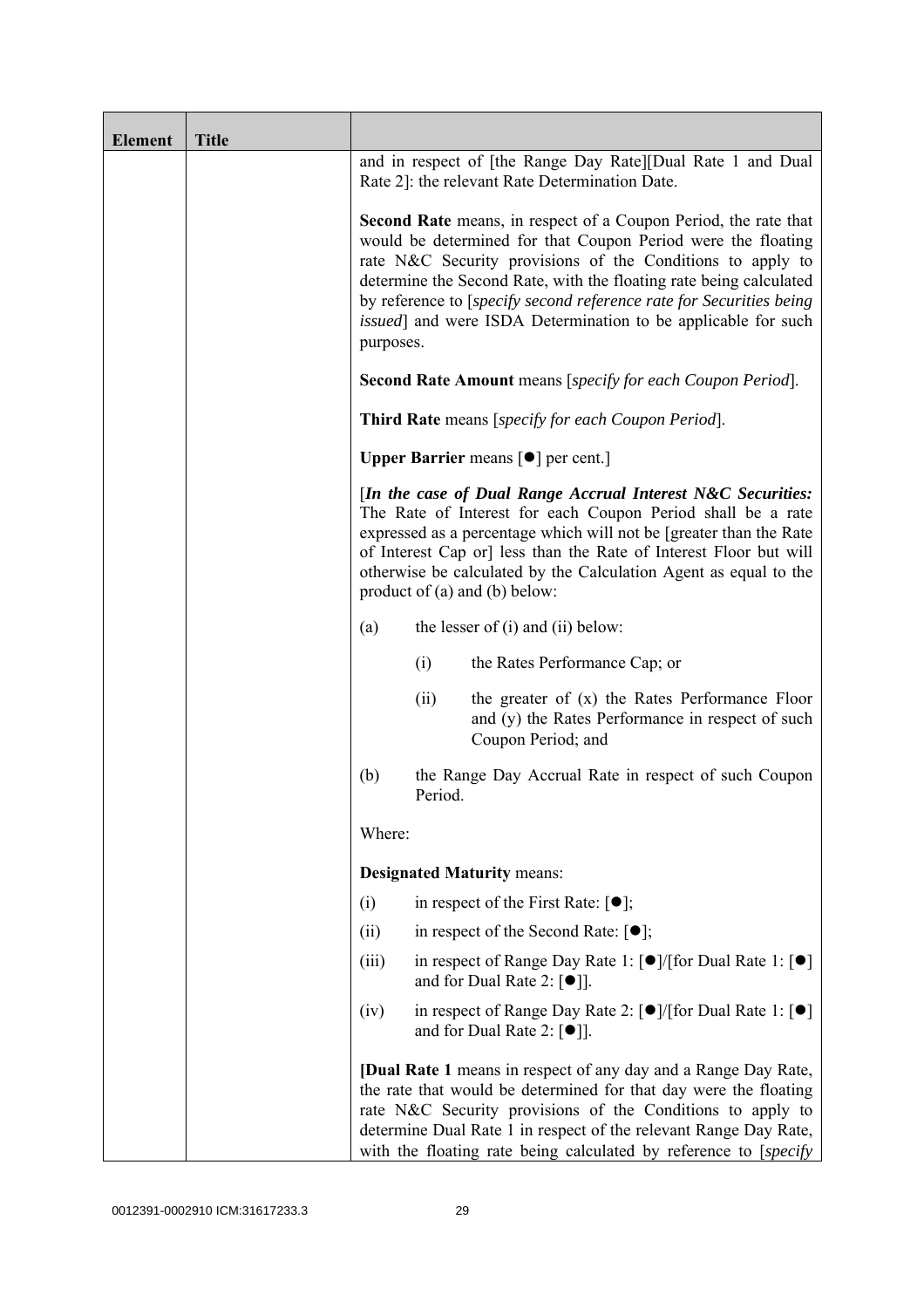| Element | Title | |
|---|---|---|
| | | and in respect of [the Range Day Rate][Dual Rate 1 and Dual Rate 2]: the relevant Rate Determination Date.<br><br>**Second Rate** means, in respect of a Coupon Period, the rate that would be determined for that Coupon Period were the floating rate N&C Security provisions of the Conditions to apply to determine the Second Rate, with the floating rate being calculated by reference to [*specify second reference rate for Securities being issued*] and were ISDA Determination to be applicable for such purposes.<br><br>**Second Rate Amount** means [*specify for each Coupon Period*].<br><br>**Third Rate** means [*specify for each Coupon Period*].<br><br>**Upper Barrier** means [●] per cent.]<br><br>[***In the case of Dual Range Accrual Interest N&C Securities:*** The Rate of Interest for each Coupon Period shall be a rate expressed as a percentage which will not be [greater than the Rate of Interest Cap or] less than the Rate of Interest Floor but will otherwise be calculated by the Calculation Agent as equal to the product of (a) and (b) below:<br><br>(a) the lesser of (i) and (ii) below:<br><br>(i) the Rates Performance Cap; or<br><br>(ii) the greater of (x) the Rates Performance Floor and (y) the Rates Performance in respect of such Coupon Period; and<br><br>(b) the Range Day Accrual Rate in respect of such Coupon Period.<br><br>Where:<br><br>**Designated Maturity** means:<br><br>(i) in respect of the First Rate: [●];<br><br>(ii) in respect of the Second Rate: [●];<br><br>(iii) in respect of Range Day Rate 1: [●]/[for Dual Rate 1: [●] and for Dual Rate 2: [●]].<br><br>(iv) in respect of Range Day Rate 2: [●]/[for Dual Rate 1: [●] and for Dual Rate 2: [●]].<br><br>[**Dual Rate 1** means in respect of any day and a Range Day Rate, the rate that would be determined for that day were the floating rate N&C Security provisions of the Conditions to apply to determine Dual Rate 1 in respect of the relevant Range Day Rate, with the floating rate being calculated by reference to [*specify* |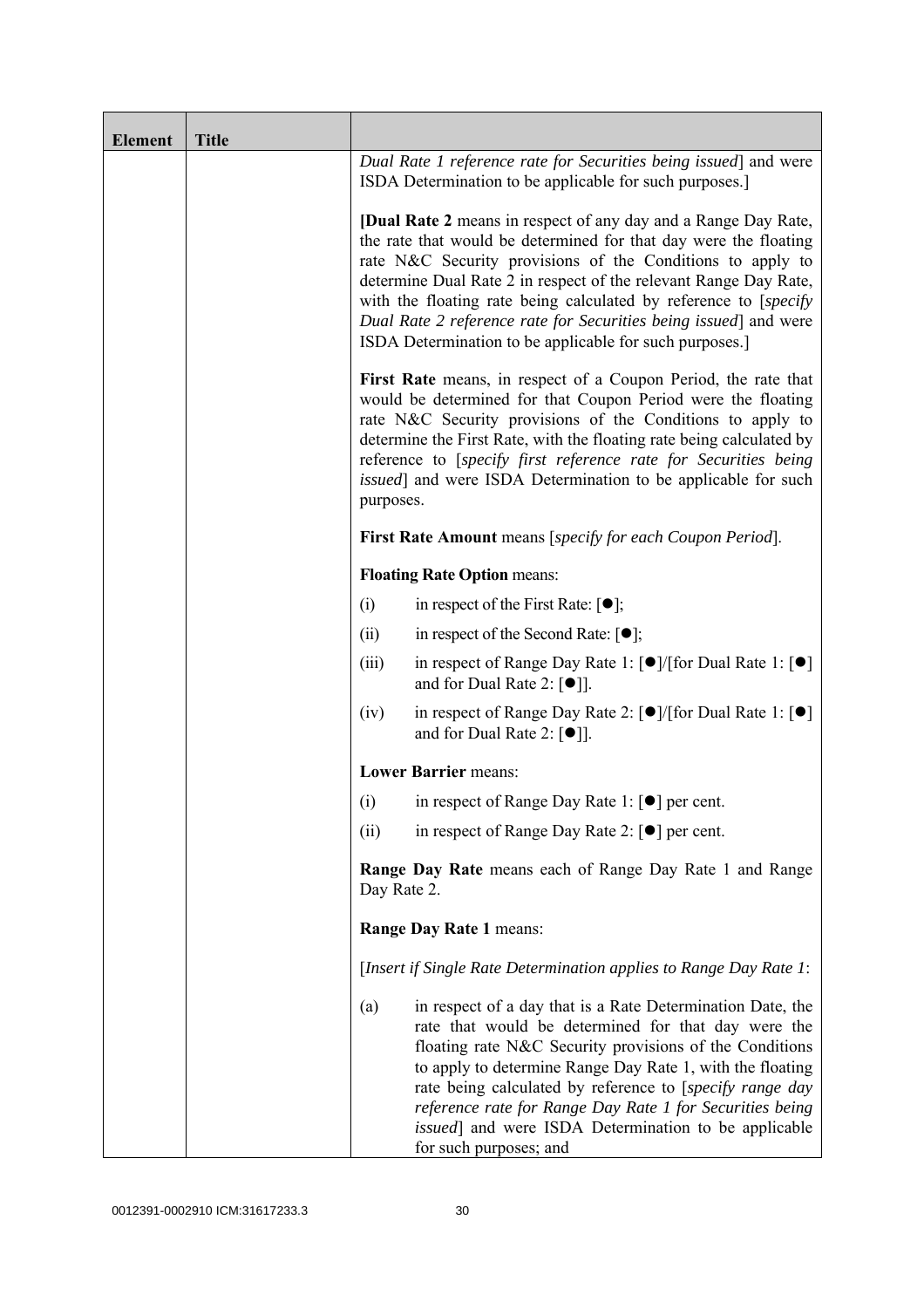| Element | Title | |
|---|---|---|
| | | *Dual Rate 1 reference rate for Securities being issued*] and were ISDA Determination to be applicable for such purposes.]<br><br>[**Dual Rate 2** means in respect of any day and a Range Day Rate, the rate that would be determined for that day were the floating rate N&C Security provisions of the Conditions to apply to determine Dual Rate 2 in respect of the relevant Range Day Rate, with the floating rate being calculated by reference to [*specify Dual Rate 2 reference rate for Securities being issued*] and were ISDA Determination to be applicable for such purposes.]<br><br>**First Rate** means, in respect of a Coupon Period, the rate that would be determined for that Coupon Period were the floating rate N&C Security provisions of the Conditions to apply to determine the First Rate, with the floating rate being calculated by reference to [*specify first reference rate for Securities being issued*] and were ISDA Determination to be applicable for such purposes.<br><br>**First Rate Amount** means [*specify for each Coupon Period*].<br><br>**Floating Rate Option** means:<br><br>(i) in respect of the First Rate: [●];<br><br>(ii) in respect of the Second Rate: [●];<br><br>(iii) in respect of Range Day Rate 1: [●]/[for Dual Rate 1: [●] and for Dual Rate 2: [●]].<br><br>(iv) in respect of Range Day Rate 2: [●]/[for Dual Rate 1: [●] and for Dual Rate 2: [●]].<br><br>**Lower Barrier** means:<br><br>(i) in respect of Range Day Rate 1: [●] per cent.<br><br>(ii) in respect of Range Day Rate 2: [●] per cent.<br><br>**Range Day Rate** means each of Range Day Rate 1 and Range Day Rate 2.<br><br>**Range Day Rate 1** means:<br><br>[*Insert if Single Rate Determination applies to Range Day Rate 1*:<br><br>(a) in respect of a day that is a Rate Determination Date, the rate that would be determined for that day were the floating rate N&C Security provisions of the Conditions to apply to determine Range Day Rate 1, with the floating rate being calculated by reference to [*specify range day reference rate for Range Day Rate 1 for Securities being issued*] and were ISDA Determination to be applicable for such purposes; and |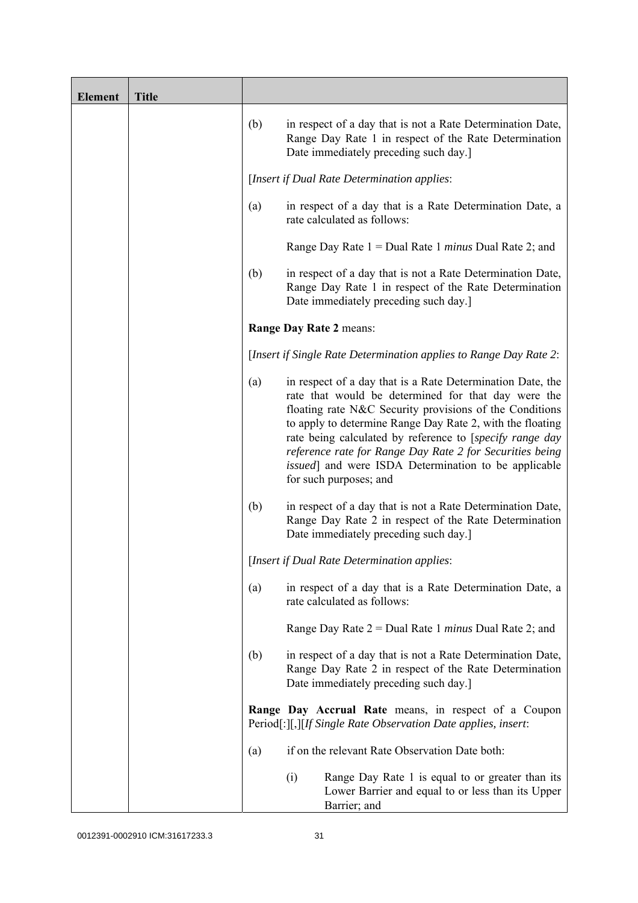| Element | Title | |
|---|---|---|
| | | (b) in respect of a day that is not a Rate Determination Date, Range Day Rate 1 in respect of the Rate Determination Date immediately preceding such day.]<br><br>[*Insert if Dual Rate Determination applies*:<br><br>(a) in respect of a day that is a Rate Determination Date, a rate calculated as follows:<br><br>Range Day Rate 1 = Dual Rate 1 *minus* Dual Rate 2; and<br><br>(b) in respect of a day that is not a Rate Determination Date, Range Day Rate 1 in respect of the Rate Determination Date immediately preceding such day.]<br><br>**Range Day Rate 2** means:<br><br>[*Insert if Single Rate Determination applies to Range Day Rate 2*:<br><br>(a) in respect of a day that is a Rate Determination Date, the rate that would be determined for that day were the floating rate N&C Security provisions of the Conditions to apply to determine Range Day Rate 2, with the floating rate being calculated by reference to [*specify range day reference rate for Range Day Rate 2 for Securities being issued*] and were ISDA Determination to be applicable for such purposes; and<br><br>(b) in respect of a day that is not a Rate Determination Date, Range Day Rate 2 in respect of the Rate Determination Date immediately preceding such day.]<br><br>[*Insert if Dual Rate Determination applies*:<br><br>(a) in respect of a day that is a Rate Determination Date, a rate calculated as follows:<br><br>Range Day Rate 2 = Dual Rate 1 *minus* Dual Rate 2; and<br><br>(b) in respect of a day that is not a Rate Determination Date, Range Day Rate 2 in respect of the Rate Determination Date immediately preceding such day.]<br><br>**Range Day Accrual Rate** means, in respect of a Coupon Period[:][,][*If Single Rate Observation Date applies, insert*:<br><br>(a) if on the relevant Rate Observation Date both:<br><br>(i) Range Day Rate 1 is equal to or greater than its Lower Barrier and equal to or less than its Upper Barrier; and |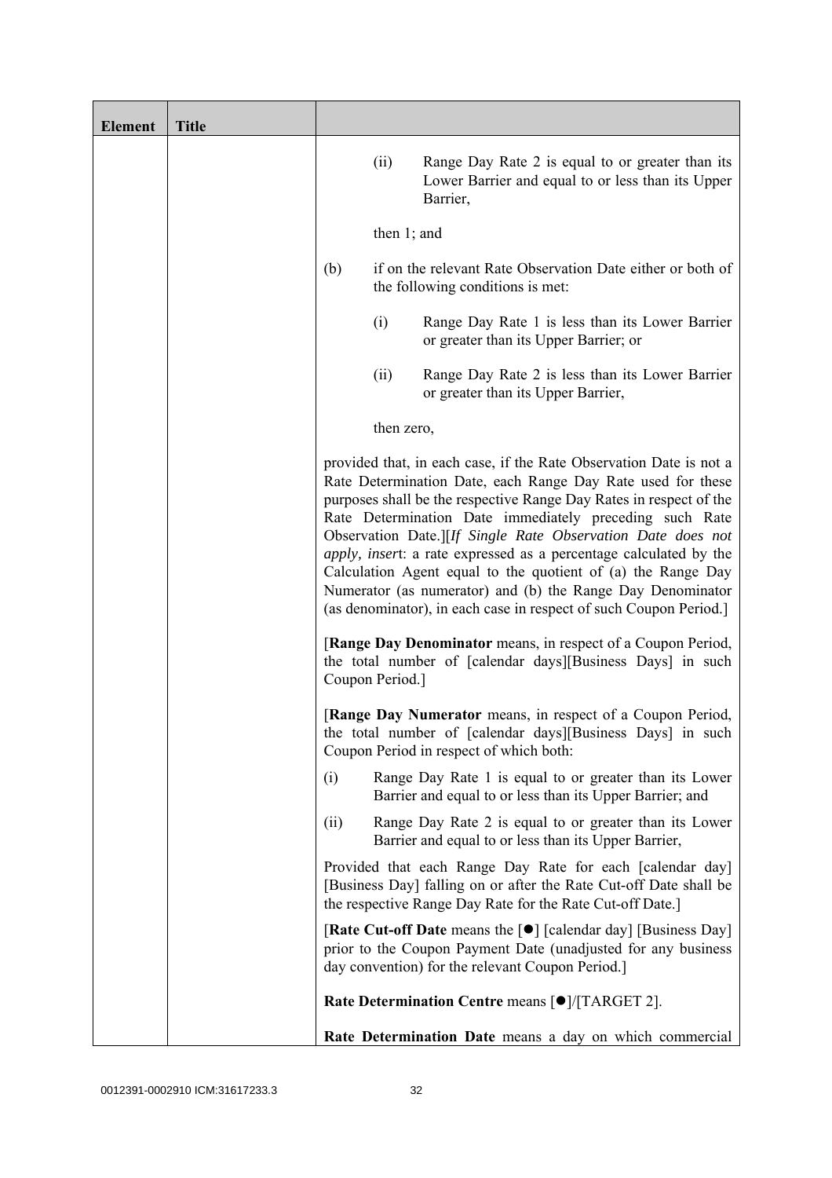| Element | Title | |
|---|---|---|
| | | (ii) Range Day Rate 2 is equal to or greater than its Lower Barrier and equal to or less than its Upper Barrier,<br><br>then 1; and<br><br>(b) if on the relevant Rate Observation Date either or both of the following conditions is met:<br><br>(i) Range Day Rate 1 is less than its Lower Barrier or greater than its Upper Barrier; or<br><br>(ii) Range Day Rate 2 is less than its Lower Barrier or greater than its Upper Barrier,<br><br>then zero,<br><br>provided that, in each case, if the Rate Observation Date is not a Rate Determination Date, each Range Day Rate used for these purposes shall be the respective Range Day Rates in respect of the Rate Determination Date immediately preceding such Rate Observation Date.][*If Single Rate Observation Date does not apply, insert*: a rate expressed as a percentage calculated by the Calculation Agent equal to the quotient of (a) the Range Day Numerator (as numerator) and (b) the Range Day Denominator (as denominator), in each case in respect of such Coupon Period.]<br><br>[**Range Day Denominator** means, in respect of a Coupon Period, the total number of [calendar days][Business Days] in such Coupon Period.]<br><br>[**Range Day Numerator** means, in respect of a Coupon Period, the total number of [calendar days][Business Days] in such Coupon Period in respect of which both:<br><br>(i) Range Day Rate 1 is equal to or greater than its Lower Barrier and equal to or less than its Upper Barrier; and<br><br>(ii) Range Day Rate 2 is equal to or greater than its Lower Barrier and equal to or less than its Upper Barrier,<br><br>Provided that each Range Day Rate for each [calendar day] [Business Day] falling on or after the Rate Cut-off Date shall be the respective Range Day Rate for the Rate Cut-off Date.]<br><br>[**Rate Cut-off Date** means the [●] [calendar day] [Business Day] prior to the Coupon Payment Date (unadjusted for any business day convention) for the relevant Coupon Period.]<br><br>**Rate Determination Centre** means [●]/[TARGET 2].<br><br>**Rate Determination Date** means a day on which commercial |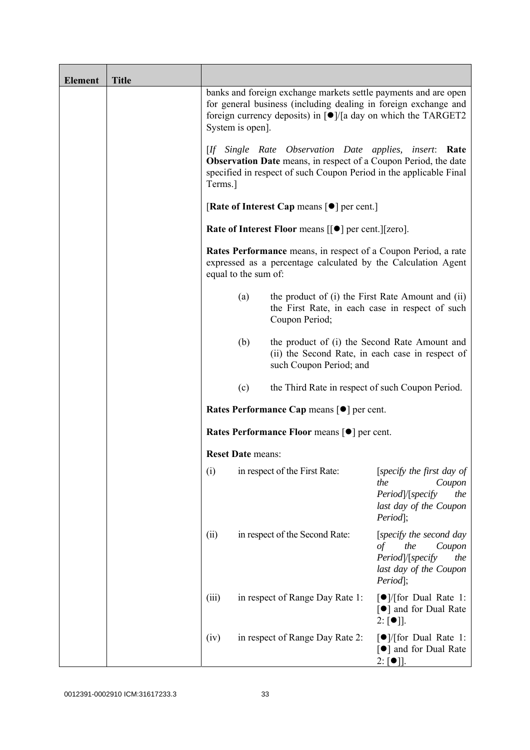| Element | Title | |
|---|---|---|
| | | banks and foreign exchange markets settle payments and are open for general business (including dealing in foreign exchange and foreign currency deposits) in [●]/[a day on which the TARGET2 System is open].<br><br>[*If Single Rate Observation Date applies, insert*: **Rate Observation Date** means, in respect of a Coupon Period, the date specified in respect of such Coupon Period in the applicable Final Terms.]<br><br>[**Rate of Interest Cap** means [●] per cent.]<br><br>**Rate of Interest Floor** means [[●] per cent.][zero].<br><br>**Rates Performance** means, in respect of a Coupon Period, a rate expressed as a percentage calculated by the Calculation Agent equal to the sum of:<br><br>(a) the product of (i) the First Rate Amount and (ii) the First Rate, in each case in respect of such Coupon Period;<br><br>(b) the product of (i) the Second Rate Amount and (ii) the Second Rate, in each case in respect of such Coupon Period; and<br><br>(c) the Third Rate in respect of such Coupon Period.<br><br>**Rates Performance Cap** means [●] per cent.<br><br>**Rates Performance Floor** means [●] per cent.<br><br>**Reset Date** means:<br><br>(i) in respect of the First Rate: [*specify the first day of the Coupon Period*]/[*specify the last day of the Coupon Period*];<br><br>(ii) in respect of the Second Rate: [*specify the second day of the Coupon Period*]/[*specify the last day of the Coupon Period*];<br><br>(iii) in respect of Range Day Rate 1: [●]/[for Dual Rate 1: [●] and for Dual Rate 2: [●]].<br><br>(iv) in respect of Range Day Rate 2: [●]/[for Dual Rate 1: [●] and for Dual Rate 2: [●]]. |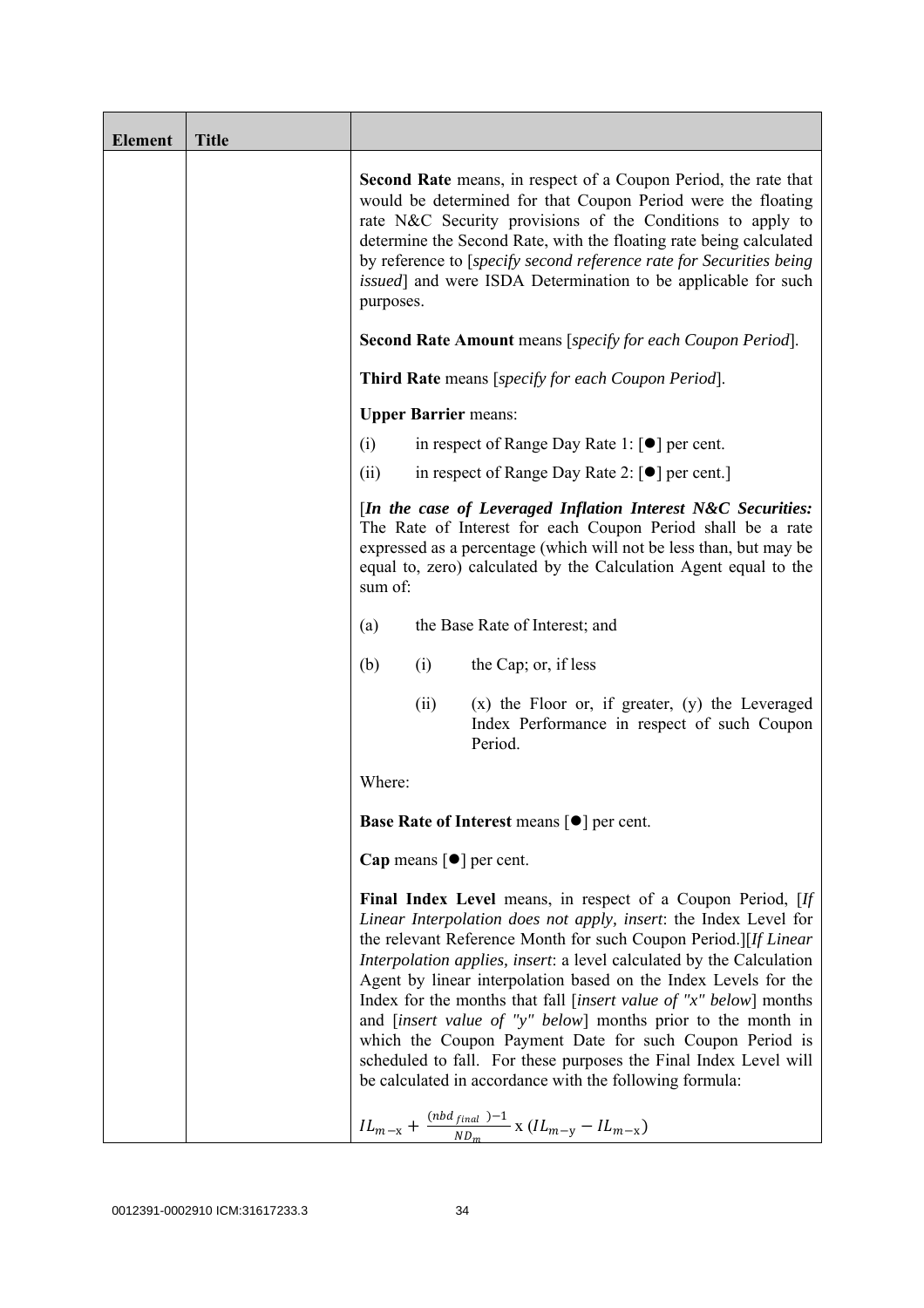| Element | Title | |
|---|---|---|
| | | **Second Rate** means, in respect of a Coupon Period, the rate that would be determined for that Coupon Period were the floating rate N&C Security provisions of the Conditions to apply to determine the Second Rate, with the floating rate being calculated by reference to [*specify second reference rate for Securities being issued*] and were ISDA Determination to be applicable for such purposes.<br><br>**Second Rate Amount** means [*specify for each Coupon Period*].<br><br>**Third Rate** means [*specify for each Coupon Period*].<br><br>**Upper Barrier** means:<br><br>(i) in respect of Range Day Rate 1: [●] per cent.<br><br>(ii) in respect of Range Day Rate 2: [●] per cent.]<br><br>[***In the case of Leveraged Inflation Interest N&C Securities:*** The Rate of Interest for each Coupon Period shall be a rate expressed as a percentage (which will not be less than, but may be equal to, zero) calculated by the Calculation Agent equal to the sum of:<br><br>(a) the Base Rate of Interest; and<br><br>(b) (i) the Cap; or, if less<br><br>(ii) (x) the Floor or, if greater, (y) the Leveraged Index Performance in respect of such Coupon Period.<br><br>Where:<br><br>**Base Rate of Interest** means [●] per cent.<br><br>**Cap** means [●] per cent.<br><br>**Final Index Level** means, in respect of a Coupon Period, [*If Linear Interpolation does not apply, insert*: the Index Level for the relevant Reference Month for such Coupon Period.][*If Linear Interpolation applies, insert*: a level calculated by the Calculation Agent by linear interpolation based on the Index Levels for the Index for the months that fall [*insert value of "x" below*] months and [*insert value of "y" below*] months prior to the month in which the Coupon Payment Date for such Coupon Period is scheduled to fall. For these purposes the Final Index Level will be calculated in accordance with the following formula:<br><br>$IL_{m-x} + \frac{(nbd_{final})-1}{ND_m} \text{ x } (IL_{m-y} - IL_{m-x})$ |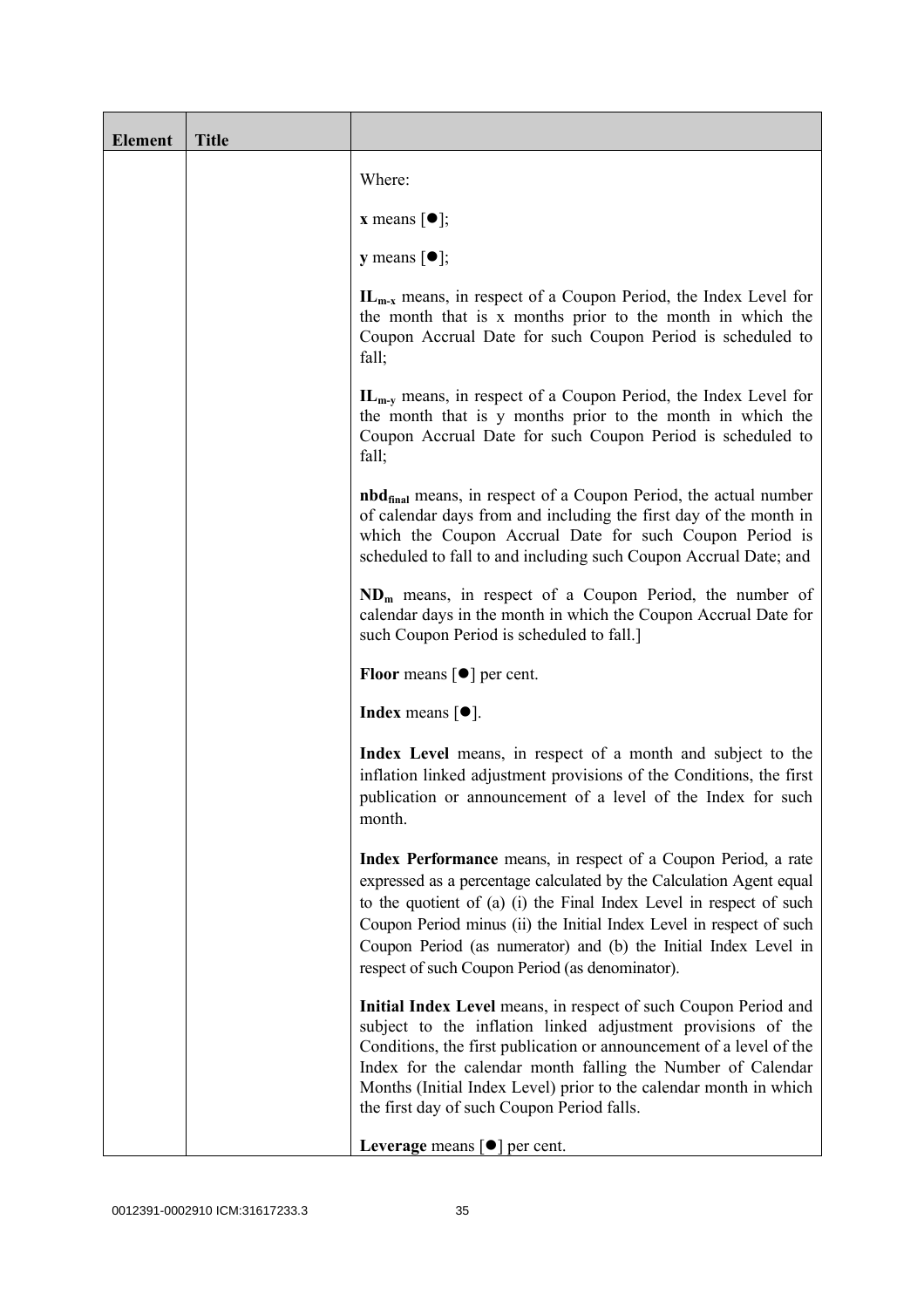| Element | Title | |
|---|---|---|
| | | Where:<br><br>**x** means [●];<br><br>**y** means [●];<br><br>$\mathbf{IL_{m-x}}$ means, in respect of a Coupon Period, the Index Level for the month that is x months prior to the month in which the Coupon Accrual Date for such Coupon Period is scheduled to fall;<br><br>$\mathbf{IL_{m-y}}$ means, in respect of a Coupon Period, the Index Level for the month that is y months prior to the month in which the Coupon Accrual Date for such Coupon Period is scheduled to fall;<br><br>$\mathbf{nbd_{final}}$ means, in respect of a Coupon Period, the actual number of calendar days from and including the first day of the month in which the Coupon Accrual Date for such Coupon Period is scheduled to fall to and including such Coupon Accrual Date; and<br><br>$\mathbf{ND_m}$ means, in respect of a Coupon Period, the number of calendar days in the month in which the Coupon Accrual Date for such Coupon Period is scheduled to fall.]<br><br>**Floor** means [●] per cent.<br><br>**Index** means [●].<br><br>**Index Level** means, in respect of a month and subject to the inflation linked adjustment provisions of the Conditions, the first publication or announcement of a level of the Index for such month.<br><br>**Index Performance** means, in respect of a Coupon Period, a rate expressed as a percentage calculated by the Calculation Agent equal to the quotient of (a) (i) the Final Index Level in respect of such Coupon Period minus (ii) the Initial Index Level in respect of such Coupon Period (as numerator) and (b) the Initial Index Level in respect of such Coupon Period (as denominator).<br><br>**Initial Index Level** means, in respect of such Coupon Period and subject to the inflation linked adjustment provisions of the Conditions, the first publication or announcement of a level of the Index for the calendar month falling the Number of Calendar Months (Initial Index Level) prior to the calendar month in which the first day of such Coupon Period falls.<br><br>**Leverage** means [●] per cent. |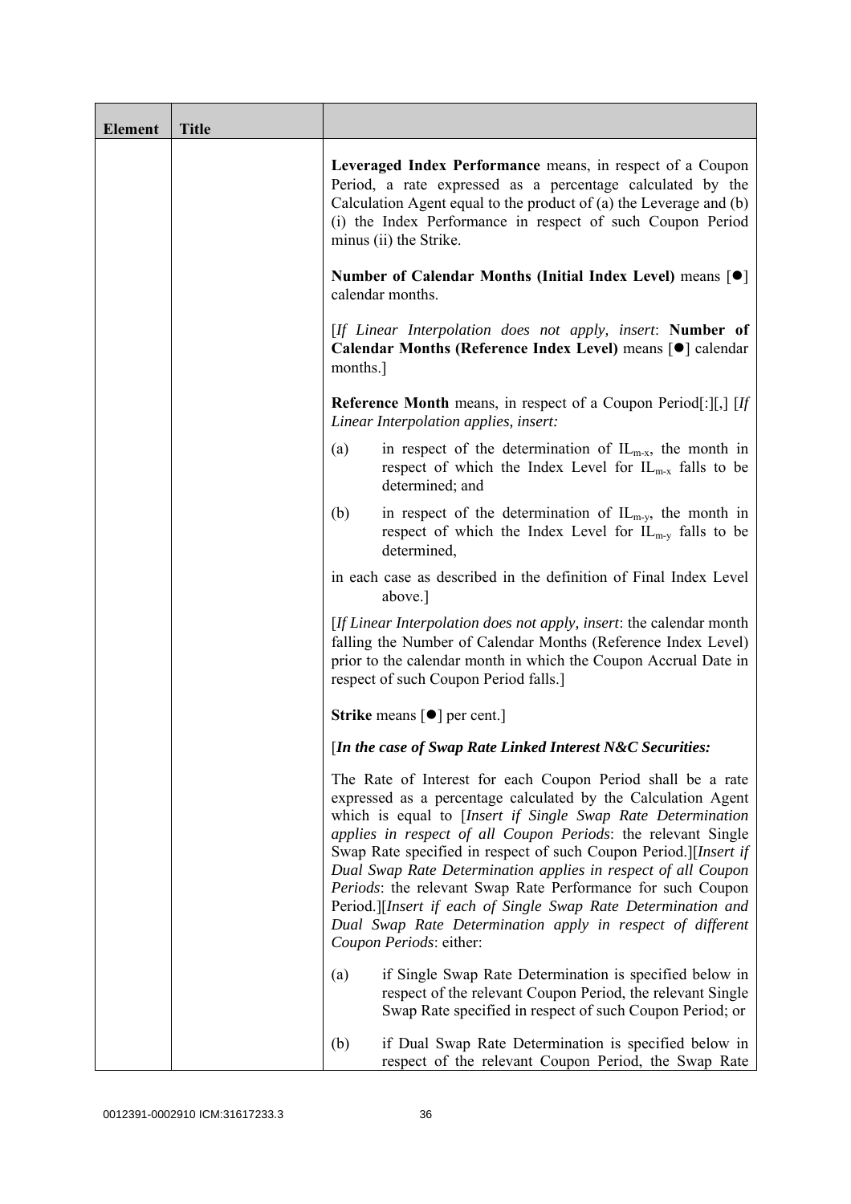| Element | Title | |
|---|---|---|
| | | **Leveraged Index Performance** means, in respect of a Coupon Period, a rate expressed as a percentage calculated by the Calculation Agent equal to the product of (a) the Leverage and (b) (i) the Index Performance in respect of such Coupon Period minus (ii) the Strike.<br><br>**Number of Calendar Months (Initial Index Level)** means [●] calendar months.<br><br>[*If Linear Interpolation does not apply, insert*: **Number of Calendar Months (Reference Index Level)** means [●] calendar months.]<br><br>**Reference Month** means, in respect of a Coupon Period[:][,] [*If Linear Interpolation applies, insert:*<br><br>(a) in respect of the determination of $IL_{m-x}$, the month in respect of which the Index Level for $IL_{m-x}$ falls to be determined; and<br><br>(b) in respect of the determination of $IL_{m-y}$, the month in respect of which the Index Level for $IL_{m-y}$ falls to be determined,<br><br>in each case as described in the definition of Final Index Level above.]<br><br>[*If Linear Interpolation does not apply, insert*: the calendar month falling the Number of Calendar Months (Reference Index Level) prior to the calendar month in which the Coupon Accrual Date in respect of such Coupon Period falls.]<br><br>**Strike** means [●] per cent.]<br><br>[***In the case of Swap Rate Linked Interest N&C Securities:***<br><br>The Rate of Interest for each Coupon Period shall be a rate expressed as a percentage calculated by the Calculation Agent which is equal to [*Insert if Single Swap Rate Determination applies in respect of all Coupon Periods*: the relevant Single Swap Rate specified in respect of such Coupon Period.][*Insert if Dual Swap Rate Determination applies in respect of all Coupon Periods*: the relevant Swap Rate Performance for such Coupon Period.][*Insert if each of Single Swap Rate Determination and Dual Swap Rate Determination apply in respect of different Coupon Periods*: either:<br><br>(a) if Single Swap Rate Determination is specified below in respect of the relevant Coupon Period, the relevant Single Swap Rate specified in respect of such Coupon Period; or<br><br>(b) if Dual Swap Rate Determination is specified below in respect of the relevant Coupon Period, the Swap Rate |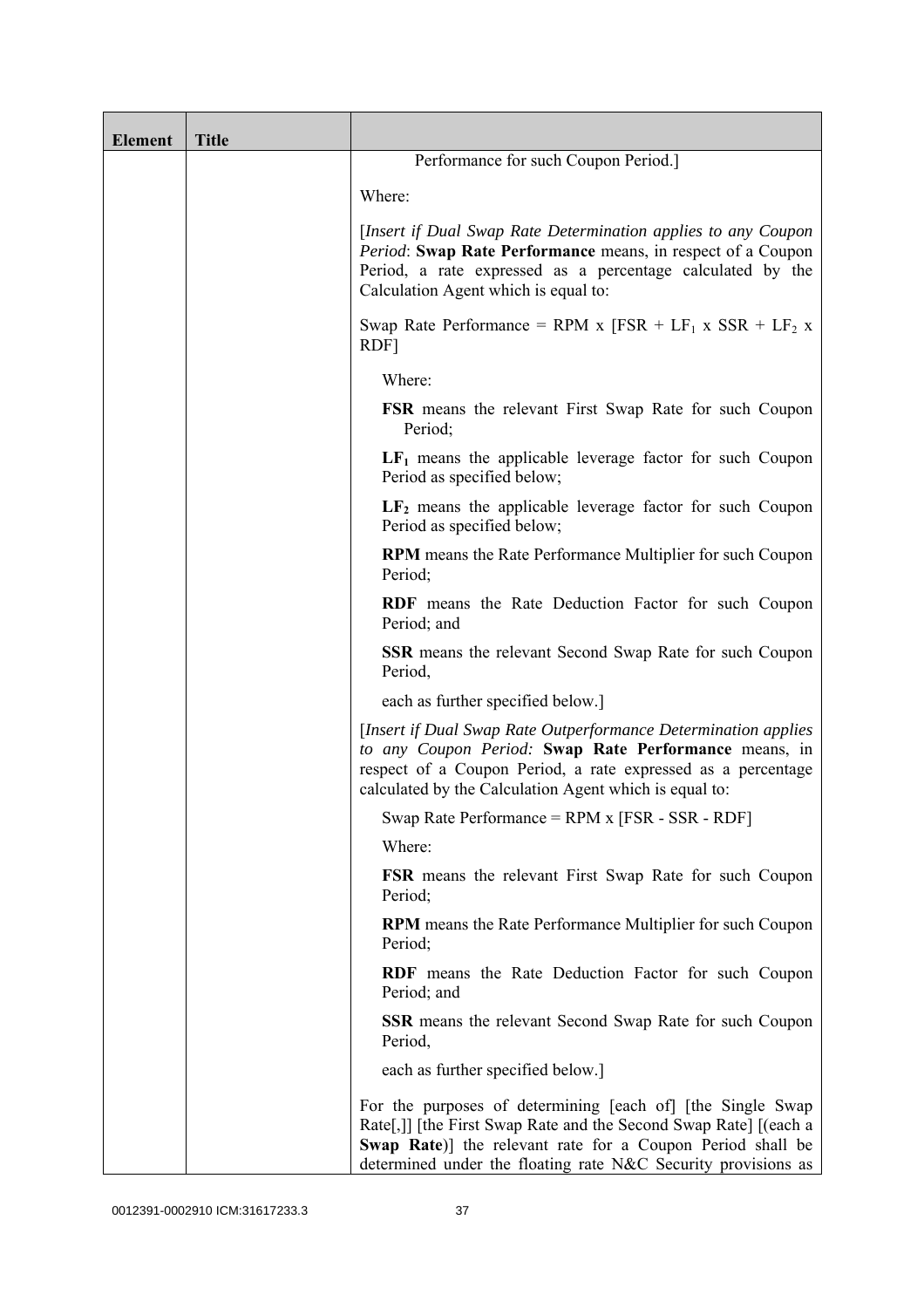| Element | Title | |
|---|---|---|
| | | Performance for such Coupon Period.]<br><br>Where:<br><br>[*Insert if Dual Swap Rate Determination applies to any Coupon Period*: **Swap Rate Performance** means, in respect of a Coupon Period, a rate expressed as a percentage calculated by the Calculation Agent which is equal to:<br><br>Swap Rate Performance = RPM x [FSR + $LF_1$ x SSR + $LF_2$ x RDF]<br><br>Where:<br><br>**FSR** means the relevant First Swap Rate for such Coupon Period;<br><br>**$LF_1$** means the applicable leverage factor for such Coupon Period as specified below;<br><br>**$LF_2$** means the applicable leverage factor for such Coupon Period as specified below;<br><br>**RPM** means the Rate Performance Multiplier for such Coupon Period;<br><br>**RDF** means the Rate Deduction Factor for such Coupon Period; and<br><br>**SSR** means the relevant Second Swap Rate for such Coupon Period,<br><br>each as further specified below.]<br><br>[*Insert if Dual Swap Rate Outperformance Determination applies to any Coupon Period:* **Swap Rate Performance** means, in respect of a Coupon Period, a rate expressed as a percentage calculated by the Calculation Agent which is equal to:<br><br>Swap Rate Performance = RPM x [FSR - SSR - RDF]<br><br>Where:<br><br>**FSR** means the relevant First Swap Rate for such Coupon Period;<br><br>**RPM** means the Rate Performance Multiplier for such Coupon Period;<br><br>**RDF** means the Rate Deduction Factor for such Coupon Period; and<br><br>**SSR** means the relevant Second Swap Rate for such Coupon Period,<br><br>each as further specified below.]<br><br>For the purposes of determining [each of] [the Single Swap Rate[,]] [the First Swap Rate and the Second Swap Rate] [(each a **Swap Rate**)] the relevant rate for a Coupon Period shall be determined under the floating rate N&C Security provisions as |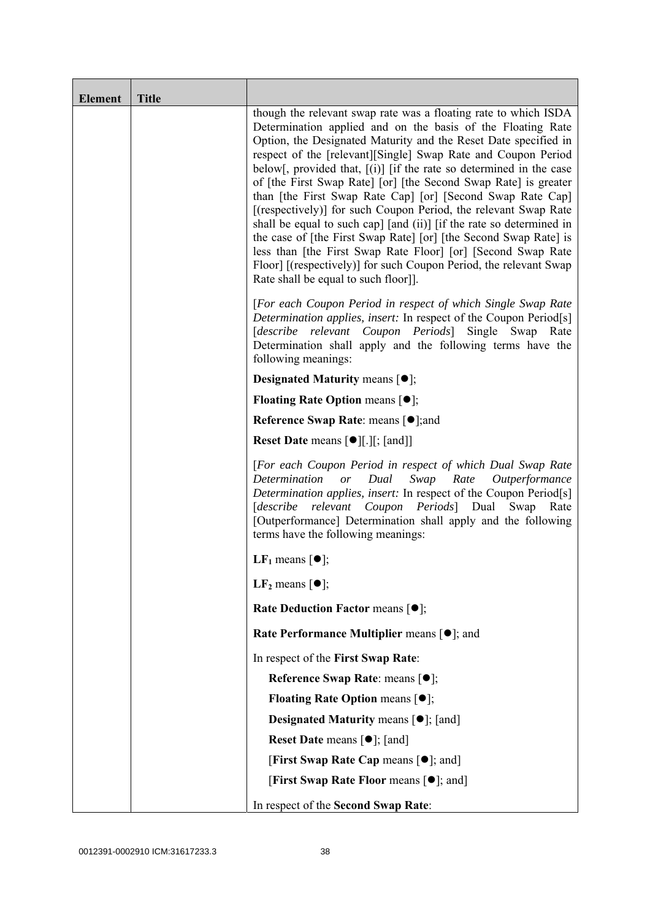| Element | Title | |
|---|---|---|
| | | though the relevant swap rate was a floating rate to which ISDA Determination applied and on the basis of the Floating Rate Option, the Designated Maturity and the Reset Date specified in respect of the [relevant][Single] Swap Rate and Coupon Period below[, provided that, [(i)] [if the rate so determined in the case of [the First Swap Rate] [or] [the Second Swap Rate] is greater than [the First Swap Rate Cap] [or] [Second Swap Rate Cap] [(respectively)] for such Coupon Period, the relevant Swap Rate shall be equal to such cap] [and (ii)] [if the rate so determined in the case of [the First Swap Rate] [or] [the Second Swap Rate] is less than [the First Swap Rate Floor] [or] [Second Swap Rate Floor] [(respectively)] for such Coupon Period, the relevant Swap Rate shall be equal to such floor]].<br><br>[*For each Coupon Period in respect of which Single Swap Rate Determination applies, insert:* In respect of the Coupon Period[s] [*describe relevant Coupon Periods*] Single Swap Rate Determination shall apply and the following terms have the following meanings:<br><br>**Designated Maturity** means [●];<br><br>**Floating Rate Option** means [●];<br><br>**Reference Swap Rate**: means [●];and<br><br>**Reset Date** means [●][.][; [and]]<br><br>[*For each Coupon Period in respect of which Dual Swap Rate Determination or Dual Swap Rate Outperformance Determination applies, insert:* In respect of the Coupon Period[s] [*describe relevant Coupon Periods*] Dual Swap Rate [Outperformance] Determination shall apply and the following terms have the following meanings:<br><br>**$LF_1$** means [●];<br><br>**$LF_2$** means [●];<br><br>**Rate Deduction Factor** means [●];<br><br>**Rate Performance Multiplier** means [●]; and<br><br>In respect of the **First Swap Rate**:<br><br>**Reference Swap Rate**: means [●];<br><br>**Floating Rate Option** means [●];<br><br>**Designated Maturity** means [●]; [and]<br><br>**Reset Date** means [●]; [and]<br><br>[**First Swap Rate Cap** means [●]; and]<br><br>[**First Swap Rate Floor** means [●]; and]<br><br>In respect of the **Second Swap Rate**: |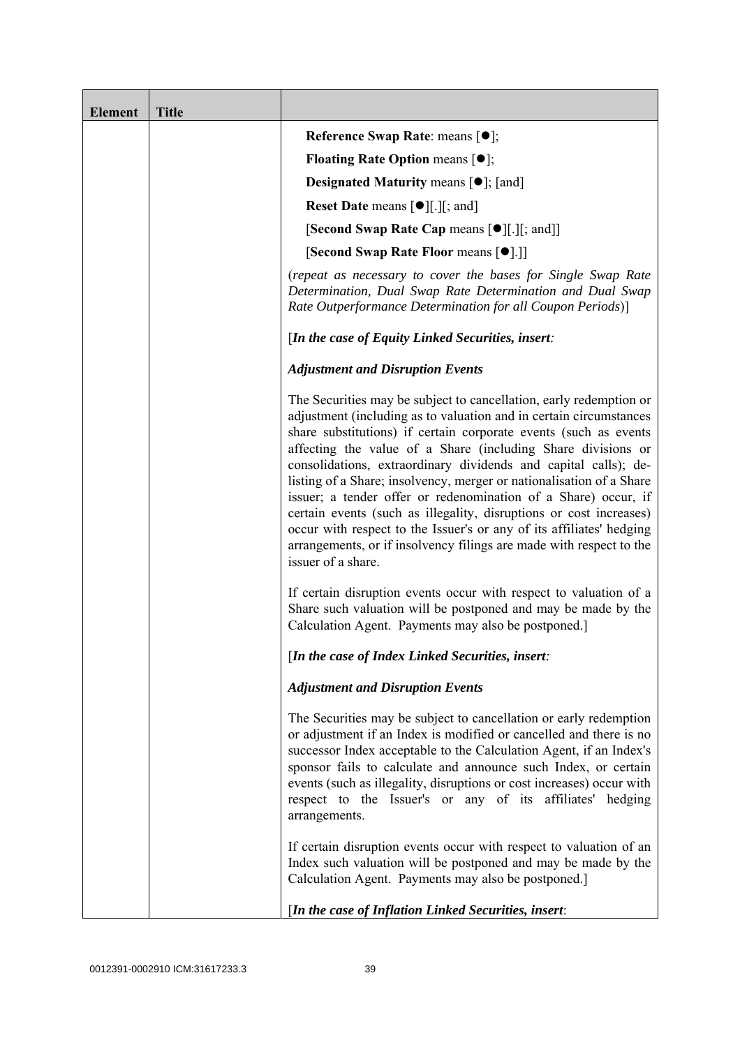| Element | Title |  |
|---|---|---|
| | | **Reference Swap Rate**: means [●];<br><br>**Floating Rate Option** means [●];<br><br>**Designated Maturity** means [●]; [and]<br><br>**Reset Date** means [●][.][; and]<br><br>[**Second Swap Rate Cap** means [●][.][; and]]<br><br>[**Second Swap Rate Floor** means [●].]]<br><br>(*repeat as necessary to cover the bases for Single Swap Rate Determination, Dual Swap Rate Determination and Dual Swap Rate Outperformance Determination for all Coupon Periods*)]<br><br>[***In the case of Equity Linked Securities, insert:***<br><br>***Adjustment and Disruption Events***<br><br>The Securities may be subject to cancellation, early redemption or adjustment (including as to valuation and in certain circumstances share substitutions) if certain corporate events (such as events affecting the value of a Share (including Share divisions or consolidations, extraordinary dividends and capital calls); de-listing of a Share; insolvency, merger or nationalisation of a Share issuer; a tender offer or redenomination of a Share) occur, if certain events (such as illegality, disruptions or cost increases) occur with respect to the Issuer's or any of its affiliates' hedging arrangements, or if insolvency filings are made with respect to the issuer of a share.<br><br>If certain disruption events occur with respect to valuation of a Share such valuation will be postponed and may be made by the Calculation Agent. Payments may also be postponed.]<br><br>[***In the case of Index Linked Securities, insert:***<br><br>***Adjustment and Disruption Events***<br><br>The Securities may be subject to cancellation or early redemption or adjustment if an Index is modified or cancelled and there is no successor Index acceptable to the Calculation Agent, if an Index's sponsor fails to calculate and announce such Index, or certain events (such as illegality, disruptions or cost increases) occur with respect to the Issuer's or any of its affiliates' hedging arrangements.<br><br>If certain disruption events occur with respect to valuation of an Index such valuation will be postponed and may be made by the Calculation Agent. Payments may also be postponed.]<br><br>[***In the case of Inflation Linked Securities, insert***: |

0012391-0002910 ICM:31617233.3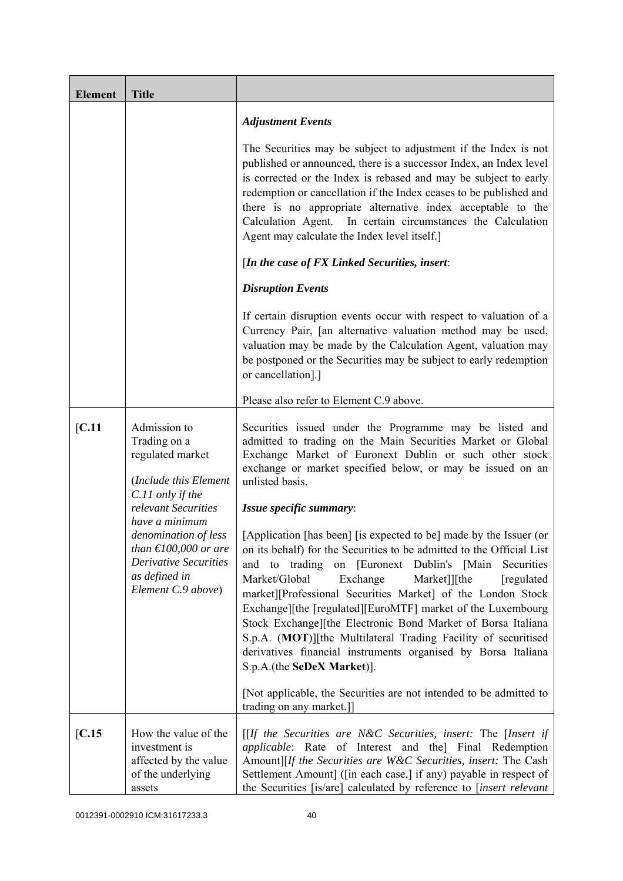| Element | Title | |
|---|---|---|
| | | ***Adjustment Events***<br><br>The Securities may be subject to adjustment if the Index is not published or announced, there is a successor Index, an Index level is corrected or the Index is rebased and may be subject to early redemption or cancellation if the Index ceases to be published and there is no appropriate alternative index acceptable to the Calculation Agent. In certain circumstances the Calculation Agent may calculate the Index level itself.]<br><br>[***In the case of FX Linked Securities, insert***:<br><br>***Disruption Events***<br><br>If certain disruption events occur with respect to valuation of a Currency Pair, [an alternative valuation method may be used, valuation may be made by the Calculation Agent, valuation may be postponed or the Securities may be subject to early redemption or cancellation].]<br><br>Please also refer to Element C.9 above. |
| [**C.11** | Admission to Trading on a regulated market<br><br>(*Include this Element C.11 only if the relevant Securities have a minimum denomination of less than €100,000 or are Derivative Securities as defined in Element C.9 above*) | Securities issued under the Programme may be listed and admitted to trading on the Main Securities Market or Global Exchange Market of Euronext Dublin or such other stock exchange or market specified below, or may be issued on an unlisted basis.<br><br>***Issue specific summary***:<br><br>[Application [has been] [is expected to be] made by the Issuer (or on its behalf) for the Securities to be admitted to the Official List and to trading on [Euronext Dublin's [Main Securities Market/Global Exchange Market]][the [regulated market][Professional Securities Market] of the London Stock Exchange][the [regulated][EuroMTF] market of the Luxembourg Stock Exchange][the Electronic Bond Market of Borsa Italiana S.p.A. (**MOT**)][the Multilateral Trading Facility of securitised derivatives financial instruments organised by Borsa Italiana S.p.A.(the **SeDeX Market**)].<br><br>[Not applicable, the Securities are not intended to be admitted to trading on any market.]] |
| [**C.15** | How the value of the investment is affected by the value of the underlying assets | [[*If the Securities are N&C Securities, insert:* The [*Insert if applicable*: Rate of Interest and the] Final Redemption Amount][*If the Securities are W&C Securities, insert:* The Cash Settlement Amount] ([in each case,] if any) payable in respect of the Securities [is/are] calculated by reference to [*insert relevant* |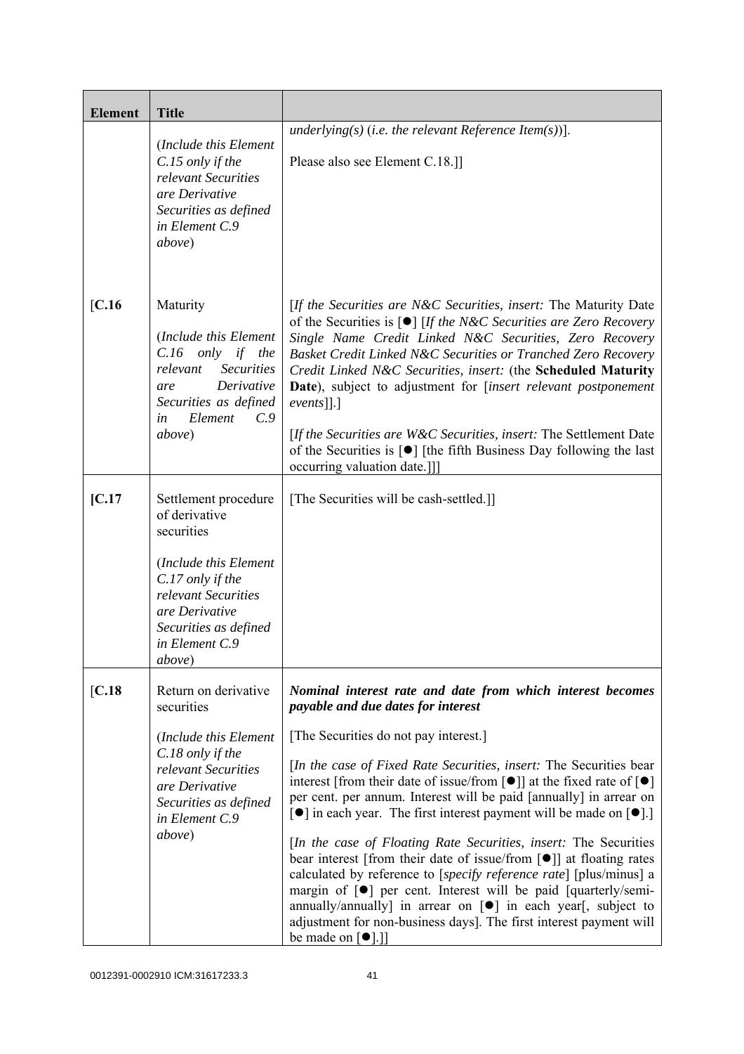| Element | Title | |
|---|---|---|
| | (*Include this Element C.15 only if the relevant Securities are Derivative Securities as defined in Element C.9 above*) | *underlying(s)* (*i.e. the relevant Reference Item(s)*)].<br><br>Please also see Element C.18.]] |
| [C.16 | Maturity<br><br>(*Include this Element C.16 only if the relevant Securities are Derivative Securities as defined in Element C.9 above*) | [*If the Securities are N&C Securities, insert:* The Maturity Date of the Securities is [●] [*If the N&C Securities are Zero Recovery Single Name Credit Linked N&C Securities, Zero Recovery Basket Credit Linked N&C Securities or Tranched Zero Recovery Credit Linked N&C Securities, insert:* (the **Scheduled Maturity Date**), subject to adjustment for [*insert relevant postponement events*]].]<br><br>[*If the Securities are W&C Securities, insert:* The Settlement Date of the Securities is [●] [the fifth Business Day following the last occurring valuation date.]]] |
| [C.17 | Settlement procedure of derivative securities<br><br>(*Include this Element C.17 only if the relevant Securities are Derivative Securities as defined in Element C.9 above*) | [The Securities will be cash-settled.]] |
| [C.18 | Return on derivative securities<br><br>(*Include this Element C.18 only if the relevant Securities are Derivative Securities as defined in Element C.9 above*) | ***Nominal interest rate and date from which interest becomes payable and due dates for interest***<br><br>[The Securities do not pay interest.]<br><br>[*In the case of Fixed Rate Securities, insert:* The Securities bear interest [from their date of issue/from [●]] at the fixed rate of [●] per cent. per annum. Interest will be paid [annually] in arrear on [●] in each year. The first interest payment will be made on [●].]<br><br>[*In the case of Floating Rate Securities, insert:* The Securities bear interest [from their date of issue/from [●]] at floating rates calculated by reference to [*specify reference rate*] [plus/minus] a margin of [●] per cent. Interest will be paid [quarterly/semi-annually/annually] in arrear on [●] in each year[, subject to adjustment for non-business days]. The first interest payment will be made on [●].]] |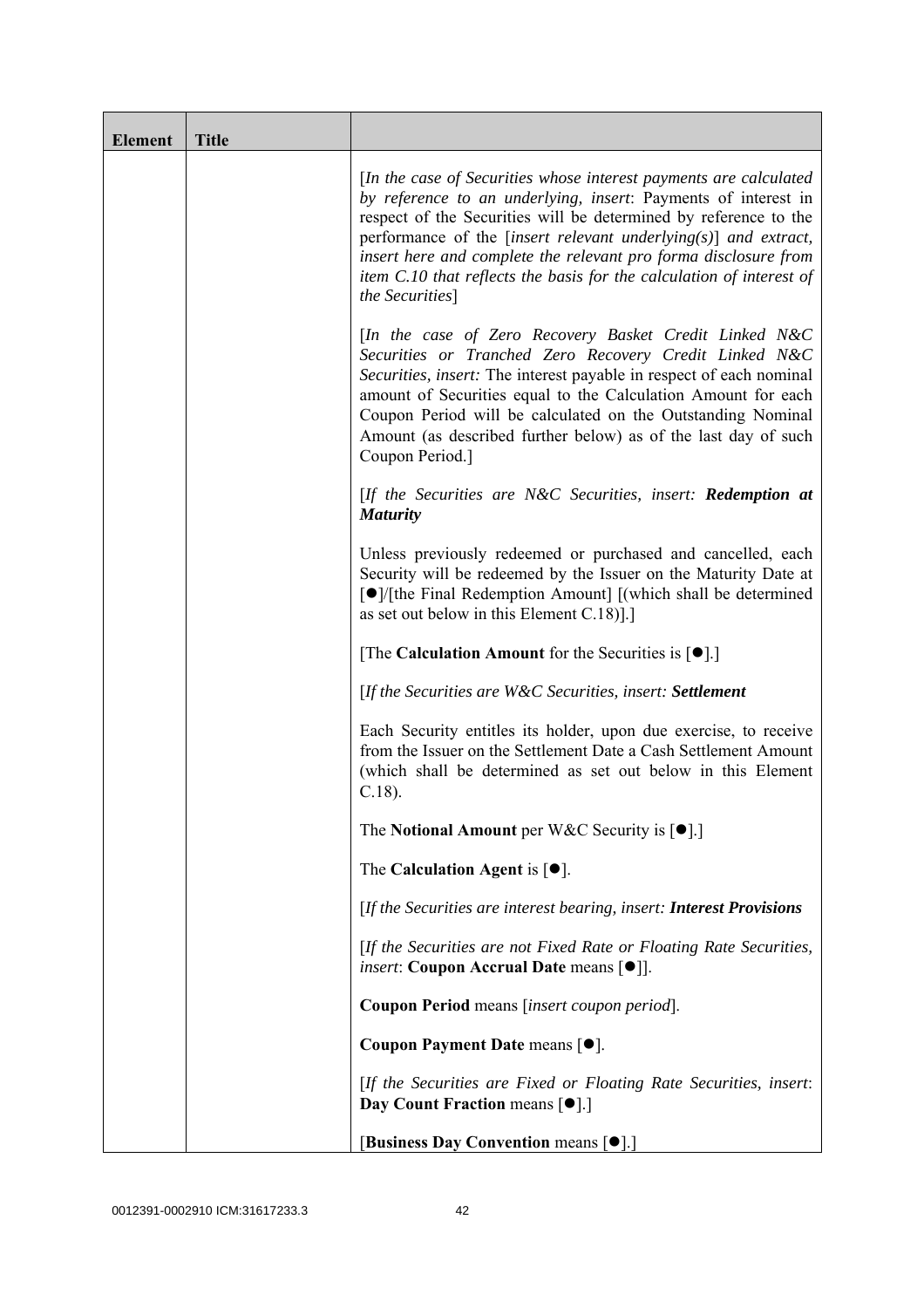| Element | Title | |
|---|---|---|
| | | [*In the case of Securities whose interest payments are calculated by reference to an underlying, insert*: Payments of interest in respect of the Securities will be determined by reference to the performance of the [*insert relevant underlying(s)*] *and extract, insert here and complete the relevant pro forma disclosure from item C.10 that reflects the basis for the calculation of interest of the Securities*]<br><br>[*In the case of Zero Recovery Basket Credit Linked N&C Securities or Tranched Zero Recovery Credit Linked N&C Securities, insert:* The interest payable in respect of each nominal amount of Securities equal to the Calculation Amount for each Coupon Period will be calculated on the Outstanding Nominal Amount (as described further below) as of the last day of such Coupon Period.]<br><br>[*If the Securities are N&C Securities, insert:* ***Redemption at Maturity***<br><br>Unless previously redeemed or purchased and cancelled, each Security will be redeemed by the Issuer on the Maturity Date at [●]/[the Final Redemption Amount] [(which shall be determined as set out below in this Element C.18)].]<br><br>[The **Calculation Amount** for the Securities is [●].]<br><br>[*If the Securities are W&C Securities, insert:* ***Settlement***<br><br>Each Security entitles its holder, upon due exercise, to receive from the Issuer on the Settlement Date a Cash Settlement Amount (which shall be determined as set out below in this Element C.18).<br><br>The **Notional Amount** per W&C Security is [●].]<br><br>The **Calculation Agent** is [●].<br><br>[*If the Securities are interest bearing, insert:* ***Interest Provisions***<br><br>[*If the Securities are not Fixed Rate or Floating Rate Securities, insert*: **Coupon Accrual Date** means [●]].<br><br>**Coupon Period** means [*insert coupon period*].<br><br>**Coupon Payment Date** means [●].<br><br>[*If the Securities are Fixed or Floating Rate Securities, insert*: **Day Count Fraction** means [●].]<br><br>[**Business Day Convention** means [●].] |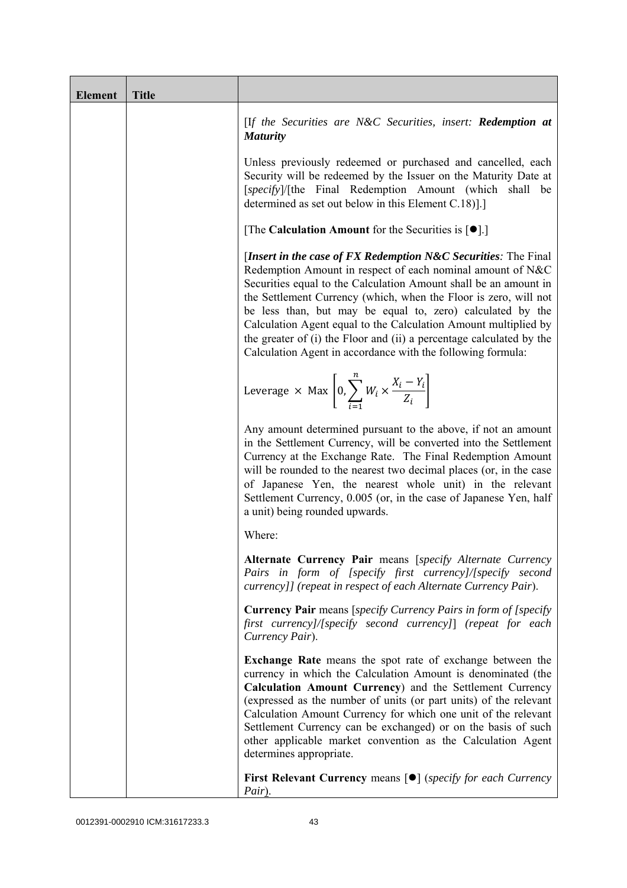| Element | Title | |
|---|---|---|
| | | [*If the Securities are N&C Securities, insert:* ***Redemption at Maturity***<br><br>Unless previously redeemed or purchased and cancelled, each Security will be redeemed by the Issuer on the Maturity Date at [*specify*]/[the Final Redemption Amount (which shall be determined as set out below in this Element C.18)].]<br><br>[The **Calculation Amount** for the Securities is [●].]<br><br>[***Insert in the case of FX Redemption N&C Securities****:* The Final Redemption Amount in respect of each nominal amount of N&C Securities equal to the Calculation Amount shall be an amount in the Settlement Currency (which, when the Floor is zero, will not be less than, but may be equal to, zero) calculated by the Calculation Agent equal to the Calculation Amount multiplied by the greater of (i) the Floor and (ii) a percentage calculated by the Calculation Agent in accordance with the following formula:<br><br>$$\text{Leverage} \times \text{Max}\left[0, \sum_{i=1}^{n} W_i \times \frac{X_i - Y_i}{Z_i}\right]$$<br><br>Any amount determined pursuant to the above, if not an amount in the Settlement Currency, will be converted into the Settlement Currency at the Exchange Rate. The Final Redemption Amount will be rounded to the nearest two decimal places (or, in the case of Japanese Yen, the nearest whole unit) in the relevant Settlement Currency, 0.005 (or, in the case of Japanese Yen, half a unit) being rounded upwards.<br><br>Where:<br><br>**Alternate Currency Pair** means [*specify Alternate Currency Pairs in form of [specify first currency]/[specify second currency]] (repeat in respect of each Alternate Currency Pair*).<br><br>**Currency Pair** means [*specify Currency Pairs in form of [specify first currency]/[specify second currency]*] (*repeat for each Currency Pair*).<br><br>**Exchange Rate** means the spot rate of exchange between the currency in which the Calculation Amount is denominated (the **Calculation Amount Currency**) and the Settlement Currency (expressed as the number of units (or part units) of the relevant Calculation Amount Currency for which one unit of the relevant Settlement Currency can be exchanged) or on the basis of such other applicable market convention as the Calculation Agent determines appropriate.<br><br>**First Relevant Currency** means [●] (*specify for each Currency Pair*). |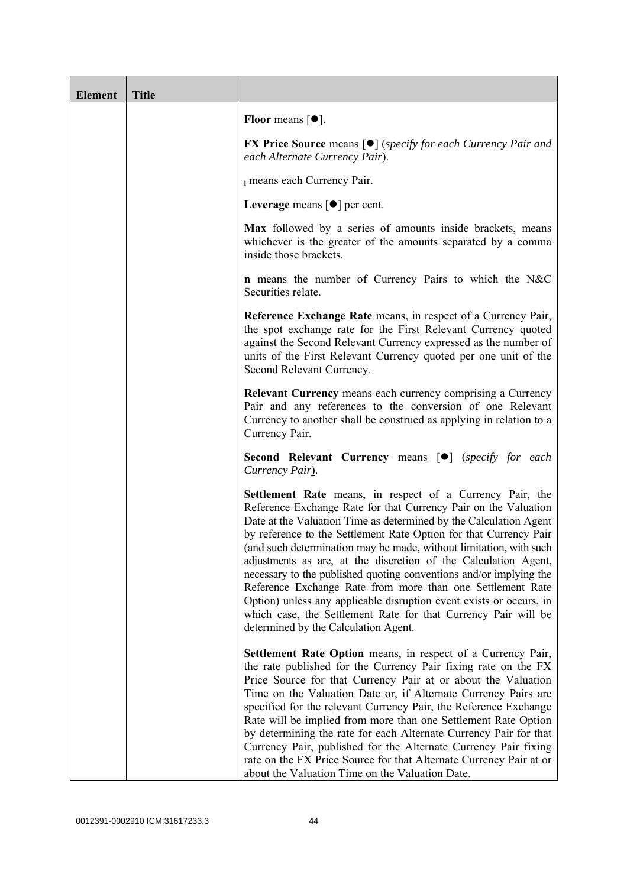| Element | Title | |
|---|---|---|
| | | **Floor** means [●].<br><br>**FX Price Source** means [●] (*specify for each Currency Pair and each Alternate Currency Pair*).<br><br>$_i$ means each Currency Pair.<br><br>**Leverage** means [●] per cent.<br><br>**Max** followed by a series of amounts inside brackets, means whichever is the greater of the amounts separated by a comma inside those brackets.<br><br>**n** means the number of Currency Pairs to which the N&C Securities relate.<br><br>**Reference Exchange Rate** means, in respect of a Currency Pair, the spot exchange rate for the First Relevant Currency quoted against the Second Relevant Currency expressed as the number of units of the First Relevant Currency quoted per one unit of the Second Relevant Currency.<br><br>**Relevant Currency** means each currency comprising a Currency Pair and any references to the conversion of one Relevant Currency to another shall be construed as applying in relation to a Currency Pair.<br><br>**Second Relevant Currency** means [●] (*specify for each Currency Pair*).<br><br>**Settlement Rate** means, in respect of a Currency Pair, the Reference Exchange Rate for that Currency Pair on the Valuation Date at the Valuation Time as determined by the Calculation Agent by reference to the Settlement Rate Option for that Currency Pair (and such determination may be made, without limitation, with such adjustments as are, at the discretion of the Calculation Agent, necessary to the published quoting conventions and/or implying the Reference Exchange Rate from more than one Settlement Rate Option) unless any applicable disruption event exists or occurs, in which case, the Settlement Rate for that Currency Pair will be determined by the Calculation Agent.<br><br>**Settlement Rate Option** means, in respect of a Currency Pair, the rate published for the Currency Pair fixing rate on the FX Price Source for that Currency Pair at or about the Valuation Time on the Valuation Date or, if Alternate Currency Pairs are specified for the relevant Currency Pair, the Reference Exchange Rate will be implied from more than one Settlement Rate Option by determining the rate for each Alternate Currency Pair for that Currency Pair, published for the Alternate Currency Pair fixing rate on the FX Price Source for that Alternate Currency Pair at or about the Valuation Time on the Valuation Date. |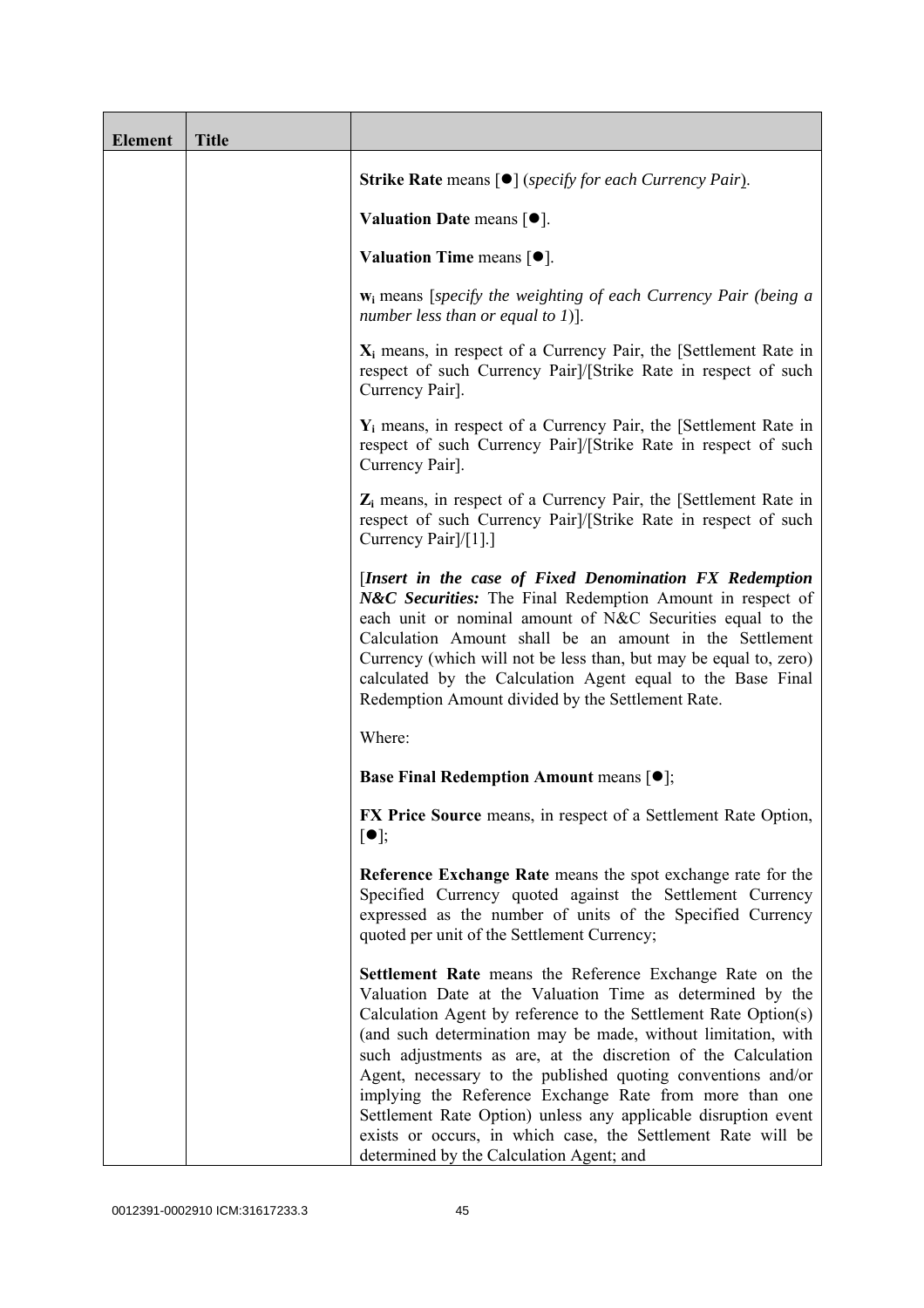| Element | Title | |
|---|---|---|
| | | **Strike Rate** means [●] (*specify for each Currency Pair*).<br><br>**Valuation Date** means [●].<br><br>**Valuation Time** means [●].<br><br>$\mathbf{w_i}$ means [*specify the weighting of each Currency Pair (being a number less than or equal to 1)*].<br><br>$\mathbf{X_i}$ means, in respect of a Currency Pair, the [Settlement Rate in respect of such Currency Pair]/[Strike Rate in respect of such Currency Pair].<br><br>$\mathbf{Y_i}$ means, in respect of a Currency Pair, the [Settlement Rate in respect of such Currency Pair]/[Strike Rate in respect of such Currency Pair].<br><br>$\mathbf{Z_i}$ means, in respect of a Currency Pair, the [Settlement Rate in respect of such Currency Pair]/[1].]<br><br>[***Insert in the case of Fixed Denomination FX Redemption N&C Securities:*** The Final Redemption Amount in respect of each unit or nominal amount of N&C Securities equal to the Calculation Amount shall be an amount in the Settlement Currency (which will not be less than, but may be equal to, zero) calculated by the Calculation Agent equal to the Base Final Redemption Amount divided by the Settlement Rate.<br><br>Where:<br><br>**Base Final Redemption Amount** means [●];<br><br>**FX Price Source** means, in respect of a Settlement Rate Option, [●];<br><br>**Reference Exchange Rate** means the spot exchange rate for the Specified Currency quoted against the Settlement Currency expressed as the number of units of the Specified Currency quoted per unit of the Settlement Currency;<br><br>**Settlement Rate** means the Reference Exchange Rate on the Valuation Date at the Valuation Time as determined by the Calculation Agent by reference to the Settlement Rate Option(s) (and such determination may be made, without limitation, with such adjustments as are, at the discretion of the Calculation Agent, necessary to the published quoting conventions and/or implying the Reference Exchange Rate from more than one Settlement Rate Option) unless any applicable disruption event exists or occurs, in which case, the Settlement Rate will be determined by the Calculation Agent; and |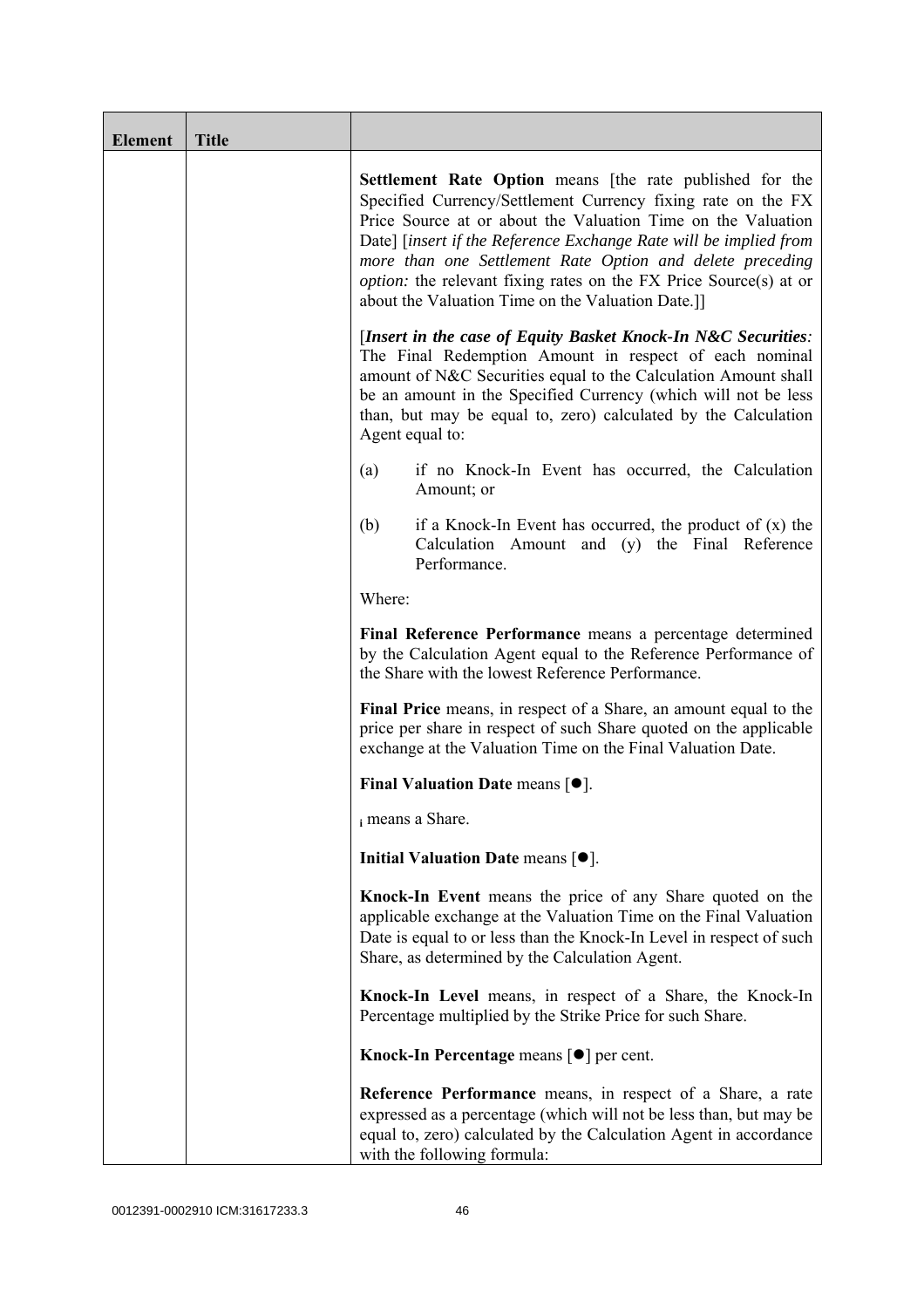| Element | Title | |
|---|---|---|
| | | **Settlement Rate Option** means [the rate published for the Specified Currency/Settlement Currency fixing rate on the FX Price Source at or about the Valuation Time on the Valuation Date] [*insert if the Reference Exchange Rate will be implied from more than one Settlement Rate Option and delete preceding option:* the relevant fixing rates on the FX Price Source(s) at or about the Valuation Time on the Valuation Date.]]<br><br>[***Insert in the case of Equity Basket Knock-In N&C Securities****:* The Final Redemption Amount in respect of each nominal amount of N&C Securities equal to the Calculation Amount shall be an amount in the Specified Currency (which will not be less than, but may be equal to, zero) calculated by the Calculation Agent equal to:<br><br>(a) if no Knock-In Event has occurred, the Calculation Amount; or<br><br>(b) if a Knock-In Event has occurred, the product of (x) the Calculation Amount and (y) the Final Reference Performance.<br><br>Where:<br><br>**Final Reference Performance** means a percentage determined by the Calculation Agent equal to the Reference Performance of the Share with the lowest Reference Performance.<br><br>**Final Price** means, in respect of a Share, an amount equal to the price per share in respect of such Share quoted on the applicable exchange at the Valuation Time on the Final Valuation Date.<br><br>**Final Valuation Date** means [●].<br><br>$_i$ means a Share.<br><br>**Initial Valuation Date** means [●].<br><br>**Knock-In Event** means the price of any Share quoted on the applicable exchange at the Valuation Time on the Final Valuation Date is equal to or less than the Knock-In Level in respect of such Share, as determined by the Calculation Agent.<br><br>**Knock-In Level** means, in respect of a Share, the Knock-In Percentage multiplied by the Strike Price for such Share.<br><br>**Knock-In Percentage** means [●] per cent.<br><br>**Reference Performance** means, in respect of a Share, a rate expressed as a percentage (which will not be less than, but may be equal to, zero) calculated by the Calculation Agent in accordance with the following formula: |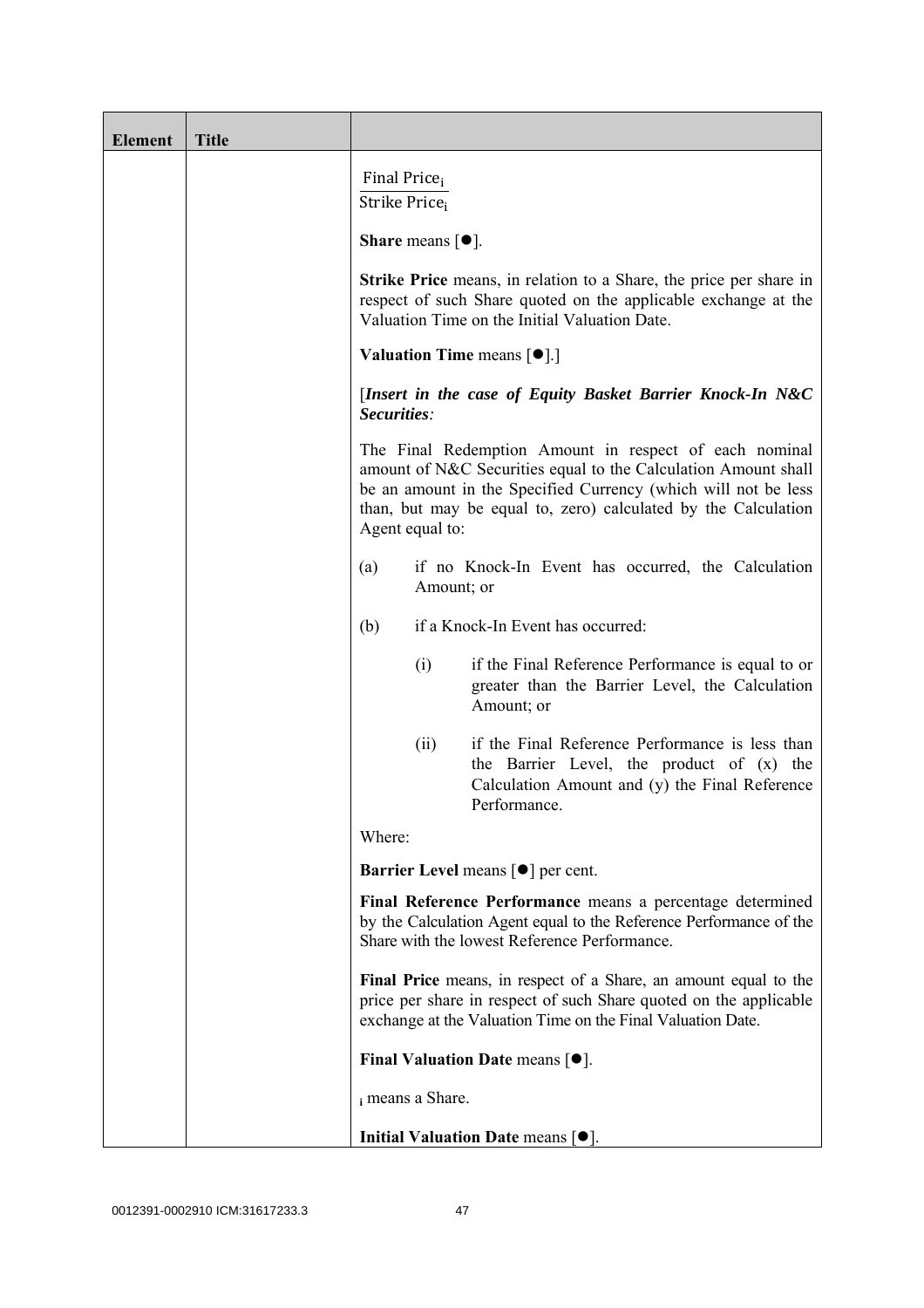| Element | Title | |
|---|---|---|
| | | $\frac{\text{Final Price}_i}{\text{Strike Price}_i}$<br><br>**Share** means [●].<br><br>**Strike Price** means, in relation to a Share, the price per share in respect of such Share quoted on the applicable exchange at the Valuation Time on the Initial Valuation Date.<br><br>**Valuation Time** means [●].]<br><br>[***Insert in the case of Equity Basket Barrier Knock-In N&C Securities:***<br><br>The Final Redemption Amount in respect of each nominal amount of N&C Securities equal to the Calculation Amount shall be an amount in the Specified Currency (which will not be less than, but may be equal to, zero) calculated by the Calculation Agent equal to:<br><br>(a) if no Knock-In Event has occurred, the Calculation Amount; or<br><br>(b) if a Knock-In Event has occurred:<br><br>(i) if the Final Reference Performance is equal to or greater than the Barrier Level, the Calculation Amount; or<br><br>(ii) if the Final Reference Performance is less than the Barrier Level, the product of (x) the Calculation Amount and (y) the Final Reference Performance.<br><br>Where:<br><br>**Barrier Level** means [●] per cent.<br><br>**Final Reference Performance** means a percentage determined by the Calculation Agent equal to the Reference Performance of the Share with the lowest Reference Performance.<br><br>**Final Price** means, in respect of a Share, an amount equal to the price per share in respect of such Share quoted on the applicable exchange at the Valuation Time on the Final Valuation Date.<br><br>**Final Valuation Date** means [●].<br><br>$_i$ means a Share.<br><br>**Initial Valuation Date** means [●]. |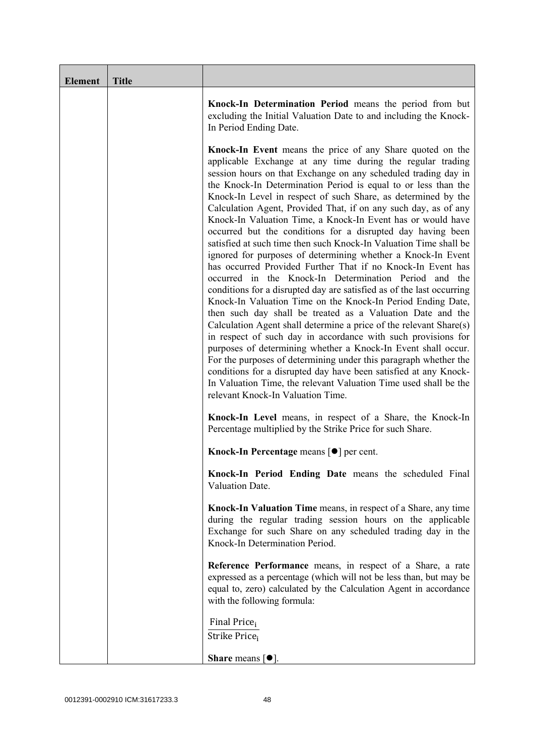| Element | Title | |
|---|---|---|
| | | **Knock-In Determination Period** means the period from but excluding the Initial Valuation Date to and including the Knock-In Period Ending Date.<br><br>**Knock-In Event** means the price of any Share quoted on the applicable Exchange at any time during the regular trading session hours on that Exchange on any scheduled trading day in the Knock-In Determination Period is equal to or less than the Knock-In Level in respect of such Share, as determined by the Calculation Agent, Provided That, if on any such day, as of any Knock-In Valuation Time, a Knock-In Event has or would have occurred but the conditions for a disrupted day having been satisfied at such time then such Knock-In Valuation Time shall be ignored for purposes of determining whether a Knock-In Event has occurred Provided Further That if no Knock-In Event has occurred in the Knock-In Determination Period and the conditions for a disrupted day are satisfied as of the last occurring Knock-In Valuation Time on the Knock-In Period Ending Date, then such day shall be treated as a Valuation Date and the Calculation Agent shall determine a price of the relevant Share(s) in respect of such day in accordance with such provisions for purposes of determining whether a Knock-In Event shall occur. For the purposes of determining under this paragraph whether the conditions for a disrupted day have been satisfied at any Knock-In Valuation Time, the relevant Valuation Time used shall be the relevant Knock-In Valuation Time.<br><br>**Knock-In Level** means, in respect of a Share, the Knock-In Percentage multiplied by the Strike Price for such Share.<br><br>**Knock-In Percentage** means [●] per cent.<br><br>**Knock-In Period Ending Date** means the scheduled Final Valuation Date.<br><br>**Knock-In Valuation Time** means, in respect of a Share, any time during the regular trading session hours on the applicable Exchange for such Share on any scheduled trading day in the Knock-In Determination Period.<br><br>**Reference Performance** means, in respect of a Share, a rate expressed as a percentage (which will not be less than, but may be equal to, zero) calculated by the Calculation Agent in accordance with the following formula:<br><br>$\frac{\text{Final Price}_i}{\text{Strike Price}_i}$<br><br>**Share** means [●]. |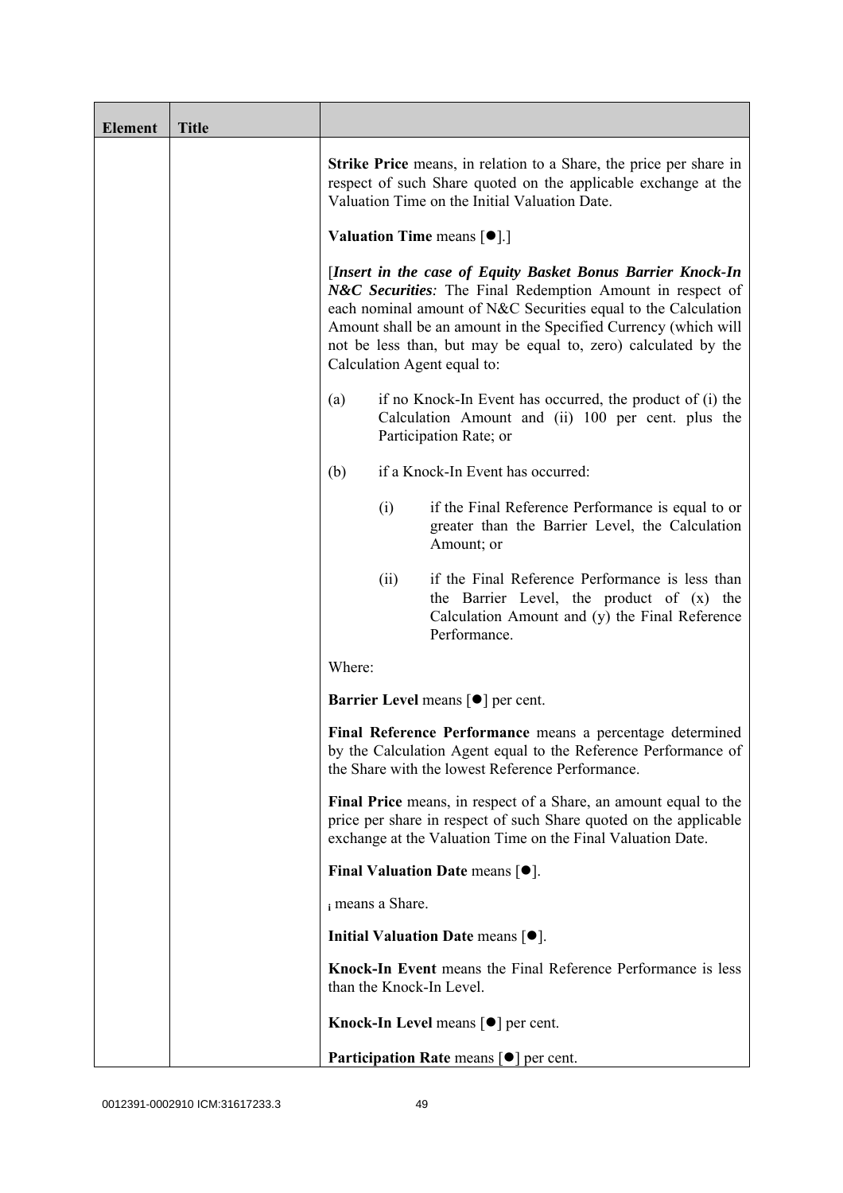| Element | Title | |
|---|---|---|
| | | **Strike Price** means, in relation to a Share, the price per share in respect of such Share quoted on the applicable exchange at the Valuation Time on the Initial Valuation Date.<br><br>**Valuation Time** means [●].]<br><br>[***Insert in the case of Equity Basket Bonus Barrier Knock-In N&C Securities****:* The Final Redemption Amount in respect of each nominal amount of N&C Securities equal to the Calculation Amount shall be an amount in the Specified Currency (which will not be less than, but may be equal to, zero) calculated by the Calculation Agent equal to:<br><br>(a) if no Knock-In Event has occurred, the product of (i) the Calculation Amount and (ii) 100 per cent. plus the Participation Rate; or<br><br>(b) if a Knock-In Event has occurred:<br><br>(i) if the Final Reference Performance is equal to or greater than the Barrier Level, the Calculation Amount; or<br><br>(ii) if the Final Reference Performance is less than the Barrier Level, the product of (x) the Calculation Amount and (y) the Final Reference Performance.<br><br>Where:<br><br>**Barrier Level** means [●] per cent.<br><br>**Final Reference Performance** means a percentage determined by the Calculation Agent equal to the Reference Performance of the Share with the lowest Reference Performance.<br><br>**Final Price** means, in respect of a Share, an amount equal to the price per share in respect of such Share quoted on the applicable exchange at the Valuation Time on the Final Valuation Date.<br><br>**Final Valuation Date** means [●].<br><br>$_i$ means a Share.<br><br>**Initial Valuation Date** means [●].<br><br>**Knock-In Event** means the Final Reference Performance is less than the Knock-In Level.<br><br>**Knock-In Level** means [●] per cent.<br><br>**Participation Rate** means [●] per cent. |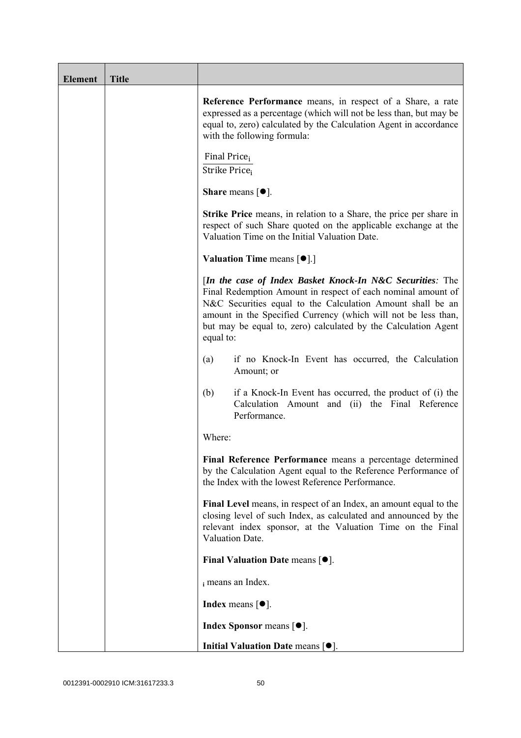| Element | Title | |
|---|---|---|
| | | **Reference Performance** means, in respect of a Share, a rate expressed as a percentage (which will not be less than, but may be equal to, zero) calculated by the Calculation Agent in accordance with the following formula:<br><br>$$\frac{\text{Final Price}_i}{\text{Strike Price}_i}$$<br><br>**Share** means [●].<br><br>**Strike Price** means, in relation to a Share, the price per share in respect of such Share quoted on the applicable exchange at the Valuation Time on the Initial Valuation Date.<br><br>**Valuation Time** means [●].]<br><br>[***In the case of Index Basket Knock-In N&C Securities:*** The Final Redemption Amount in respect of each nominal amount of N&C Securities equal to the Calculation Amount shall be an amount in the Specified Currency (which will not be less than, but may be equal to, zero) calculated by the Calculation Agent equal to:<br><br>(a) if no Knock-In Event has occurred, the Calculation Amount; or<br><br>(b) if a Knock-In Event has occurred, the product of (i) the Calculation Amount and (ii) the Final Reference Performance.<br><br>Where:<br><br>**Final Reference Performance** means a percentage determined by the Calculation Agent equal to the Reference Performance of the Index with the lowest Reference Performance.<br><br>**Final Level** means, in respect of an Index, an amount equal to the closing level of such Index, as calculated and announced by the relevant index sponsor, at the Valuation Time on the Final Valuation Date.<br><br>**Final Valuation Date** means [●].<br><br>$_i$ means an Index.<br><br>**Index** means [●].<br><br>**Index Sponsor** means [●].<br><br>**Initial Valuation Date** means [●]. |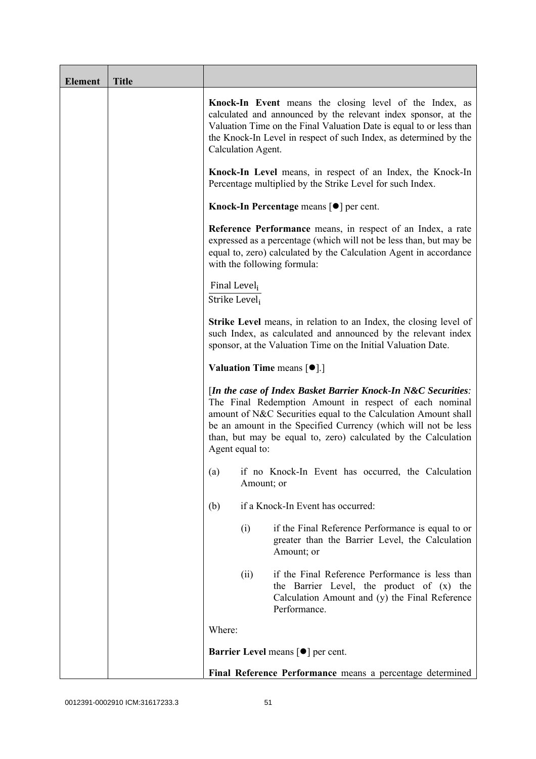| Element | Title | |
|---|---|---|
| | | **Knock-In Event** means the closing level of the Index, as calculated and announced by the relevant index sponsor, at the Valuation Time on the Final Valuation Date is equal to or less than the Knock-In Level in respect of such Index, as determined by the Calculation Agent. |
| | | **Knock-In Level** means, in respect of an Index, the Knock-In Percentage multiplied by the Strike Level for such Index. |
| | | **Knock-In Percentage** means [●] per cent. |
| | | **Reference Performance** means, in respect of an Index, a rate expressed as a percentage (which will not be less than, but may be equal to, zero) calculated by the Calculation Agent in accordance with the following formula: |
| | | $\frac{\text{Final Level}_i}{\text{Strike Level}_i}$ |
| | | **Strike Level** means, in relation to an Index, the closing level of such Index, as calculated and announced by the relevant index sponsor, at the Valuation Time on the Initial Valuation Date. |
| | | **Valuation Time** means [●].] |
| | | [***In the case of Index Basket Barrier Knock-In N&C Securities:*** The Final Redemption Amount in respect of each nominal amount of N&C Securities equal to the Calculation Amount shall be an amount in the Specified Currency (which will not be less than, but may be equal to, zero) calculated by the Calculation Agent equal to: |
| | | (a) if no Knock-In Event has occurred, the Calculation Amount; or |
| | | (b) if a Knock-In Event has occurred: |
| | | (i) if the Final Reference Performance is equal to or greater than the Barrier Level, the Calculation Amount; or |
| | | (ii) if the Final Reference Performance is less than the Barrier Level, the product of (x) the Calculation Amount and (y) the Final Reference Performance. |
| | | Where: |
| | | **Barrier Level** means [●] per cent. |
| | | **Final Reference Performance** means a percentage determined |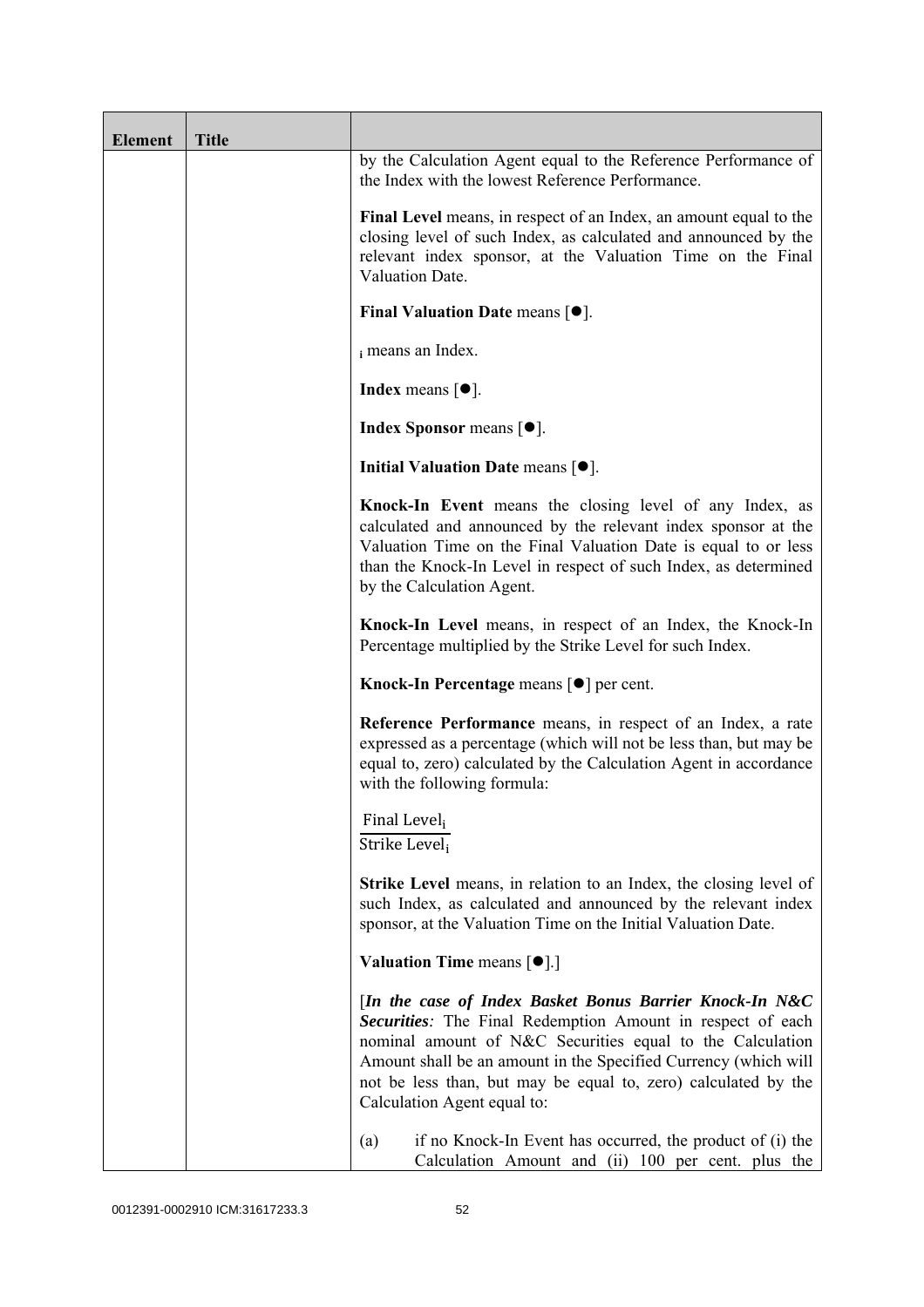| Element | Title | |
|---|---|---|
| | | by the Calculation Agent equal to the Reference Performance of the Index with the lowest Reference Performance.<br><br>**Final Level** means, in respect of an Index, an amount equal to the closing level of such Index, as calculated and announced by the relevant index sponsor, at the Valuation Time on the Final Valuation Date.<br><br>**Final Valuation Date** means [●].<br><br>$_i$ means an Index.<br><br>**Index** means [●].<br><br>**Index Sponsor** means [●].<br><br>**Initial Valuation Date** means [●].<br><br>**Knock-In Event** means the closing level of any Index, as calculated and announced by the relevant index sponsor at the Valuation Time on the Final Valuation Date is equal to or less than the Knock-In Level in respect of such Index, as determined by the Calculation Agent.<br><br>**Knock-In Level** means, in respect of an Index, the Knock-In Percentage multiplied by the Strike Level for such Index.<br><br>**Knock-In Percentage** means [●] per cent.<br><br>**Reference Performance** means, in respect of an Index, a rate expressed as a percentage (which will not be less than, but may be equal to, zero) calculated by the Calculation Agent in accordance with the following formula:<br><br>$\frac{\text{Final Level}_i}{\text{Strike Level}_i}$<br><br>**Strike Level** means, in relation to an Index, the closing level of such Index, as calculated and announced by the relevant index sponsor, at the Valuation Time on the Initial Valuation Date.<br><br>**Valuation Time** means [●].]<br><br>[***In the case of Index Basket Bonus Barrier Knock-In N&C Securities****:* The Final Redemption Amount in respect of each nominal amount of N&C Securities equal to the Calculation Amount shall be an amount in the Specified Currency (which will not be less than, but may be equal to, zero) calculated by the Calculation Agent equal to:<br><br>(a) if no Knock-In Event has occurred, the product of (i) the Calculation Amount and (ii) 100 per cent. plus the |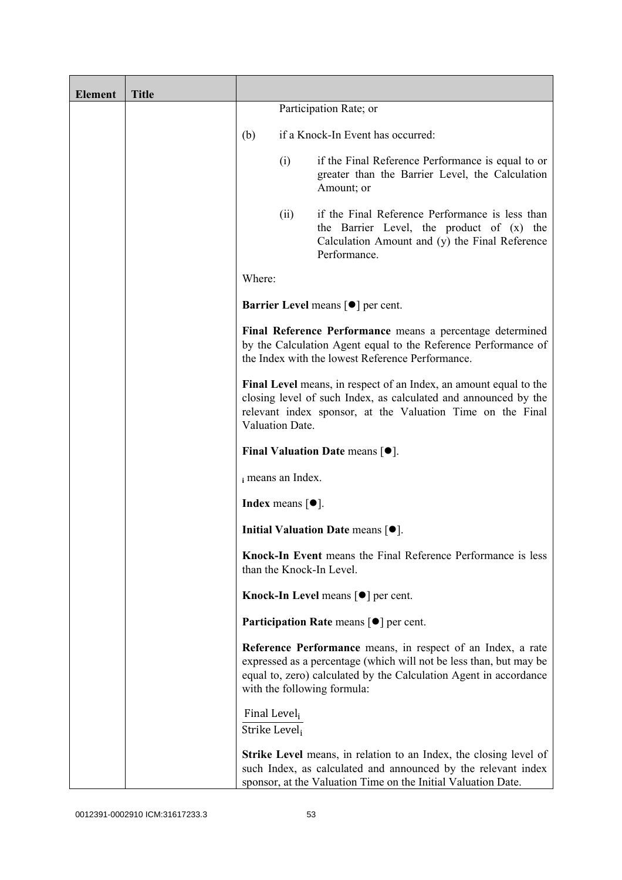| Element | Title | |
|---|---|---|
| | | Participation Rate; or<br><br>(b) if a Knock-In Event has occurred:<br><br>(i) if the Final Reference Performance is equal to or greater than the Barrier Level, the Calculation Amount; or<br><br>(ii) if the Final Reference Performance is less than the Barrier Level, the product of (x) the Calculation Amount and (y) the Final Reference Performance.<br><br>Where:<br><br>**Barrier Level** means [●] per cent.<br><br>**Final Reference Performance** means a percentage determined by the Calculation Agent equal to the Reference Performance of the Index with the lowest Reference Performance.<br><br>**Final Level** means, in respect of an Index, an amount equal to the closing level of such Index, as calculated and announced by the relevant index sponsor, at the Valuation Time on the Final Valuation Date.<br><br>**Final Valuation Date** means [●].<br><br>$_i$ means an Index.<br><br>**Index** means [●].<br><br>**Initial Valuation Date** means [●].<br><br>**Knock-In Event** means the Final Reference Performance is less than the Knock-In Level.<br><br>**Knock-In Level** means [●] per cent.<br><br>**Participation Rate** means [●] per cent.<br><br>**Reference Performance** means, in respect of an Index, a rate expressed as a percentage (which will not be less than, but may be equal to, zero) calculated by the Calculation Agent in accordance with the following formula:<br><br>$\frac{\text{Final Level}_i}{\text{Strike Level}_i}$<br><br>**Strike Level** means, in relation to an Index, the closing level of such Index, as calculated and announced by the relevant index sponsor, at the Valuation Time on the Initial Valuation Date. |

0012391-0002910 ICM:31617233.3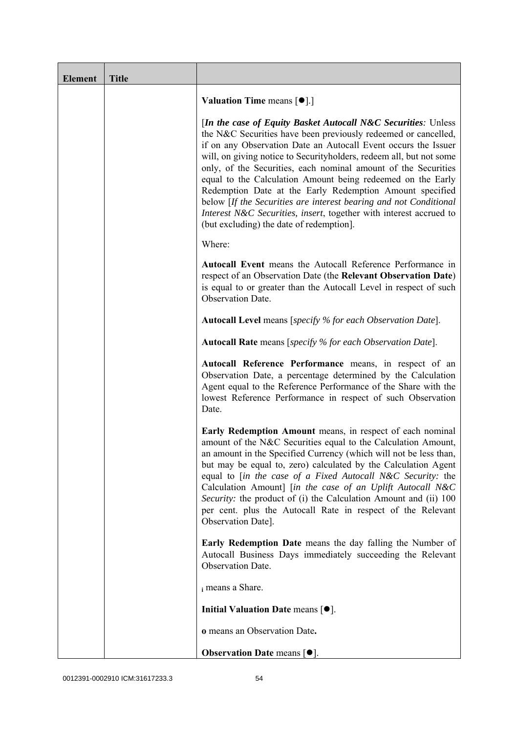| Element | Title | |
|---|---|---|
| | | **Valuation Time** means [●].]<br><br>[***In the case of Equity Basket Autocall N&C Securities****:* Unless the N&C Securities have been previously redeemed or cancelled, if on any Observation Date an Autocall Event occurs the Issuer will, on giving notice to Securityholders, redeem all, but not some only, of the Securities, each nominal amount of the Securities equal to the Calculation Amount being redeemed on the Early Redemption Date at the Early Redemption Amount specified below [*If the Securities are interest bearing and not Conditional Interest N&C Securities, insert*, together with interest accrued to (but excluding) the date of redemption].<br><br>Where:<br><br>**Autocall Event** means the Autocall Reference Performance in respect of an Observation Date (the **Relevant Observation Date**) is equal to or greater than the Autocall Level in respect of such Observation Date.<br><br>**Autocall Level** means [*specify % for each Observation Date*].<br><br>**Autocall Rate** means [*specify % for each Observation Date*].<br><br>**Autocall Reference Performance** means, in respect of an Observation Date, a percentage determined by the Calculation Agent equal to the Reference Performance of the Share with the lowest Reference Performance in respect of such Observation Date.<br><br>**Early Redemption Amount** means, in respect of each nominal amount of the N&C Securities equal to the Calculation Amount, an amount in the Specified Currency (which will not be less than, but may be equal to, zero) calculated by the Calculation Agent equal to [*in the case of a Fixed Autocall N&C Security:* the Calculation Amount] [*in the case of an Uplift Autocall N&C Security:* the product of (i) the Calculation Amount and (ii) 100 per cent. plus the Autocall Rate in respect of the Relevant Observation Date].<br><br>**Early Redemption Date** means the day falling the Number of Autocall Business Days immediately succeeding the Relevant Observation Date.<br><br>$_{\mathbf{i}}$ means a Share.<br><br>**Initial Valuation Date** means [●].<br><br>**o** means an Observation Date**.**<br><br>**Observation Date** means [●]. |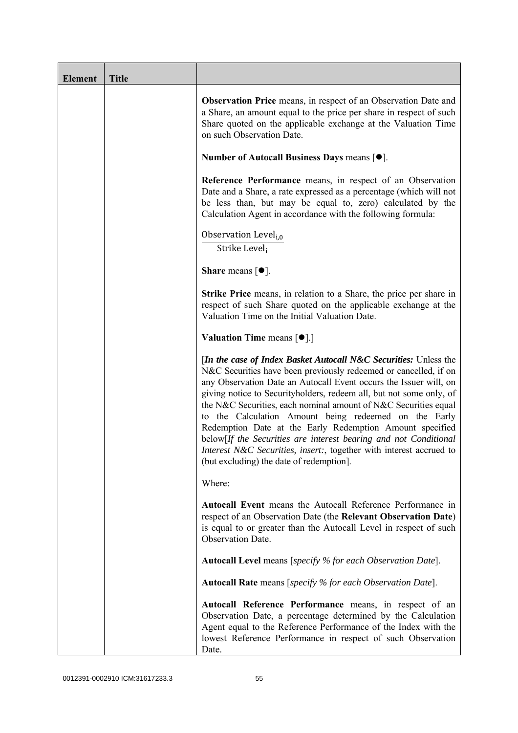| Element | Title | |
|---|---|---|
| | | **Observation Price** means, in respect of an Observation Date and a Share, an amount equal to the price per share in respect of such Share quoted on the applicable exchange at the Valuation Time on such Observation Date.<br><br>**Number of Autocall Business Days** means [●].<br><br>**Reference Performance** means, in respect of an Observation Date and a Share, a rate expressed as a percentage (which will not be less than, but may be equal to, zero) calculated by the Calculation Agent in accordance with the following formula:<br><br>$\frac{\text{Observation Level}_{i,0}}{\text{Strike Level}_{i}}$<br><br>**Share** means [●].<br><br>**Strike Price** means, in relation to a Share, the price per share in respect of such Share quoted on the applicable exchange at the Valuation Time on the Initial Valuation Date.<br><br>**Valuation Time** means [●].]<br><br>[***In the case of Index Basket Autocall N&C Securities:*** Unless the N&C Securities have been previously redeemed or cancelled, if on any Observation Date an Autocall Event occurs the Issuer will, on giving notice to Securityholders, redeem all, but not some only, of the N&C Securities, each nominal amount of N&C Securities equal to the Calculation Amount being redeemed on the Early Redemption Date at the Early Redemption Amount specified below[*If the Securities are interest bearing and not Conditional Interest N&C Securities, insert:*, together with interest accrued to (but excluding) the date of redemption].<br><br>Where:<br><br>**Autocall Event** means the Autocall Reference Performance in respect of an Observation Date (the **Relevant Observation Date**) is equal to or greater than the Autocall Level in respect of such Observation Date.<br><br>**Autocall Level** means [*specify % for each Observation Date*].<br><br>**Autocall Rate** means [*specify % for each Observation Date*].<br><br>**Autocall Reference Performance** means, in respect of an Observation Date, a percentage determined by the Calculation Agent equal to the Reference Performance of the Index with the lowest Reference Performance in respect of such Observation Date. |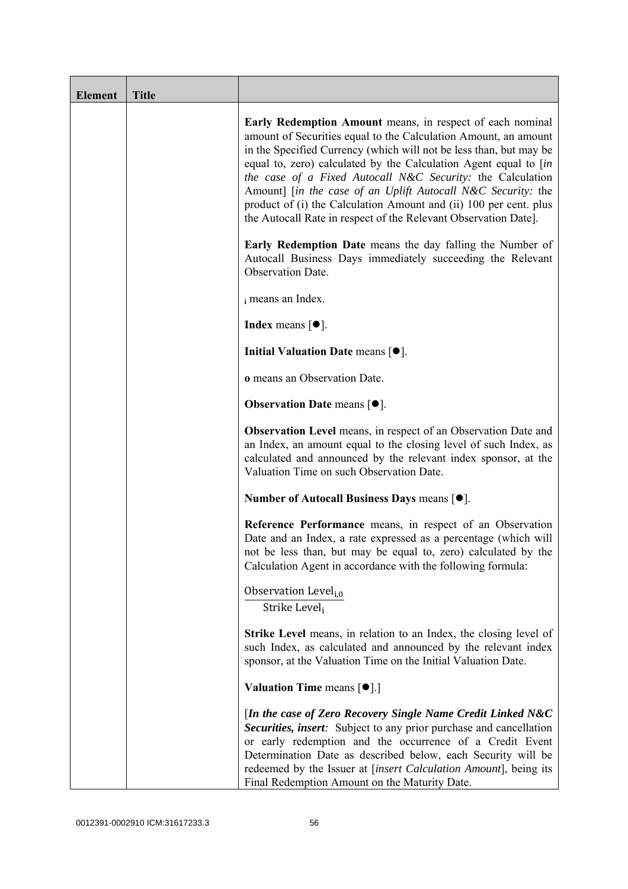| Element | Title | |
|---|---|---|
| | | **Early Redemption Amount** means, in respect of each nominal amount of Securities equal to the Calculation Amount, an amount in the Specified Currency (which will not be less than, but may be equal to, zero) calculated by the Calculation Agent equal to [*in the case of a Fixed Autocall N&C Security:* the Calculation Amount] [*in the case of an Uplift Autocall N&C Security:* the product of (i) the Calculation Amount and (ii) 100 per cent. plus the Autocall Rate in respect of the Relevant Observation Date].<br><br>**Early Redemption Date** means the day falling the Number of Autocall Business Days immediately succeeding the Relevant Observation Date.<br><br>$_{\mathbf{i}}$ means an Index.<br><br>**Index** means [●].<br><br>**Initial Valuation Date** means [●].<br><br>**o** means an Observation Date.<br><br>**Observation Date** means [●].<br><br>**Observation Level** means, in respect of an Observation Date and an Index, an amount equal to the closing level of such Index, as calculated and announced by the relevant index sponsor, at the Valuation Time on such Observation Date.<br><br>**Number of Autocall Business Days** means [●].<br><br>**Reference Performance** means, in respect of an Observation Date and an Index, a rate expressed as a percentage (which will not be less than, but may be equal to, zero) calculated by the Calculation Agent in accordance with the following formula:<br><br>$\frac{\text{Observation Level}_{i,0}}{\text{Strike Level}_{i}}$<br><br>**Strike Level** means, in relation to an Index, the closing level of such Index, as calculated and announced by the relevant index sponsor, at the Valuation Time on the Initial Valuation Date.<br><br>**Valuation Time** means [●].]<br><br>[***In the case of Zero Recovery Single Name Credit Linked N&C Securities, insert**:* Subject to any prior purchase and cancellation or early redemption and the occurrence of a Credit Event Determination Date as described below, each Security will be redeemed by the Issuer at [*insert Calculation Amount*], being its Final Redemption Amount on the Maturity Date. |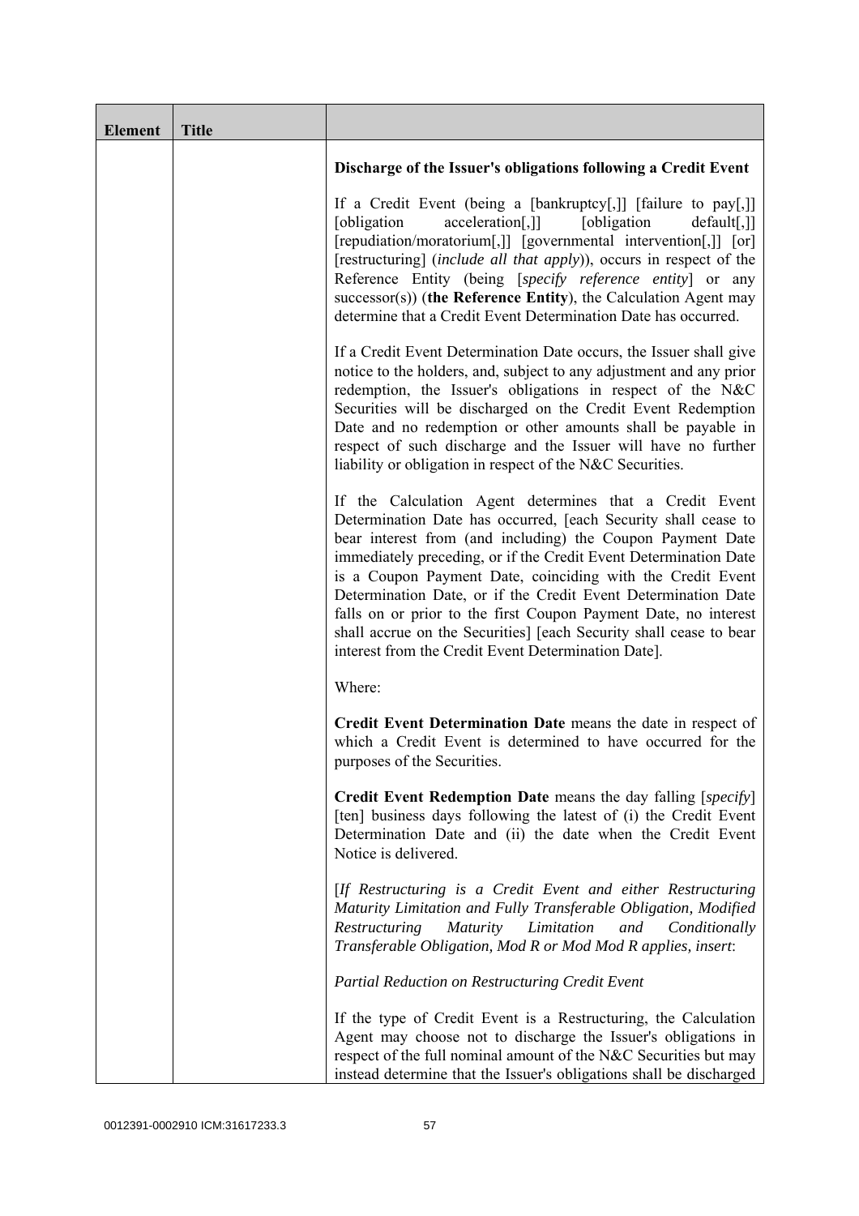| Element | Title | |
|---|---|---|
| | | **Discharge of the Issuer's obligations following a Credit Event**<br><br>If a Credit Event (being a [bankruptcy[,]] [failure to pay[,]] [obligation acceleration[,]] [obligation default[,]] [repudiation/moratorium[,]] [governmental intervention[,]] [or] [restructuring] (*include all that apply*)), occurs in respect of the Reference Entity (being [*specify reference entity*] or any successor(s)) (**the Reference Entity**), the Calculation Agent may determine that a Credit Event Determination Date has occurred.<br><br>If a Credit Event Determination Date occurs, the Issuer shall give notice to the holders, and, subject to any adjustment and any prior redemption, the Issuer's obligations in respect of the N&C Securities will be discharged on the Credit Event Redemption Date and no redemption or other amounts shall be payable in respect of such discharge and the Issuer will have no further liability or obligation in respect of the N&C Securities.<br><br>If the Calculation Agent determines that a Credit Event Determination Date has occurred, [each Security shall cease to bear interest from (and including) the Coupon Payment Date immediately preceding, or if the Credit Event Determination Date is a Coupon Payment Date, coinciding with the Credit Event Determination Date, or if the Credit Event Determination Date falls on or prior to the first Coupon Payment Date, no interest shall accrue on the Securities] [each Security shall cease to bear interest from the Credit Event Determination Date].<br><br>Where:<br><br>**Credit Event Determination Date** means the date in respect of which a Credit Event is determined to have occurred for the purposes of the Securities.<br><br>**Credit Event Redemption Date** means the day falling [*specify*] [ten] business days following the latest of (i) the Credit Event Determination Date and (ii) the date when the Credit Event Notice is delivered.<br><br>[*If Restructuring is a Credit Event and either Restructuring Maturity Limitation and Fully Transferable Obligation, Modified Restructuring Maturity Limitation and Conditionally Transferable Obligation, Mod R or Mod Mod R applies, insert*:<br><br>*Partial Reduction on Restructuring Credit Event*<br><br>If the type of Credit Event is a Restructuring, the Calculation Agent may choose not to discharge the Issuer's obligations in respect of the full nominal amount of the N&C Securities but may instead determine that the Issuer's obligations shall be discharged |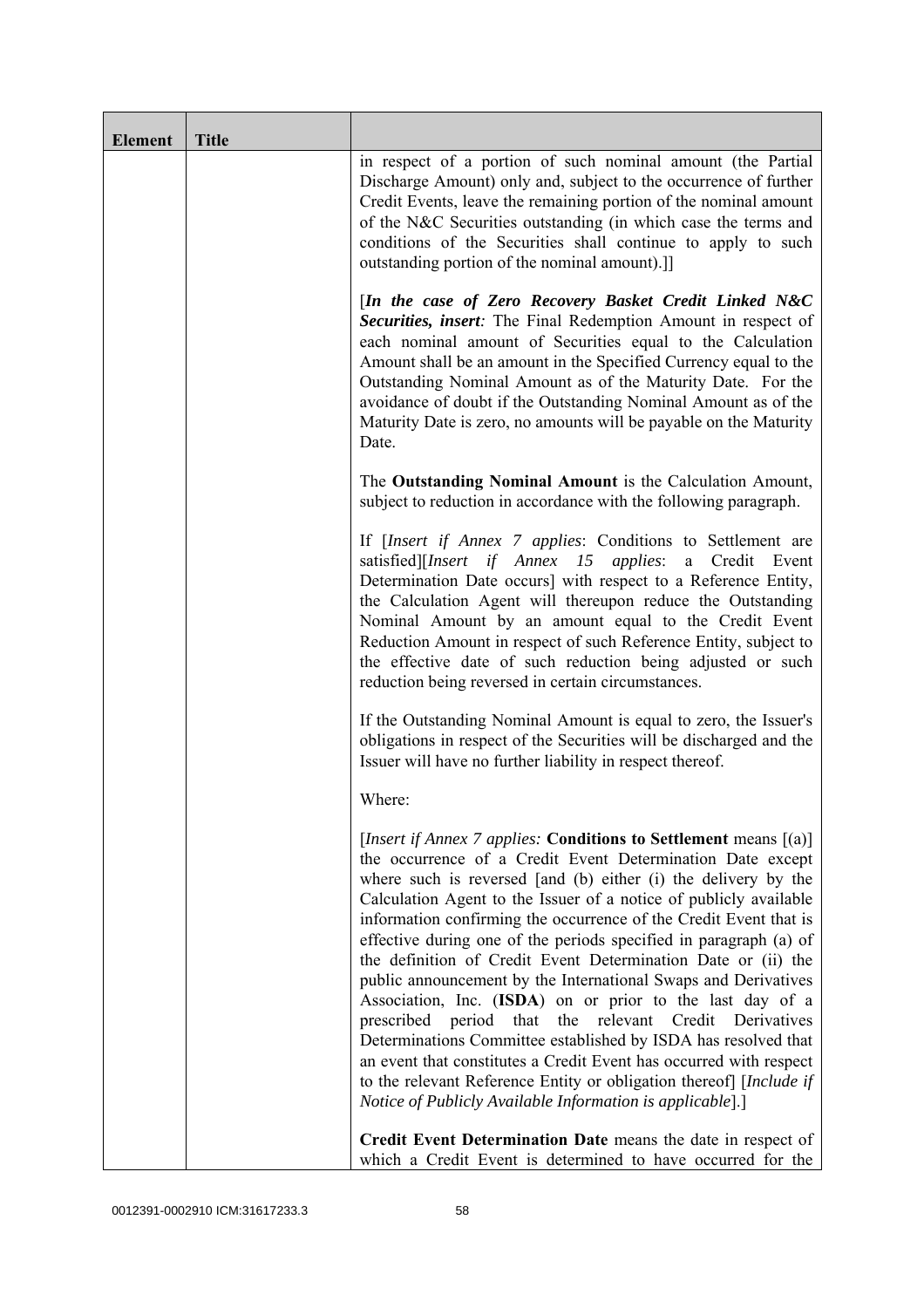| Element | Title | |
|---|---|---|
| | | in respect of a portion of such nominal amount (the Partial Discharge Amount) only and, subject to the occurrence of further Credit Events, leave the remaining portion of the nominal amount of the N&C Securities outstanding (in which case the terms and conditions of the Securities shall continue to apply to such outstanding portion of the nominal amount).]]<br><br>[***In the case of Zero Recovery Basket Credit Linked N&C Securities, insert****:* The Final Redemption Amount in respect of each nominal amount of Securities equal to the Calculation Amount shall be an amount in the Specified Currency equal to the Outstanding Nominal Amount as of the Maturity Date. For the avoidance of doubt if the Outstanding Nominal Amount as of the Maturity Date is zero, no amounts will be payable on the Maturity Date.<br><br>The **Outstanding Nominal Amount** is the Calculation Amount, subject to reduction in accordance with the following paragraph.<br><br>If [*Insert if Annex 7 applies*: Conditions to Settlement are satisfied][*Insert if Annex 15 applies*: a Credit Event Determination Date occurs] with respect to a Reference Entity, the Calculation Agent will thereupon reduce the Outstanding Nominal Amount by an amount equal to the Credit Event Reduction Amount in respect of such Reference Entity, subject to the effective date of such reduction being adjusted or such reduction being reversed in certain circumstances.<br><br>If the Outstanding Nominal Amount is equal to zero, the Issuer's obligations in respect of the Securities will be discharged and the Issuer will have no further liability in respect thereof.<br><br>Where:<br><br>[*Insert if Annex 7 applies:* **Conditions to Settlement** means [(a)] the occurrence of a Credit Event Determination Date except where such is reversed [and (b) either (i) the delivery by the Calculation Agent to the Issuer of a notice of publicly available information confirming the occurrence of the Credit Event that is effective during one of the periods specified in paragraph (a) of the definition of Credit Event Determination Date or (ii) the public announcement by the International Swaps and Derivatives Association, Inc. (**ISDA**) on or prior to the last day of a prescribed period that the relevant Credit Derivatives Determinations Committee established by ISDA has resolved that an event that constitutes a Credit Event has occurred with respect to the relevant Reference Entity or obligation thereof] [*Include if Notice of Publicly Available Information is applicable*].]<br><br>**Credit Event Determination Date** means the date in respect of which a Credit Event is determined to have occurred for the |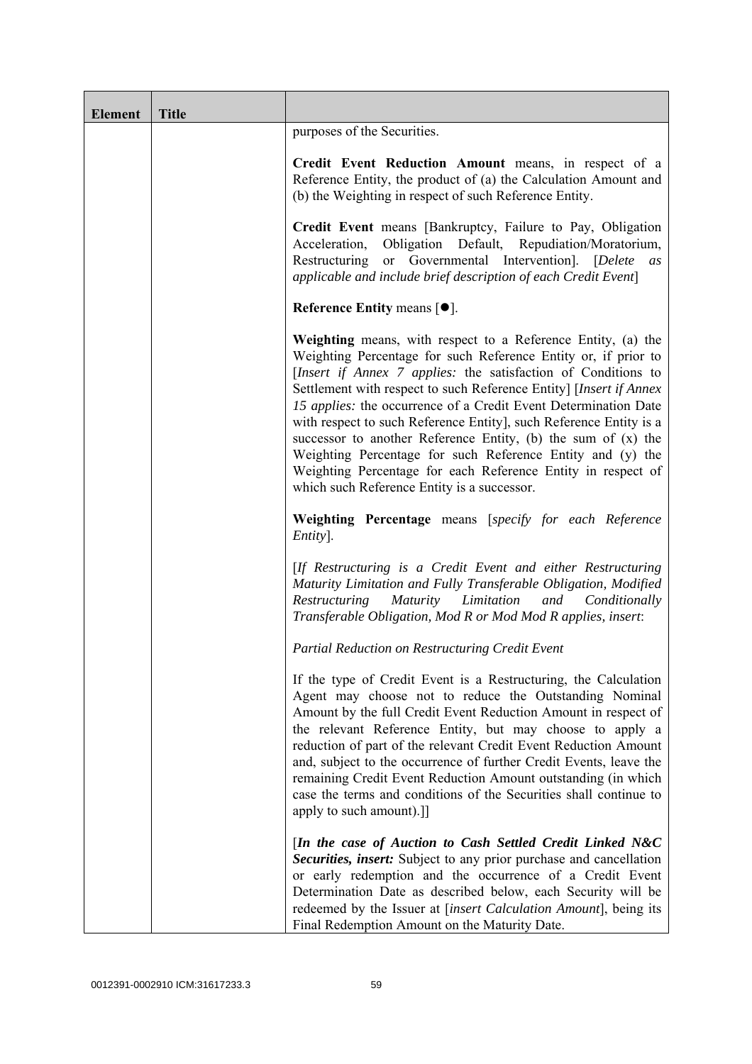| Element | Title | |
|---|---|---|
| | | purposes of the Securities.<br><br>**Credit Event Reduction Amount** means, in respect of a Reference Entity, the product of (a) the Calculation Amount and (b) the Weighting in respect of such Reference Entity.<br><br>**Credit Event** means [Bankruptcy, Failure to Pay, Obligation Acceleration, Obligation Default, Repudiation/Moratorium, Restructuring or Governmental Intervention]. [*Delete as applicable and include brief description of each Credit Event*]<br><br>**Reference Entity** means [●].<br><br>**Weighting** means, with respect to a Reference Entity, (a) the Weighting Percentage for such Reference Entity or, if prior to [*Insert if Annex 7 applies:* the satisfaction of Conditions to Settlement with respect to such Reference Entity] [*Insert if Annex 15 applies:* the occurrence of a Credit Event Determination Date with respect to such Reference Entity], such Reference Entity is a successor to another Reference Entity, (b) the sum of (x) the Weighting Percentage for such Reference Entity and (y) the Weighting Percentage for each Reference Entity in respect of which such Reference Entity is a successor.<br><br>**Weighting Percentage** means [*specify for each Reference Entity*].<br><br>[*If Restructuring is a Credit Event and either Restructuring Maturity Limitation and Fully Transferable Obligation, Modified Restructuring Maturity Limitation and Conditionally Transferable Obligation, Mod R or Mod Mod R applies, insert*:<br><br>*Partial Reduction on Restructuring Credit Event*<br><br>If the type of Credit Event is a Restructuring, the Calculation Agent may choose not to reduce the Outstanding Nominal Amount by the full Credit Event Reduction Amount in respect of the relevant Reference Entity, but may choose to apply a reduction of part of the relevant Credit Event Reduction Amount and, subject to the occurrence of further Credit Events, leave the remaining Credit Event Reduction Amount outstanding (in which case the terms and conditions of the Securities shall continue to apply to such amount).]]<br><br>[***In the case of Auction to Cash Settled Credit Linked N&C Securities, insert:*** Subject to any prior purchase and cancellation or early redemption and the occurrence of a Credit Event Determination Date as described below, each Security will be redeemed by the Issuer at [*insert Calculation Amount*], being its Final Redemption Amount on the Maturity Date. |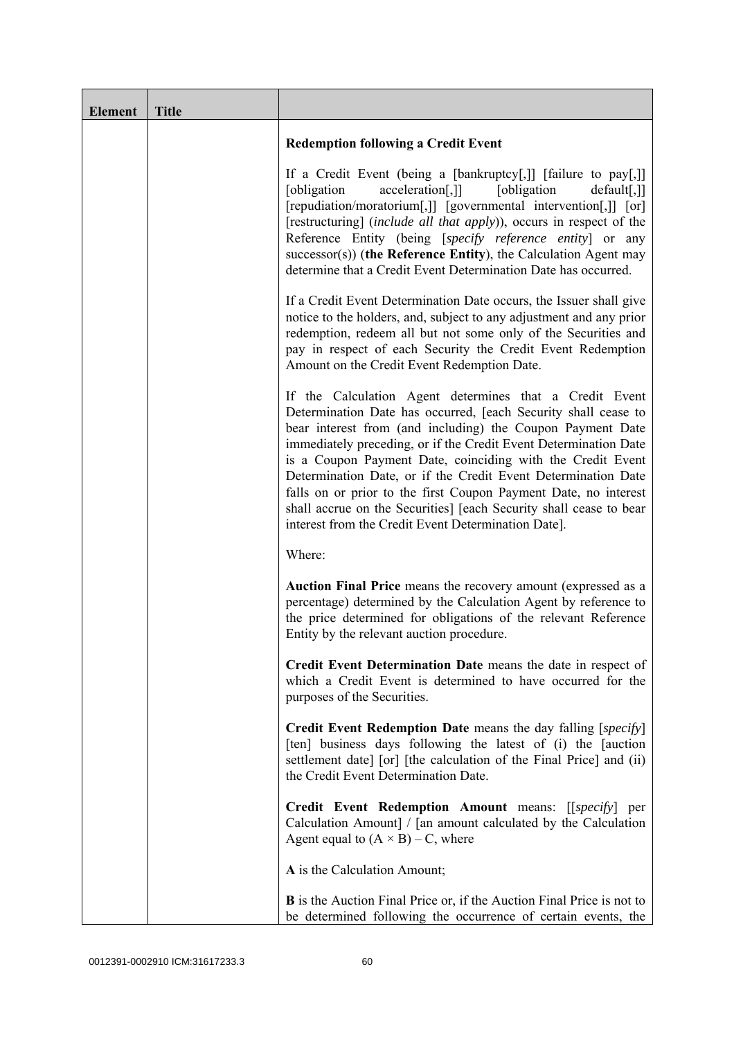| Element | Title | |
|---|---|---|
| | | **Redemption following a Credit Event**<br><br>If a Credit Event (being a [bankruptcy[,]] [failure to pay[,]] [obligation acceleration[,]] [obligation default[,]] [repudiation/moratorium[,]] [governmental intervention[,]] [or] [restructuring] (*include all that apply*)), occurs in respect of the Reference Entity (being [*specify reference entity*] or any successor(s)) (**the Reference Entity**), the Calculation Agent may determine that a Credit Event Determination Date has occurred.<br><br>If a Credit Event Determination Date occurs, the Issuer shall give notice to the holders, and, subject to any adjustment and any prior redemption, redeem all but not some only of the Securities and pay in respect of each Security the Credit Event Redemption Amount on the Credit Event Redemption Date.<br><br>If the Calculation Agent determines that a Credit Event Determination Date has occurred, [each Security shall cease to bear interest from (and including) the Coupon Payment Date immediately preceding, or if the Credit Event Determination Date is a Coupon Payment Date, coinciding with the Credit Event Determination Date, or if the Credit Event Determination Date falls on or prior to the first Coupon Payment Date, no interest shall accrue on the Securities] [each Security shall cease to bear interest from the Credit Event Determination Date].<br><br>Where:<br><br>**Auction Final Price** means the recovery amount (expressed as a percentage) determined by the Calculation Agent by reference to the price determined for obligations of the relevant Reference Entity by the relevant auction procedure.<br><br>**Credit Event Determination Date** means the date in respect of which a Credit Event is determined to have occurred for the purposes of the Securities.<br><br>**Credit Event Redemption Date** means the day falling [*specify*] [ten] business days following the latest of (i) the [auction settlement date] [or] [the calculation of the Final Price] and (ii) the Credit Event Determination Date.<br><br>**Credit Event Redemption Amount** means: [[*specify*] per Calculation Amount] / [an amount calculated by the Calculation Agent equal to $(A \times B) - C$, where<br><br>**A** is the Calculation Amount;<br><br>**B** is the Auction Final Price or, if the Auction Final Price is not to be determined following the occurrence of certain events, the |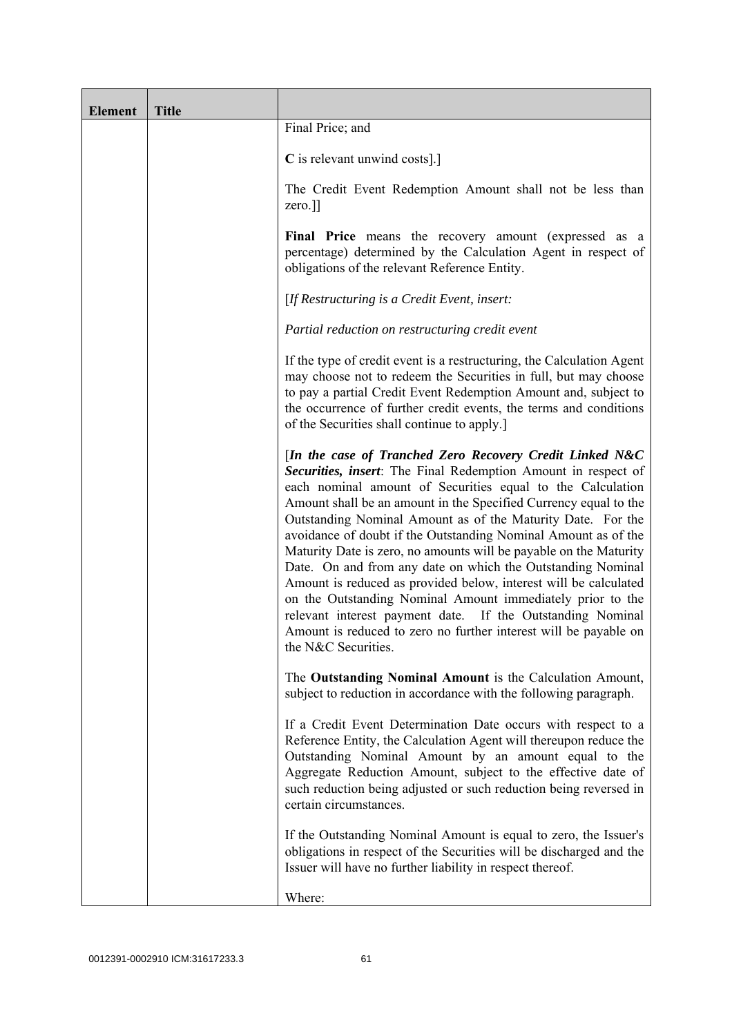| Element | Title | |
|---|---|---|
| | | Final Price; and<br><br>**C** is relevant unwind costs].]<br><br>The Credit Event Redemption Amount shall not be less than zero.]]<br><br>**Final Price** means the recovery amount (expressed as a percentage) determined by the Calculation Agent in respect of obligations of the relevant Reference Entity.<br><br>[*If Restructuring is a Credit Event, insert:*<br><br>*Partial reduction on restructuring credit event*<br><br>If the type of credit event is a restructuring, the Calculation Agent may choose not to redeem the Securities in full, but may choose to pay a partial Credit Event Redemption Amount and, subject to the occurrence of further credit events, the terms and conditions of the Securities shall continue to apply.]<br><br>[***In the case of Tranched Zero Recovery Credit Linked N&C Securities, insert***: The Final Redemption Amount in respect of each nominal amount of Securities equal to the Calculation Amount shall be an amount in the Specified Currency equal to the Outstanding Nominal Amount as of the Maturity Date. For the avoidance of doubt if the Outstanding Nominal Amount as of the Maturity Date is zero, no amounts will be payable on the Maturity Date. On and from any date on which the Outstanding Nominal Amount is reduced as provided below, interest will be calculated on the Outstanding Nominal Amount immediately prior to the relevant interest payment date. If the Outstanding Nominal Amount is reduced to zero no further interest will be payable on the N&C Securities.<br><br>The **Outstanding Nominal Amount** is the Calculation Amount, subject to reduction in accordance with the following paragraph.<br><br>If a Credit Event Determination Date occurs with respect to a Reference Entity, the Calculation Agent will thereupon reduce the Outstanding Nominal Amount by an amount equal to the Aggregate Reduction Amount, subject to the effective date of such reduction being adjusted or such reduction being reversed in certain circumstances.<br><br>If the Outstanding Nominal Amount is equal to zero, the Issuer's obligations in respect of the Securities will be discharged and the Issuer will have no further liability in respect thereof.<br><br>Where: |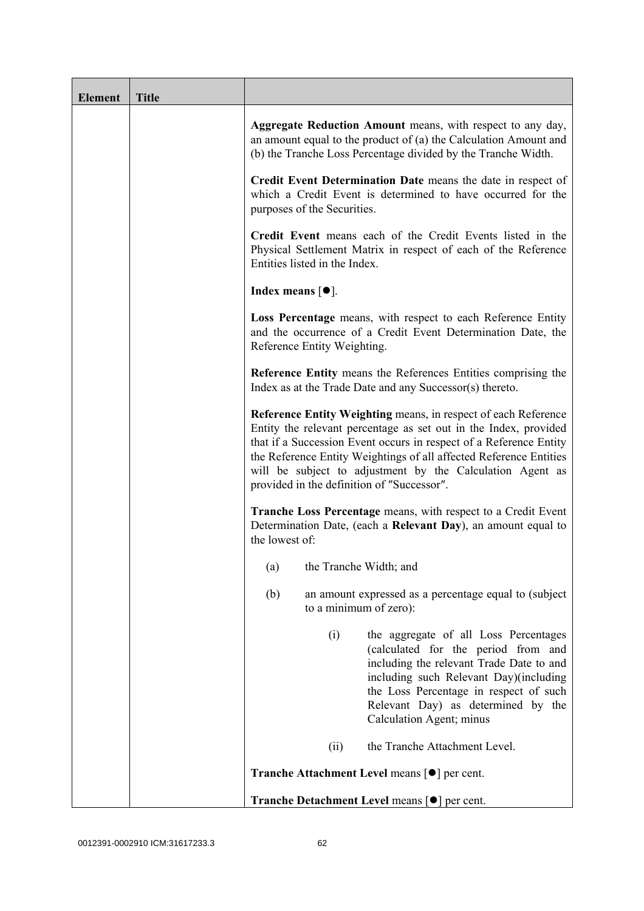| Element | Title | |
|---|---|---|
| | | **Aggregate Reduction Amount** means, with respect to any day, an amount equal to the product of (a) the Calculation Amount and (b) the Tranche Loss Percentage divided by the Tranche Width.<br><br>**Credit Event Determination Date** means the date in respect of which a Credit Event is determined to have occurred for the purposes of the Securities.<br><br>**Credit Event** means each of the Credit Events listed in the Physical Settlement Matrix in respect of each of the Reference Entities listed in the Index.<br><br>**Index means** [●].<br><br>**Loss Percentage** means, with respect to each Reference Entity and the occurrence of a Credit Event Determination Date, the Reference Entity Weighting.<br><br>**Reference Entity** means the References Entities comprising the Index as at the Trade Date and any Successor(s) thereto.<br><br>**Reference Entity Weighting** means, in respect of each Reference Entity the relevant percentage as set out in the Index, provided that if a Succession Event occurs in respect of a Reference Entity the Reference Entity Weightings of all affected Reference Entities will be subject to adjustment by the Calculation Agent as provided in the definition of ″Successor″.<br><br>**Tranche Loss Percentage** means, with respect to a Credit Event Determination Date, (each a **Relevant Day**), an amount equal to the lowest of:<br><br>(a) the Tranche Width; and<br><br>(b) an amount expressed as a percentage equal to (subject to a minimum of zero):<br><br>(i) the aggregate of all Loss Percentages (calculated for the period from and including the relevant Trade Date to and including such Relevant Day)(including the Loss Percentage in respect of such Relevant Day) as determined by the Calculation Agent; minus<br><br>(ii) the Tranche Attachment Level.<br><br>**Tranche Attachment Level** means [●] per cent.<br><br>**Tranche Detachment Level** means [●] per cent. |

0012391-0002910 ICM:31617233.3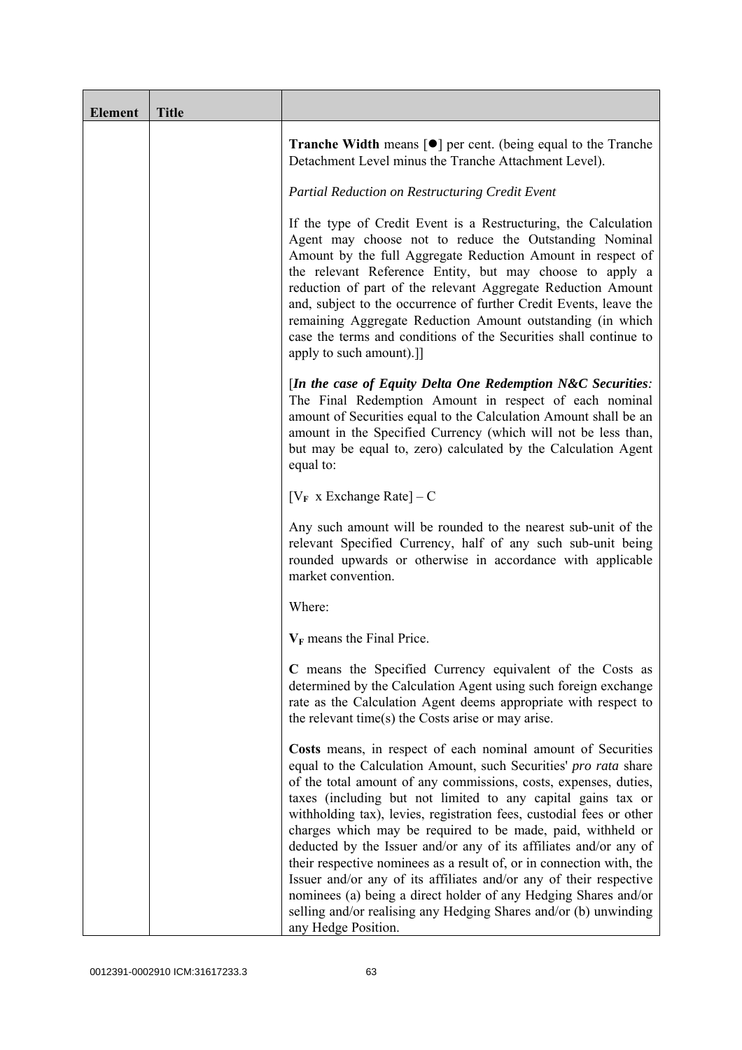| Element | Title | |
|---|---|---|
| | | **Tranche Width** means [●] per cent. (being equal to the Tranche Detachment Level minus the Tranche Attachment Level).<br><br>*Partial Reduction on Restructuring Credit Event*<br><br>If the type of Credit Event is a Restructuring, the Calculation Agent may choose not to reduce the Outstanding Nominal Amount by the full Aggregate Reduction Amount in respect of the relevant Reference Entity, but may choose to apply a reduction of part of the relevant Aggregate Reduction Amount and, subject to the occurrence of further Credit Events, leave the remaining Aggregate Reduction Amount outstanding (in which case the terms and conditions of the Securities shall continue to apply to such amount).]]<br><br>[***In the case of Equity Delta One Redemption N&C Securities****:* The Final Redemption Amount in respect of each nominal amount of Securities equal to the Calculation Amount shall be an amount in the Specified Currency (which will not be less than, but may be equal to, zero) calculated by the Calculation Agent equal to:<br><br>$[V_F \text{ x Exchange Rate}] - C$<br><br>Any such amount will be rounded to the nearest sub-unit of the relevant Specified Currency, half of any such sub-unit being rounded upwards or otherwise in accordance with applicable market convention.<br><br>Where:<br><br>$\mathbf{V_F}$ means the Final Price.<br><br>**C** means the Specified Currency equivalent of the Costs as determined by the Calculation Agent using such foreign exchange rate as the Calculation Agent deems appropriate with respect to the relevant time(s) the Costs arise or may arise.<br><br>**Costs** means, in respect of each nominal amount of Securities equal to the Calculation Amount, such Securities' *pro rata* share of the total amount of any commissions, costs, expenses, duties, taxes (including but not limited to any capital gains tax or withholding tax), levies, registration fees, custodial fees or other charges which may be required to be made, paid, withheld or deducted by the Issuer and/or any of its affiliates and/or any of their respective nominees as a result of, or in connection with, the Issuer and/or any of its affiliates and/or any of their respective nominees (a) being a direct holder of any Hedging Shares and/or selling and/or realising any Hedging Shares and/or (b) unwinding any Hedge Position. |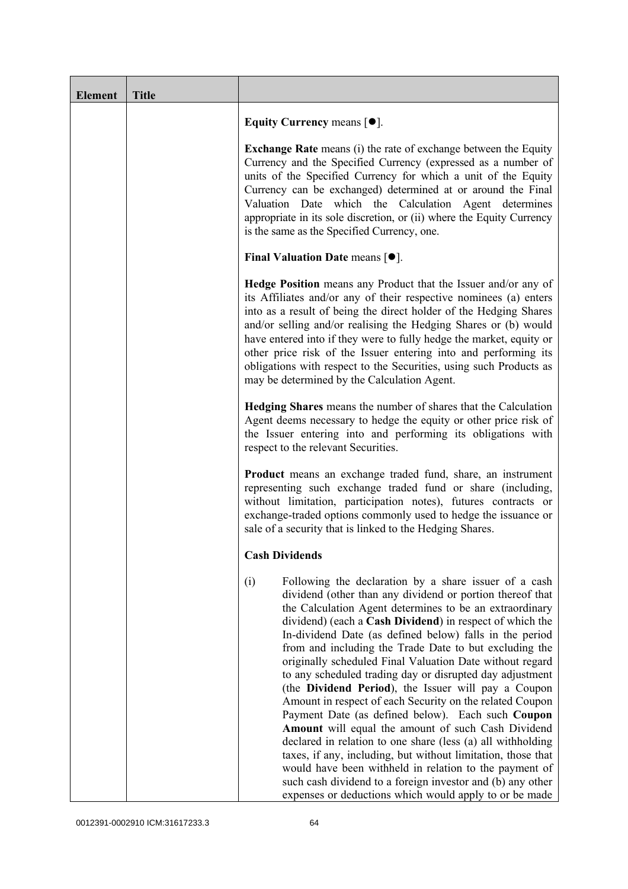| Element | Title | |
|---|---|---|
| | | **Equity Currency** means [●].<br><br>**Exchange Rate** means (i) the rate of exchange between the Equity Currency and the Specified Currency (expressed as a number of units of the Specified Currency for which a unit of the Equity Currency can be exchanged) determined at or around the Final Valuation Date which the Calculation Agent determines appropriate in its sole discretion, or (ii) where the Equity Currency is the same as the Specified Currency, one.<br><br>**Final Valuation Date** means [●].<br><br>**Hedge Position** means any Product that the Issuer and/or any of its Affiliates and/or any of their respective nominees (a) enters into as a result of being the direct holder of the Hedging Shares and/or selling and/or realising the Hedging Shares or (b) would have entered into if they were to fully hedge the market, equity or other price risk of the Issuer entering into and performing its obligations with respect to the Securities, using such Products as may be determined by the Calculation Agent.<br><br>**Hedging Shares** means the number of shares that the Calculation Agent deems necessary to hedge the equity or other price risk of the Issuer entering into and performing its obligations with respect to the relevant Securities.<br><br>**Product** means an exchange traded fund, share, an instrument representing such exchange traded fund or share (including, without limitation, participation notes), futures contracts or exchange-traded options commonly used to hedge the issuance or sale of a security that is linked to the Hedging Shares.<br><br>**Cash Dividends**<br><br>(i) Following the declaration by a share issuer of a cash dividend (other than any dividend or portion thereof that the Calculation Agent determines to be an extraordinary dividend) (each a **Cash Dividend**) in respect of which the In-dividend Date (as defined below) falls in the period from and including the Trade Date to but excluding the originally scheduled Final Valuation Date without regard to any scheduled trading day or disrupted day adjustment (the **Dividend Period**), the Issuer will pay a Coupon Amount in respect of each Security on the related Coupon Payment Date (as defined below). Each such **Coupon Amount** will equal the amount of such Cash Dividend declared in relation to one share (less (a) all withholding taxes, if any, including, but without limitation, those that would have been withheld in relation to the payment of such cash dividend to a foreign investor and (b) any other expenses or deductions which would apply to or be made |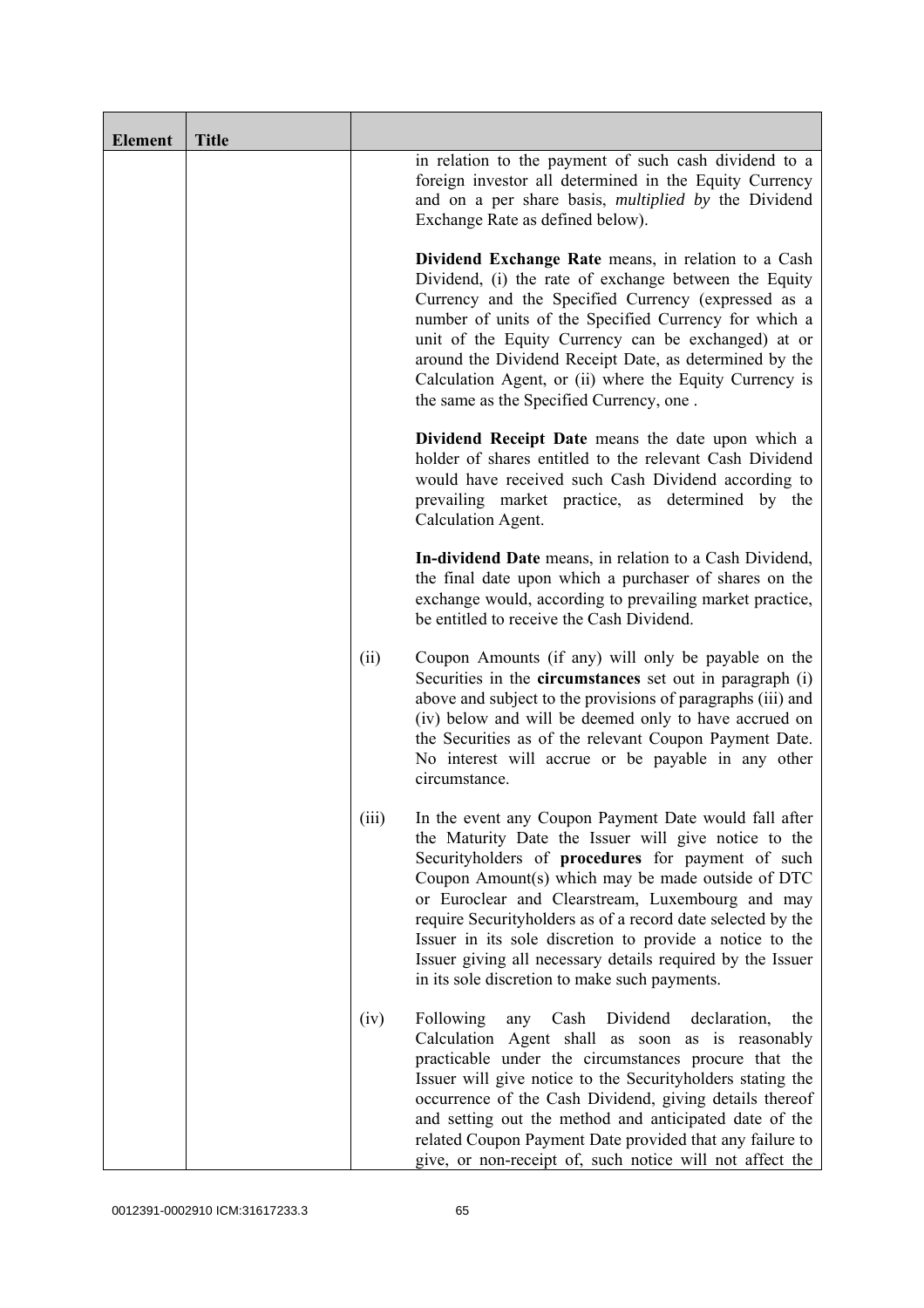| Element | Title | | |
|---|---|---|---|
| | | | in relation to the payment of such cash dividend to a foreign investor all determined in the Equity Currency and on a per share basis, *multiplied by* the Dividend Exchange Rate as defined below).<br><br>**Dividend Exchange Rate** means, in relation to a Cash Dividend, (i) the rate of exchange between the Equity Currency and the Specified Currency (expressed as a number of units of the Specified Currency for which a unit of the Equity Currency can be exchanged) at or around the Dividend Receipt Date, as determined by the Calculation Agent, or (ii) where the Equity Currency is the same as the Specified Currency, one .<br><br>**Dividend Receipt Date** means the date upon which a holder of shares entitled to the relevant Cash Dividend would have received such Cash Dividend according to prevailing market practice, as determined by the Calculation Agent.<br><br>**In-dividend Date** means, in relation to a Cash Dividend, the final date upon which a purchaser of shares on the exchange would, according to prevailing market practice, be entitled to receive the Cash Dividend. |
| | | (ii) | Coupon Amounts (if any) will only be payable on the Securities in the **circumstances** set out in paragraph (i) above and subject to the provisions of paragraphs (iii) and (iv) below and will be deemed only to have accrued on the Securities as of the relevant Coupon Payment Date. No interest will accrue or be payable in any other circumstance. |
| | | (iii) | In the event any Coupon Payment Date would fall after the Maturity Date the Issuer will give notice to the Securityholders of **procedures** for payment of such Coupon Amount(s) which may be made outside of DTC or Euroclear and Clearstream, Luxembourg and may require Securityholders as of a record date selected by the Issuer in its sole discretion to provide a notice to the Issuer giving all necessary details required by the Issuer in its sole discretion to make such payments. |
| | | (iv) | Following any Cash Dividend declaration, the Calculation Agent shall as soon as is reasonably practicable under the circumstances procure that the Issuer will give notice to the Securityholders stating the occurrence of the Cash Dividend, giving details thereof and setting out the method and anticipated date of the related Coupon Payment Date provided that any failure to give, or non-receipt of, such notice will not affect the |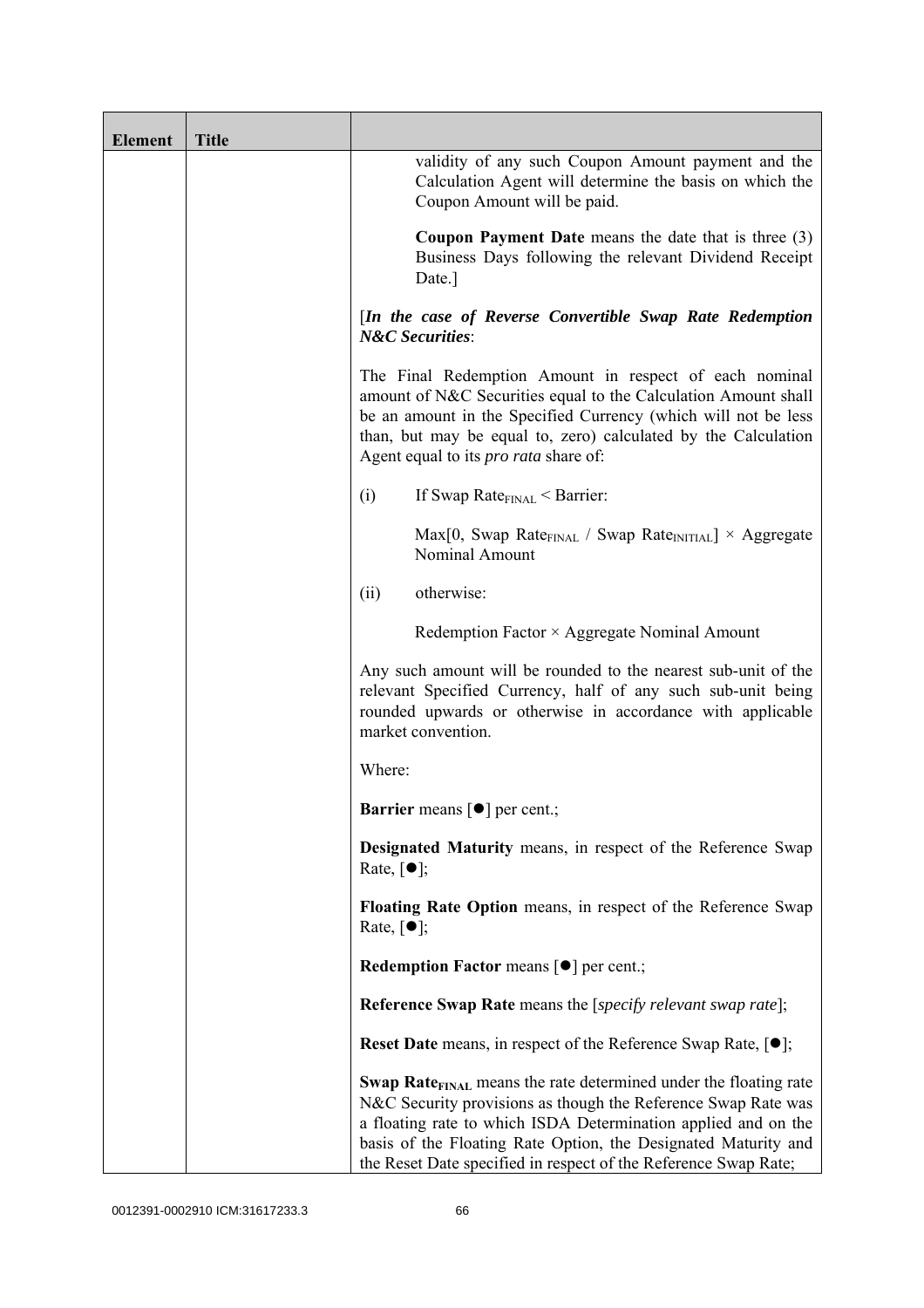| Element | Title | |
|---|---|---|
| | | validity of any such Coupon Amount payment and the Calculation Agent will determine the basis on which the Coupon Amount will be paid.<br><br>**Coupon Payment Date** means the date that is three (3) Business Days following the relevant Dividend Receipt Date.]<br><br>[***In the case of Reverse Convertible Swap Rate Redemption N&C Securities***:<br><br>The Final Redemption Amount in respect of each nominal amount of N&C Securities equal to the Calculation Amount shall be an amount in the Specified Currency (which will not be less than, but may be equal to, zero) calculated by the Calculation Agent equal to its *pro rata* share of:<br><br>(i) If Swap $Rate_{FINAL}$ < Barrier:<br><br>Max[0, Swap $Rate_{FINAL}$ / Swap $Rate_{INITIAL}$] × Aggregate Nominal Amount<br><br>(ii) otherwise:<br><br>Redemption Factor × Aggregate Nominal Amount<br><br>Any such amount will be rounded to the nearest sub-unit of the relevant Specified Currency, half of any such sub-unit being rounded upwards or otherwise in accordance with applicable market convention.<br><br>Where:<br><br>**Barrier** means [●] per cent.;<br><br>**Designated Maturity** means, in respect of the Reference Swap Rate, [●];<br><br>**Floating Rate Option** means, in respect of the Reference Swap Rate, [●];<br><br>**Redemption Factor** means [●] per cent.;<br><br>**Reference Swap Rate** means the [*specify relevant swap rate*];<br><br>**Reset Date** means, in respect of the Reference Swap Rate, [●];<br><br>**Swap $Rate_{FINAL}$** means the rate determined under the floating rate N&C Security provisions as though the Reference Swap Rate was a floating rate to which ISDA Determination applied and on the basis of the Floating Rate Option, the Designated Maturity and the Reset Date specified in respect of the Reference Swap Rate; |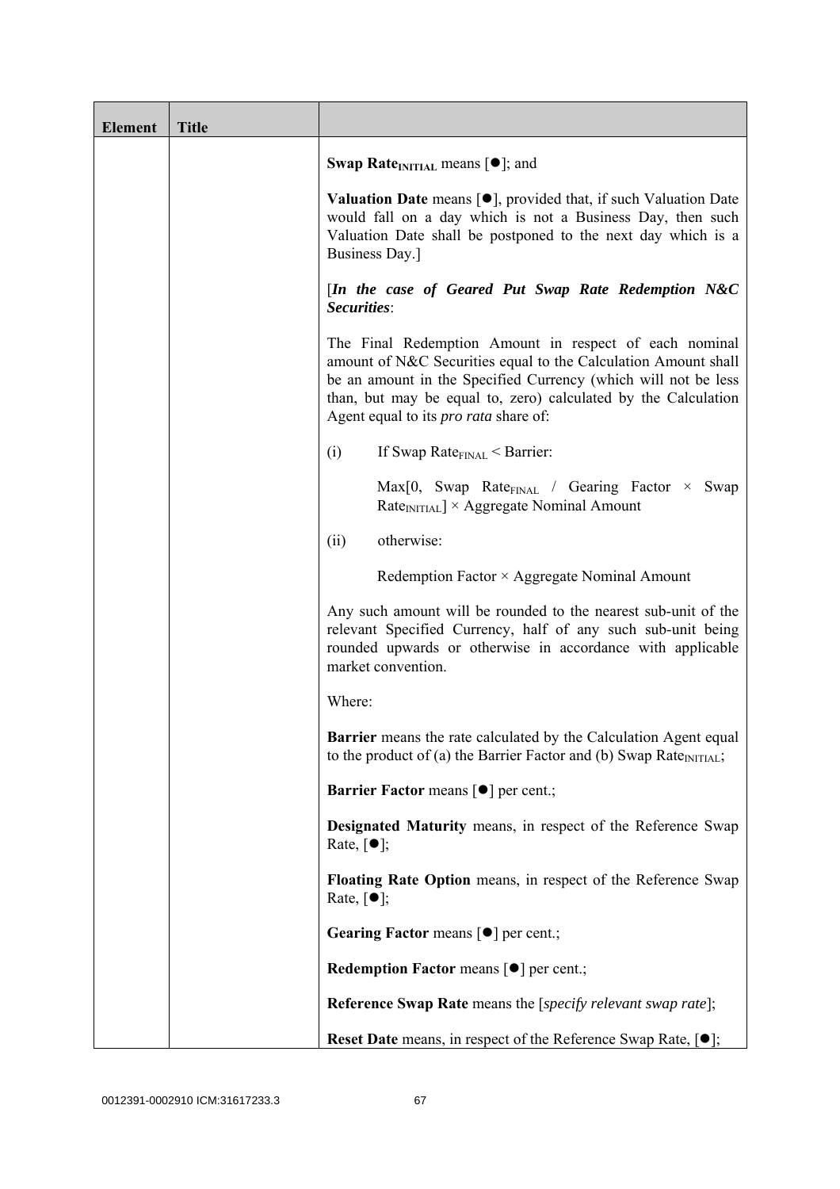| Element | Title | |
|---|---|---|
| | | **Swap Rate$_{INITIAL}$** means [●]; and<br><br>**Valuation Date** means [●], provided that, if such Valuation Date would fall on a day which is not a Business Day, then such Valuation Date shall be postponed to the next day which is a Business Day.]<br><br>[***In the case of Geared Put Swap Rate Redemption N&C Securities***:<br><br>The Final Redemption Amount in respect of each nominal amount of N&C Securities equal to the Calculation Amount shall be an amount in the Specified Currency (which will not be less than, but may be equal to, zero) calculated by the Calculation Agent equal to its *pro rata* share of:<br><br>(i) If Swap Rate$_{FINAL}$ < Barrier:<br><br>Max[0, Swap Rate$_{FINAL}$ / Gearing Factor × Swap Rate$_{INITIAL}$] × Aggregate Nominal Amount<br><br>(ii) otherwise:<br><br>Redemption Factor × Aggregate Nominal Amount<br><br>Any such amount will be rounded to the nearest sub-unit of the relevant Specified Currency, half of any such sub-unit being rounded upwards or otherwise in accordance with applicable market convention.<br><br>Where:<br><br>**Barrier** means the rate calculated by the Calculation Agent equal to the product of (a) the Barrier Factor and (b) Swap Rate$_{INITIAL}$;<br><br>**Barrier Factor** means [●] per cent.;<br><br>**Designated Maturity** means, in respect of the Reference Swap Rate, [●];<br><br>**Floating Rate Option** means, in respect of the Reference Swap Rate, [●];<br><br>**Gearing Factor** means [●] per cent.;<br><br>**Redemption Factor** means [●] per cent.;<br><br>**Reference Swap Rate** means the [*specify relevant swap rate*];<br><br>**Reset Date** means, in respect of the Reference Swap Rate, [●]; |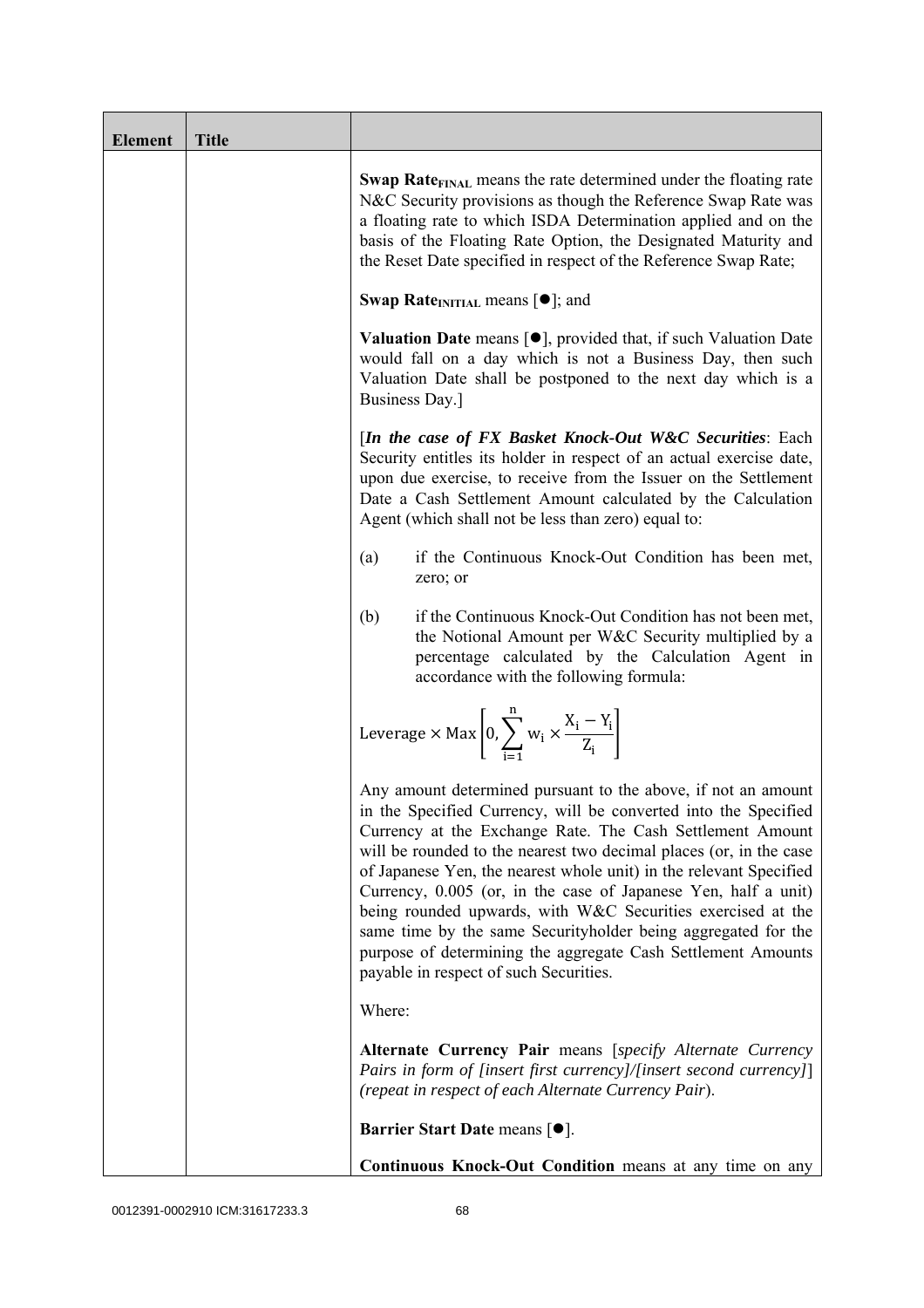| Element | Title | |
|---|---|---|
| | | **Swap Rate$_{FINAL}$** means the rate determined under the floating rate N&C Security provisions as though the Reference Swap Rate was a floating rate to which ISDA Determination applied and on the basis of the Floating Rate Option, the Designated Maturity and the Reset Date specified in respect of the Reference Swap Rate; |
| | | **Swap Rate$_{INITIAL}$** means [●]; and |
| | | **Valuation Date** means [●], provided that, if such Valuation Date would fall on a day which is not a Business Day, then such Valuation Date shall be postponed to the next day which is a Business Day.] |
| | | [***In the case of FX Basket Knock-Out W&C Securities***: Each Security entitles its holder in respect of an actual exercise date, upon due exercise, to receive from the Issuer on the Settlement Date a Cash Settlement Amount calculated by the Calculation Agent (which shall not be less than zero) equal to: |
| | | (a) if the Continuous Knock-Out Condition has been met, zero; or |
| | | (b) if the Continuous Knock-Out Condition has not been met, the Notional Amount per W&C Security multiplied by a percentage calculated by the Calculation Agent in accordance with the following formula: |
| | | $\text{Leverage} \times \text{Max}\left[0, \sum_{i=1}^{n} w_i \times \frac{X_i - Y_i}{Z_i}\right]$ |
| | | Any amount determined pursuant to the above, if not an amount in the Specified Currency, will be converted into the Specified Currency at the Exchange Rate. The Cash Settlement Amount will be rounded to the nearest two decimal places (or, in the case of Japanese Yen, the nearest whole unit) in the relevant Specified Currency, 0.005 (or, in the case of Japanese Yen, half a unit) being rounded upwards, with W&C Securities exercised at the same time by the same Securityholder being aggregated for the purpose of determining the aggregate Cash Settlement Amounts payable in respect of such Securities. |
| | | Where: |
| | | **Alternate Currency Pair** means [*specify Alternate Currency Pairs in form of [insert first currency]/[insert second currency]*] *(repeat in respect of each Alternate Currency Pair)*. |
| | | **Barrier Start Date** means [●]. |
| | | **Continuous Knock-Out Condition** means at any time on any |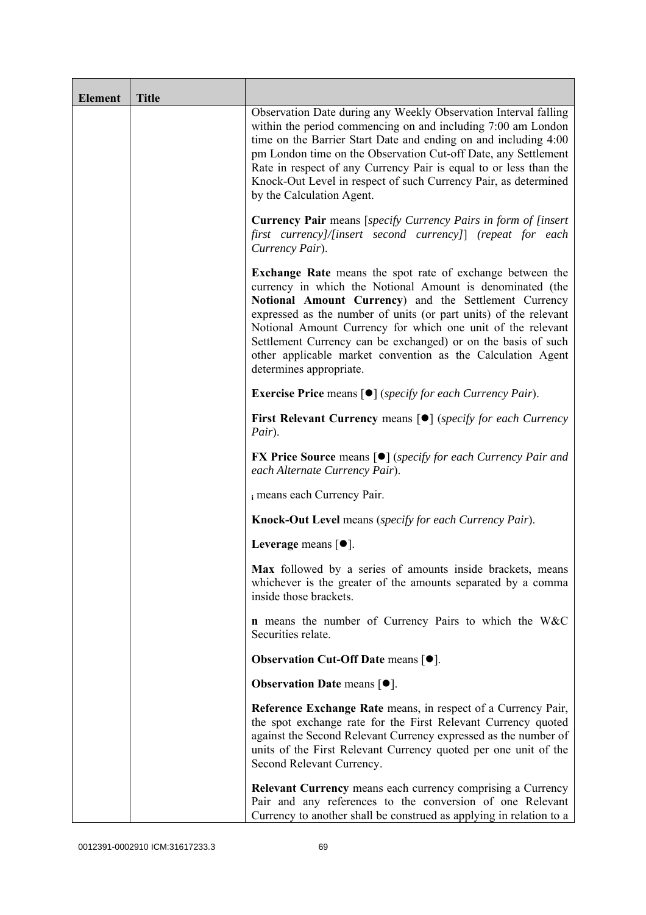| Element | Title | |
|---|---|---|
| | | Observation Date during any Weekly Observation Interval falling within the period commencing on and including 7:00 am London time on the Barrier Start Date and ending on and including 4:00 pm London time on the Observation Cut-off Date, any Settlement Rate in respect of any Currency Pair is equal to or less than the Knock-Out Level in respect of such Currency Pair, as determined by the Calculation Agent.<br><br>**Currency Pair** means [*specify Currency Pairs in form of [insert first currency]/[insert second currency]*] *(repeat for each Currency Pair)*.<br><br>**Exchange Rate** means the spot rate of exchange between the currency in which the Notional Amount is denominated (the **Notional Amount Currency**) and the Settlement Currency expressed as the number of units (or part units) of the relevant Notional Amount Currency for which one unit of the relevant Settlement Currency can be exchanged) or on the basis of such other applicable market convention as the Calculation Agent determines appropriate.<br><br>**Exercise Price** means [●] (*specify for each Currency Pair*).<br><br>**First Relevant Currency** means [●] (*specify for each Currency Pair*).<br><br>**FX Price Source** means [●] (*specify for each Currency Pair and each Alternate Currency Pair*).<br><br>$_i$ means each Currency Pair.<br><br>**Knock-Out Level** means (*specify for each Currency Pair*).<br><br>**Leverage** means [●].<br><br>**Max** followed by a series of amounts inside brackets, means whichever is the greater of the amounts separated by a comma inside those brackets.<br><br>**n** means the number of Currency Pairs to which the W&C Securities relate.<br><br>**Observation Cut-Off Date** means [●].<br><br>**Observation Date** means [●].<br><br>**Reference Exchange Rate** means, in respect of a Currency Pair, the spot exchange rate for the First Relevant Currency quoted against the Second Relevant Currency expressed as the number of units of the First Relevant Currency quoted per one unit of the Second Relevant Currency.<br><br>**Relevant Currency** means each currency comprising a Currency Pair and any references to the conversion of one Relevant Currency to another shall be construed as applying in relation to a |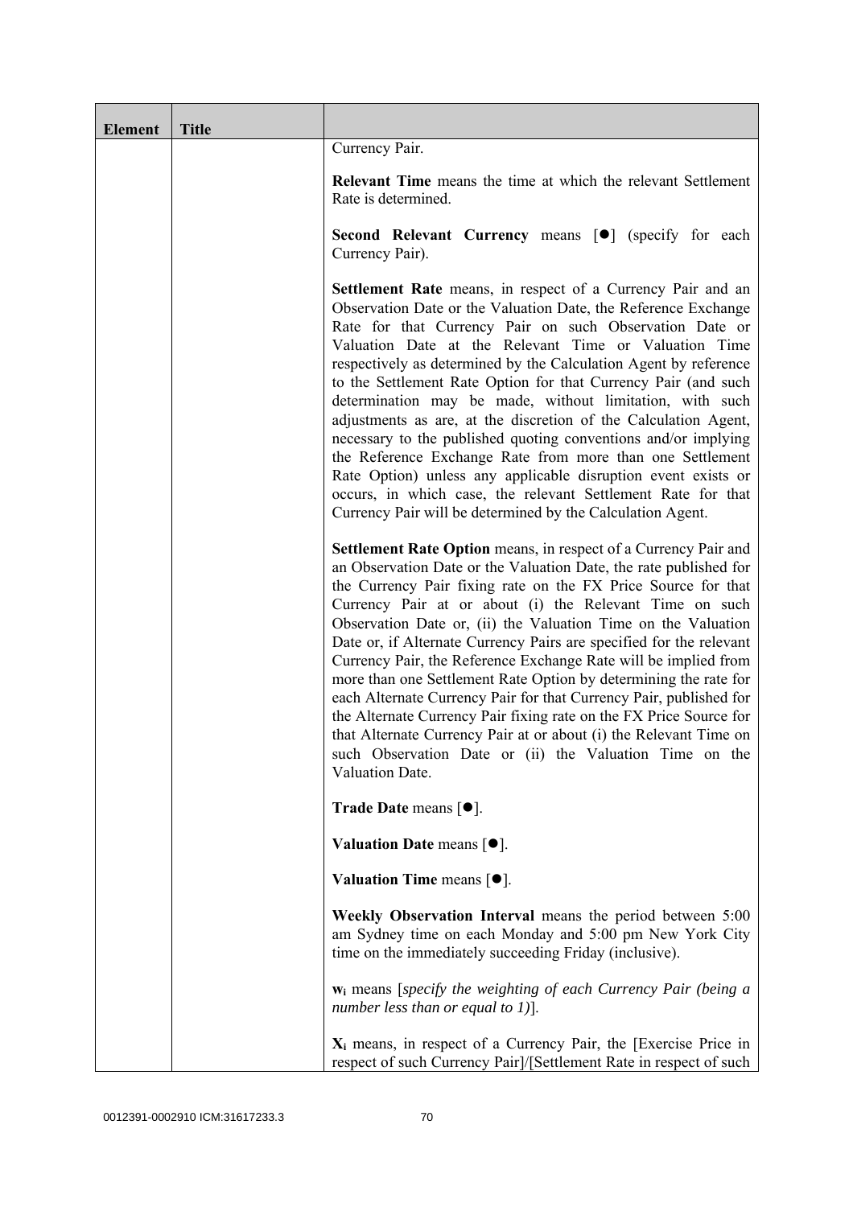| Element | Title | |
|---|---|---|
| | | Currency Pair.<br><br>**Relevant Time** means the time at which the relevant Settlement Rate is determined.<br><br>**Second Relevant Currency** means [●] (specify for each Currency Pair).<br><br>**Settlement Rate** means, in respect of a Currency Pair and an Observation Date or the Valuation Date, the Reference Exchange Rate for that Currency Pair on such Observation Date or Valuation Date at the Relevant Time or Valuation Time respectively as determined by the Calculation Agent by reference to the Settlement Rate Option for that Currency Pair (and such determination may be made, without limitation, with such adjustments as are, at the discretion of the Calculation Agent, necessary to the published quoting conventions and/or implying the Reference Exchange Rate from more than one Settlement Rate Option) unless any applicable disruption event exists or occurs, in which case, the relevant Settlement Rate for that Currency Pair will be determined by the Calculation Agent.<br><br>**Settlement Rate Option** means, in respect of a Currency Pair and an Observation Date or the Valuation Date, the rate published for the Currency Pair fixing rate on the FX Price Source for that Currency Pair at or about (i) the Relevant Time on such Observation Date or, (ii) the Valuation Time on the Valuation Date or, if Alternate Currency Pairs are specified for the relevant Currency Pair, the Reference Exchange Rate will be implied from more than one Settlement Rate Option by determining the rate for each Alternate Currency Pair for that Currency Pair, published for the Alternate Currency Pair fixing rate on the FX Price Source for that Alternate Currency Pair at or about (i) the Relevant Time on such Observation Date or (ii) the Valuation Time on the Valuation Date.<br><br>**Trade Date** means [●].<br><br>**Valuation Date** means [●].<br><br>**Valuation Time** means [●].<br><br>**Weekly Observation Interval** means the period between 5:00 am Sydney time on each Monday and 5:00 pm New York City time on the immediately succeeding Friday (inclusive).<br><br>$\mathbf{w_i}$ means [*specify the weighting of each Currency Pair (being a number less than or equal to 1)*].<br><br>$\mathbf{X_i}$ means, in respect of a Currency Pair, the [Exercise Price in respect of such Currency Pair]/[Settlement Rate in respect of such |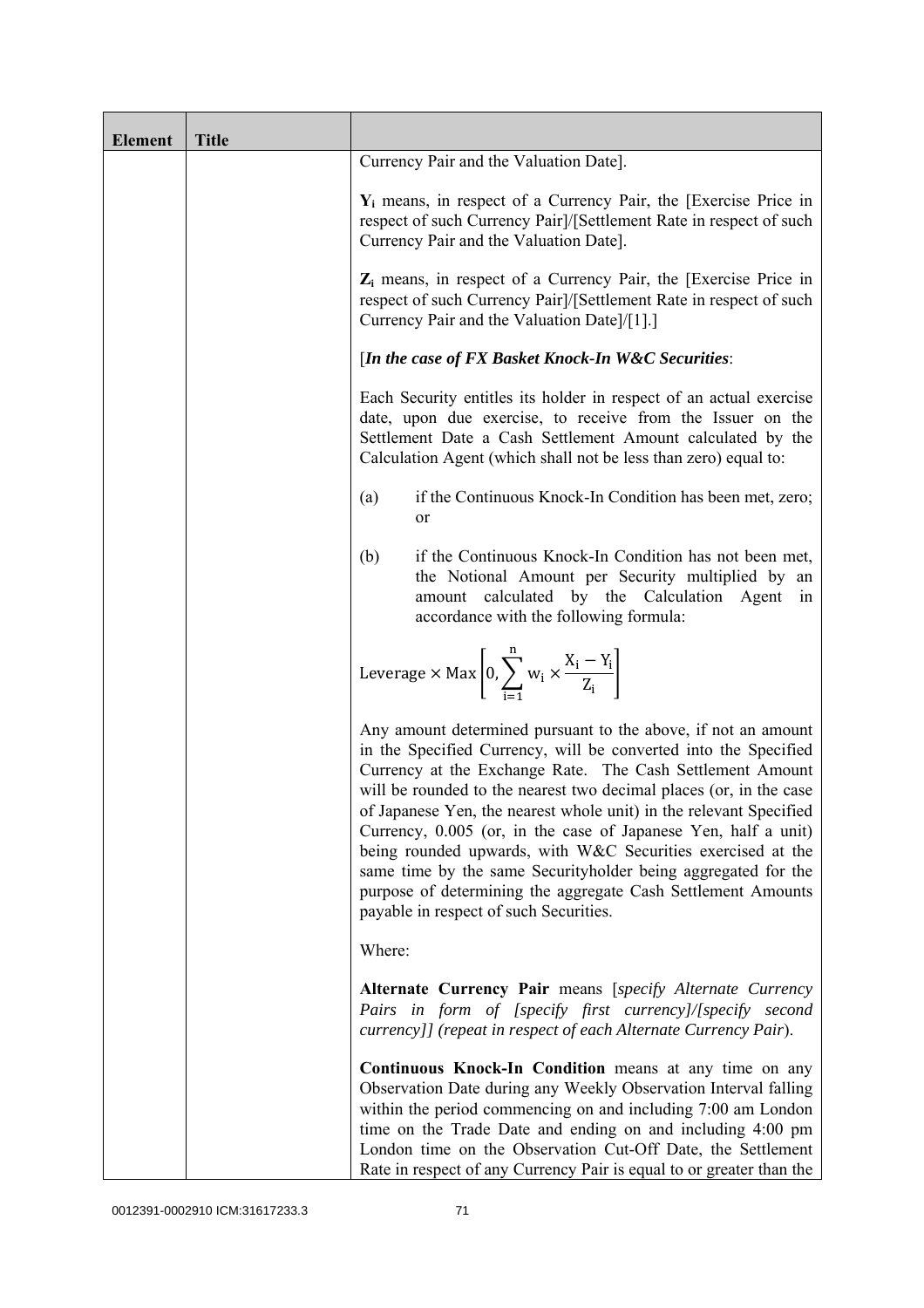| Element | Title | |
|---|---|---|
| | | Currency Pair and the Valuation Date].<br><br>$\mathbf{Y_i}$ means, in respect of a Currency Pair, the [Exercise Price in respect of such Currency Pair]/[Settlement Rate in respect of such Currency Pair and the Valuation Date].<br><br>$\mathbf{Z_i}$ means, in respect of a Currency Pair, the [Exercise Price in respect of such Currency Pair]/[Settlement Rate in respect of such Currency Pair and the Valuation Date]/[1].]<br><br>[***In the case of FX Basket Knock-In W&C Securities***:<br><br>Each Security entitles its holder in respect of an actual exercise date, upon due exercise, to receive from the Issuer on the Settlement Date a Cash Settlement Amount calculated by the Calculation Agent (which shall not be less than zero) equal to:<br><br>(a) if the Continuous Knock-In Condition has been met, zero; or<br><br>(b) if the Continuous Knock-In Condition has not been met, the Notional Amount per Security multiplied by an amount calculated by the Calculation Agent in accordance with the following formula:<br><br>$$\text{Leverage} \times \text{Max}\left[0, \sum_{i=1}^{n} w_i \times \frac{X_i - Y_i}{Z_i}\right]$$<br><br>Any amount determined pursuant to the above, if not an amount in the Specified Currency, will be converted into the Specified Currency at the Exchange Rate. The Cash Settlement Amount will be rounded to the nearest two decimal places (or, in the case of Japanese Yen, the nearest whole unit) in the relevant Specified Currency, 0.005 (or, in the case of Japanese Yen, half a unit) being rounded upwards, with W&C Securities exercised at the same time by the same Securityholder being aggregated for the purpose of determining the aggregate Cash Settlement Amounts payable in respect of such Securities.<br><br>Where:<br><br>**Alternate Currency Pair** means [*specify Alternate Currency Pairs in form of [specify first currency]/[specify second currency]] (repeat in respect of each Alternate Currency Pair*).<br><br>**Continuous Knock-In Condition** means at any time on any Observation Date during any Weekly Observation Interval falling within the period commencing on and including 7:00 am London time on the Trade Date and ending on and including 4:00 pm London time on the Observation Cut-Off Date, the Settlement Rate in respect of any Currency Pair is equal to or greater than the |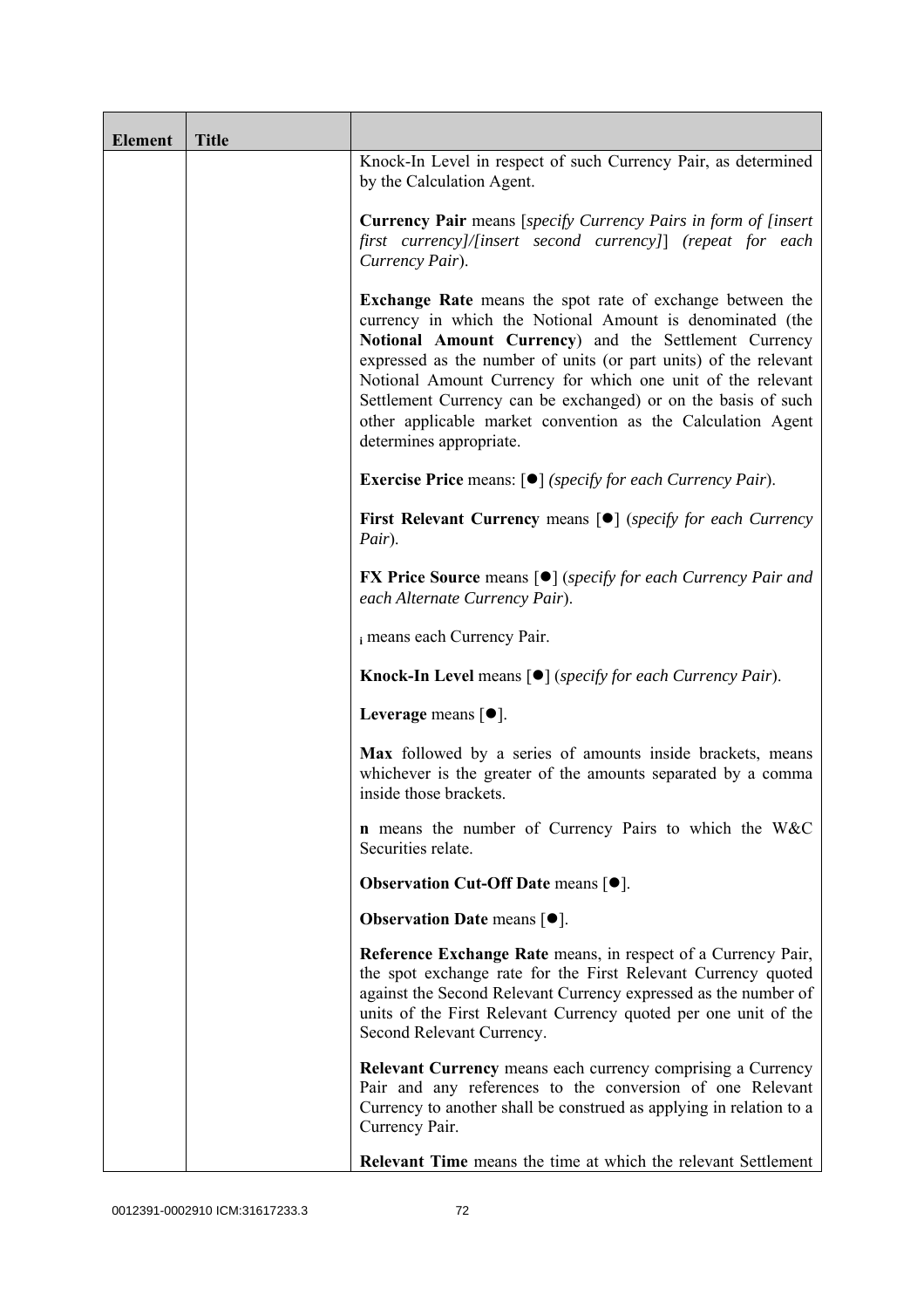| Element | Title | |
|---|---|---|
| | | Knock-In Level in respect of such Currency Pair, as determined by the Calculation Agent.<br><br>**Currency Pair** means [*specify Currency Pairs in form of [insert first currency]/[insert second currency]*] *(repeat for each Currency Pair*).<br><br>**Exchange Rate** means the spot rate of exchange between the currency in which the Notional Amount is denominated (the **Notional Amount Currency**) and the Settlement Currency expressed as the number of units (or part units) of the relevant Notional Amount Currency for which one unit of the relevant Settlement Currency can be exchanged) or on the basis of such other applicable market convention as the Calculation Agent determines appropriate.<br><br>**Exercise Price** means: [●] *(specify for each Currency Pair*).<br><br>**First Relevant Currency** means [●] (*specify for each Currency Pair*).<br><br>**FX Price Source** means [●] (*specify for each Currency Pair and each Alternate Currency Pair*).<br><br>$_i$ means each Currency Pair.<br><br>**Knock-In Level** means [●] (*specify for each Currency Pair*).<br><br>**Leverage** means [●].<br><br>**Max** followed by a series of amounts inside brackets, means whichever is the greater of the amounts separated by a comma inside those brackets.<br><br>**n** means the number of Currency Pairs to which the W&C Securities relate.<br><br>**Observation Cut-Off Date** means [●].<br><br>**Observation Date** means [●].<br><br>**Reference Exchange Rate** means, in respect of a Currency Pair, the spot exchange rate for the First Relevant Currency quoted against the Second Relevant Currency expressed as the number of units of the First Relevant Currency quoted per one unit of the Second Relevant Currency.<br><br>**Relevant Currency** means each currency comprising a Currency Pair and any references to the conversion of one Relevant Currency to another shall be construed as applying in relation to a Currency Pair.<br><br>**Relevant Time** means the time at which the relevant Settlement |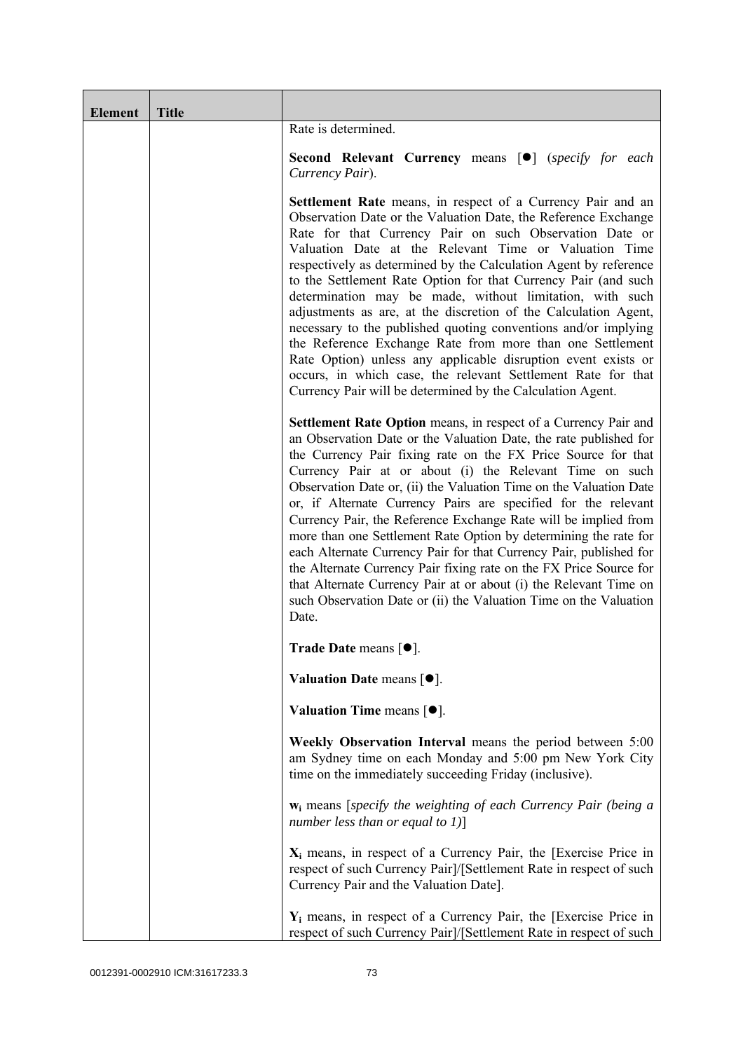| Element | Title | |
|---|---|---|
| | | Rate is determined.<br><br>**Second Relevant Currency** means [●] (*specify for each Currency Pair*).<br><br>**Settlement Rate** means, in respect of a Currency Pair and an Observation Date or the Valuation Date, the Reference Exchange Rate for that Currency Pair on such Observation Date or Valuation Date at the Relevant Time or Valuation Time respectively as determined by the Calculation Agent by reference to the Settlement Rate Option for that Currency Pair (and such determination may be made, without limitation, with such adjustments as are, at the discretion of the Calculation Agent, necessary to the published quoting conventions and/or implying the Reference Exchange Rate from more than one Settlement Rate Option) unless any applicable disruption event exists or occurs, in which case, the relevant Settlement Rate for that Currency Pair will be determined by the Calculation Agent.<br><br>**Settlement Rate Option** means, in respect of a Currency Pair and an Observation Date or the Valuation Date, the rate published for the Currency Pair fixing rate on the FX Price Source for that Currency Pair at or about (i) the Relevant Time on such Observation Date or, (ii) the Valuation Time on the Valuation Date or, if Alternate Currency Pairs are specified for the relevant Currency Pair, the Reference Exchange Rate will be implied from more than one Settlement Rate Option by determining the rate for each Alternate Currency Pair for that Currency Pair, published for the Alternate Currency Pair fixing rate on the FX Price Source for that Alternate Currency Pair at or about (i) the Relevant Time on such Observation Date or (ii) the Valuation Time on the Valuation Date.<br><br>**Trade Date** means [●].<br><br>**Valuation Date** means [●].<br><br>**Valuation Time** means [●].<br><br>**Weekly Observation Interval** means the period between 5:00 am Sydney time on each Monday and 5:00 pm New York City time on the immediately succeeding Friday (inclusive).<br><br>$\mathbf{w_i}$ means [*specify the weighting of each Currency Pair (being a number less than or equal to 1)*]<br><br>$\mathbf{X_i}$ means, in respect of a Currency Pair, the [Exercise Price in respect of such Currency Pair]/[Settlement Rate in respect of such Currency Pair and the Valuation Date].<br><br>$\mathbf{Y_i}$ means, in respect of a Currency Pair, the [Exercise Price in respect of such Currency Pair]/[Settlement Rate in respect of such |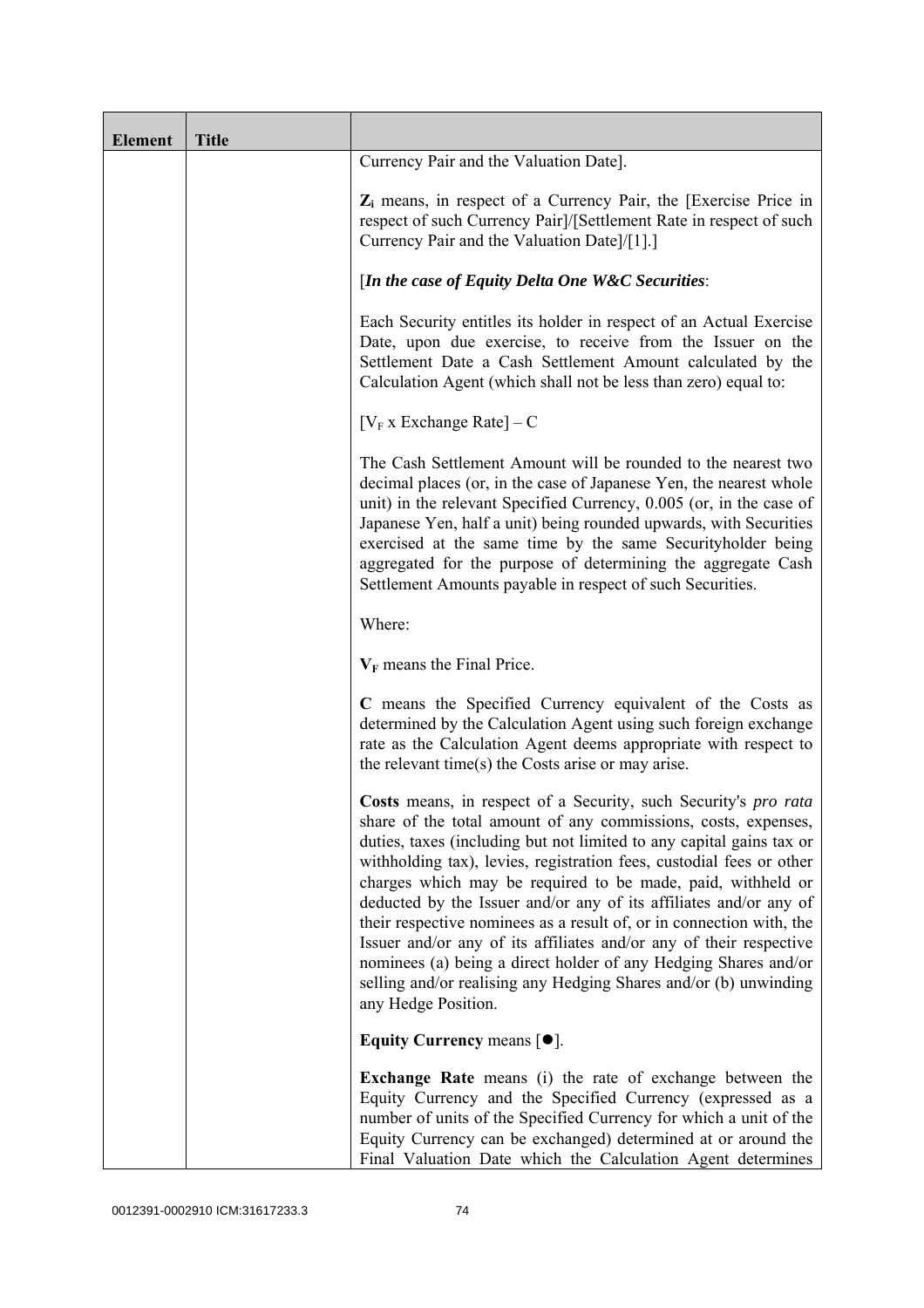| Element | Title | |
|---|---|---|
| | | Currency Pair and the Valuation Date].<br><br>**$Z_i$** means, in respect of a Currency Pair, the [Exercise Price in respect of such Currency Pair]/[Settlement Rate in respect of such Currency Pair and the Valuation Date]/[1].]<br><br>[***In the case of Equity Delta One W&C Securities***:<br><br>Each Security entitles its holder in respect of an Actual Exercise Date, upon due exercise, to receive from the Issuer on the Settlement Date a Cash Settlement Amount calculated by the Calculation Agent (which shall not be less than zero) equal to:<br><br>$[V_F \times \text{Exchange Rate}] - C$<br><br>The Cash Settlement Amount will be rounded to the nearest two decimal places (or, in the case of Japanese Yen, the nearest whole unit) in the relevant Specified Currency, 0.005 (or, in the case of Japanese Yen, half a unit) being rounded upwards, with Securities exercised at the same time by the same Securityholder being aggregated for the purpose of determining the aggregate Cash Settlement Amounts payable in respect of such Securities.<br><br>Where:<br><br>**$V_F$** means the Final Price.<br><br>**C** means the Specified Currency equivalent of the Costs as determined by the Calculation Agent using such foreign exchange rate as the Calculation Agent deems appropriate with respect to the relevant time(s) the Costs arise or may arise.<br><br>**Costs** means, in respect of a Security, such Security's *pro rata* share of the total amount of any commissions, costs, expenses, duties, taxes (including but not limited to any capital gains tax or withholding tax), levies, registration fees, custodial fees or other charges which may be required to be made, paid, withheld or deducted by the Issuer and/or any of its affiliates and/or any of their respective nominees as a result of, or in connection with, the Issuer and/or any of its affiliates and/or any of their respective nominees (a) being a direct holder of any Hedging Shares and/or selling and/or realising any Hedging Shares and/or (b) unwinding any Hedge Position.<br><br>**Equity Currency** means [●].<br><br>**Exchange Rate** means (i) the rate of exchange between the Equity Currency and the Specified Currency (expressed as a number of units of the Specified Currency for which a unit of the Equity Currency can be exchanged) determined at or around the Final Valuation Date which the Calculation Agent determines |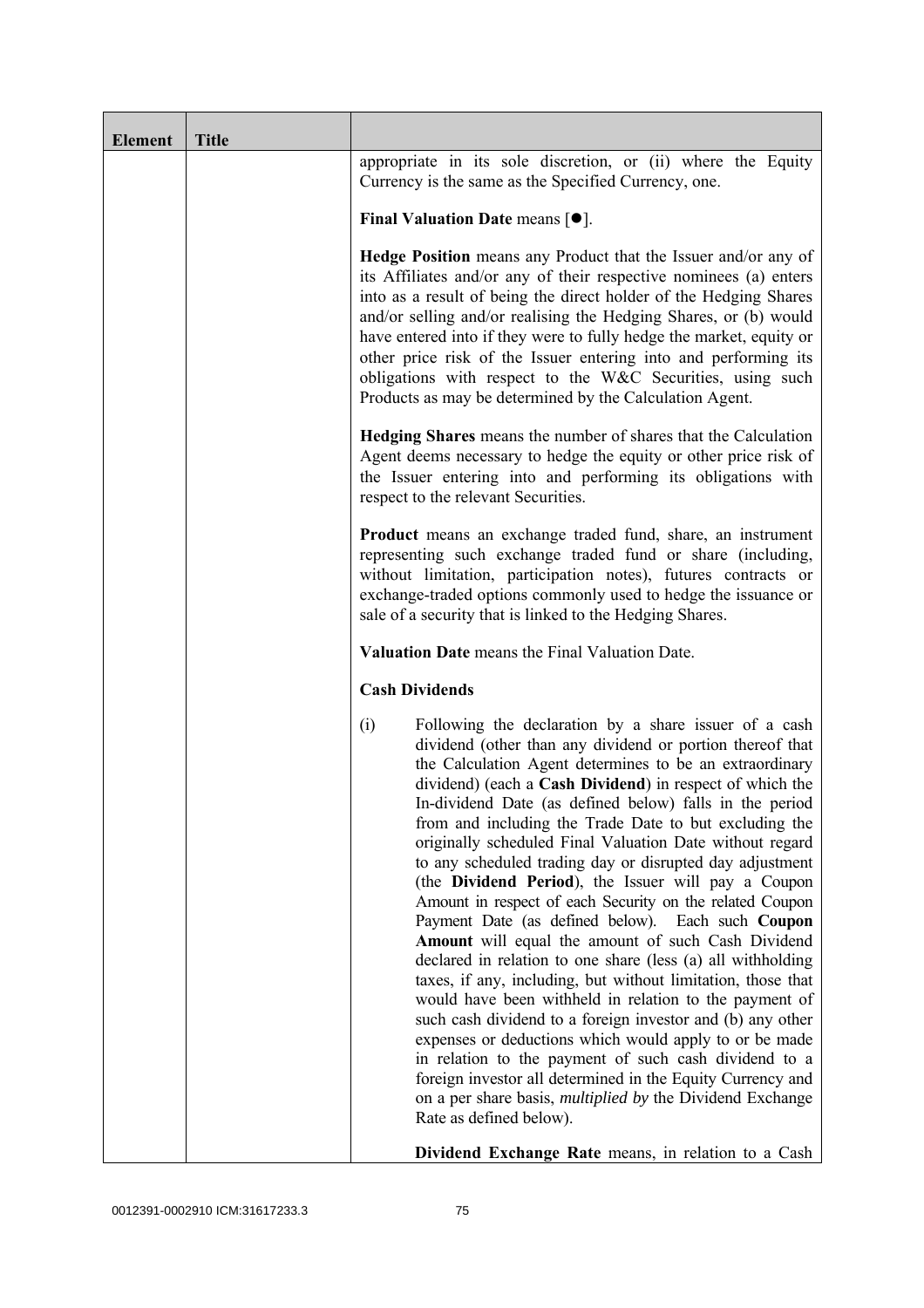| Element | Title | |
|---|---|---|
| | | appropriate in its sole discretion, or (ii) where the Equity Currency is the same as the Specified Currency, one.<br><br>**Final Valuation Date** means [●].<br><br>**Hedge Position** means any Product that the Issuer and/or any of its Affiliates and/or any of their respective nominees (a) enters into as a result of being the direct holder of the Hedging Shares and/or selling and/or realising the Hedging Shares, or (b) would have entered into if they were to fully hedge the market, equity or other price risk of the Issuer entering into and performing its obligations with respect to the W&C Securities, using such Products as may be determined by the Calculation Agent.<br><br>**Hedging Shares** means the number of shares that the Calculation Agent deems necessary to hedge the equity or other price risk of the Issuer entering into and performing its obligations with respect to the relevant Securities.<br><br>**Product** means an exchange traded fund, share, an instrument representing such exchange traded fund or share (including, without limitation, participation notes), futures contracts or exchange-traded options commonly used to hedge the issuance or sale of a security that is linked to the Hedging Shares.<br><br>**Valuation Date** means the Final Valuation Date.<br><br>**Cash Dividends**<br><br>(i) Following the declaration by a share issuer of a cash dividend (other than any dividend or portion thereof that the Calculation Agent determines to be an extraordinary dividend) (each a **Cash Dividend**) in respect of which the In-dividend Date (as defined below) falls in the period from and including the Trade Date to but excluding the originally scheduled Final Valuation Date without regard to any scheduled trading day or disrupted day adjustment (the **Dividend Period**), the Issuer will pay a Coupon Amount in respect of each Security on the related Coupon Payment Date (as defined below). Each such **Coupon Amount** will equal the amount of such Cash Dividend declared in relation to one share (less (a) all withholding taxes, if any, including, but without limitation, those that would have been withheld in relation to the payment of such cash dividend to a foreign investor and (b) any other expenses or deductions which would apply to or be made in relation to the payment of such cash dividend to a foreign investor all determined in the Equity Currency and on a per share basis, *multiplied by* the Dividend Exchange Rate as defined below).<br><br>**Dividend Exchange Rate** means, in relation to a Cash |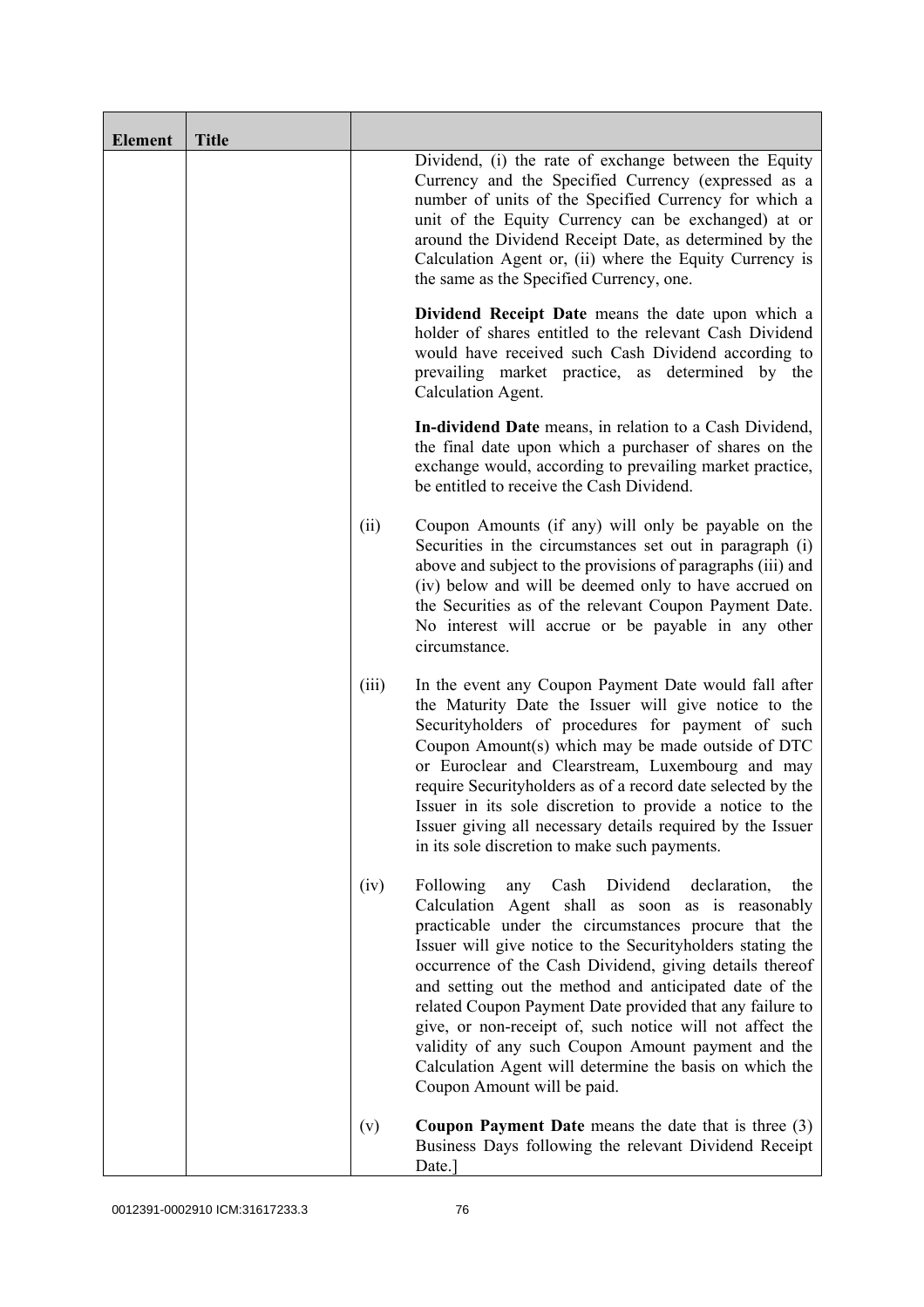| Element | Title | | |
|---|---|---|---|
| | | | Dividend, (i) the rate of exchange between the Equity Currency and the Specified Currency (expressed as a number of units of the Specified Currency for which a unit of the Equity Currency can be exchanged) at or around the Dividend Receipt Date, as determined by the Calculation Agent or, (ii) where the Equity Currency is the same as the Specified Currency, one.<br><br>**Dividend Receipt Date** means the date upon which a holder of shares entitled to the relevant Cash Dividend would have received such Cash Dividend according to prevailing market practice, as determined by the Calculation Agent.<br><br>**In-dividend Date** means, in relation to a Cash Dividend, the final date upon which a purchaser of shares on the exchange would, according to prevailing market practice, be entitled to receive the Cash Dividend. |
| | | (ii) | Coupon Amounts (if any) will only be payable on the Securities in the circumstances set out in paragraph (i) above and subject to the provisions of paragraphs (iii) and (iv) below and will be deemed only to have accrued on the Securities as of the relevant Coupon Payment Date. No interest will accrue or be payable in any other circumstance. |
| | | (iii) | In the event any Coupon Payment Date would fall after the Maturity Date the Issuer will give notice to the Securityholders of procedures for payment of such Coupon Amount(s) which may be made outside of DTC or Euroclear and Clearstream, Luxembourg and may require Securityholders as of a record date selected by the Issuer in its sole discretion to provide a notice to the Issuer giving all necessary details required by the Issuer in its sole discretion to make such payments. |
| | | (iv) | Following any Cash Dividend declaration, the Calculation Agent shall as soon as is reasonably practicable under the circumstances procure that the Issuer will give notice to the Securityholders stating the occurrence of the Cash Dividend, giving details thereof and setting out the method and anticipated date of the related Coupon Payment Date provided that any failure to give, or non-receipt of, such notice will not affect the validity of any such Coupon Amount payment and the Calculation Agent will determine the basis on which the Coupon Amount will be paid. |
| | | (v) | **Coupon Payment Date** means the date that is three (3) Business Days following the relevant Dividend Receipt Date.] |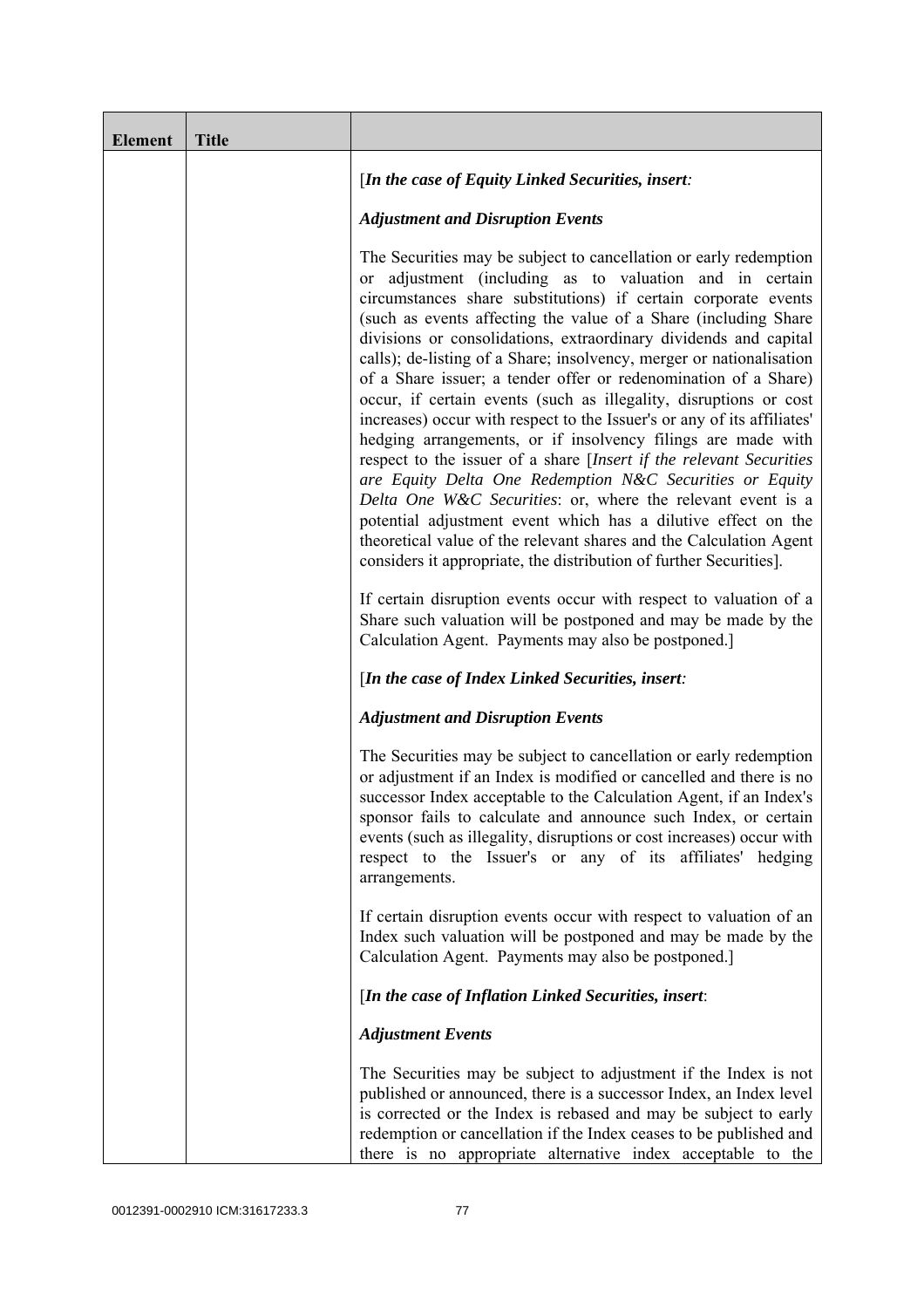| Element | Title | |
|---|---|---|
| | | [*In the case of Equity Linked Securities, insert:*<br><br>***Adjustment and Disruption Events***<br><br>The Securities may be subject to cancellation or early redemption or adjustment (including as to valuation and in certain circumstances share substitutions) if certain corporate events (such as events affecting the value of a Share (including Share divisions or consolidations, extraordinary dividends and capital calls); de-listing of a Share; insolvency, merger or nationalisation of a Share issuer; a tender offer or redenomination of a Share) occur, if certain events (such as illegality, disruptions or cost increases) occur with respect to the Issuer's or any of its affiliates' hedging arrangements, or if insolvency filings are made with respect to the issuer of a share [*Insert if the relevant Securities are Equity Delta One Redemption N&C Securities or Equity Delta One W&C Securities*: or, where the relevant event is a potential adjustment event which has a dilutive effect on the theoretical value of the relevant shares and the Calculation Agent considers it appropriate, the distribution of further Securities].<br><br>If certain disruption events occur with respect to valuation of a Share such valuation will be postponed and may be made by the Calculation Agent. Payments may also be postponed.]<br><br>[*In the case of Index Linked Securities, insert:*<br><br>***Adjustment and Disruption Events***<br><br>The Securities may be subject to cancellation or early redemption or adjustment if an Index is modified or cancelled and there is no successor Index acceptable to the Calculation Agent, if an Index's sponsor fails to calculate and announce such Index, or certain events (such as illegality, disruptions or cost increases) occur with respect to the Issuer's or any of its affiliates' hedging arrangements.<br><br>If certain disruption events occur with respect to valuation of an Index such valuation will be postponed and may be made by the Calculation Agent. Payments may also be postponed.]<br><br>[*In the case of Inflation Linked Securities, insert*:<br><br>***Adjustment Events***<br><br>The Securities may be subject to adjustment if the Index is not published or announced, there is a successor Index, an Index level is corrected or the Index is rebased and may be subject to early redemption or cancellation if the Index ceases to be published and there is no appropriate alternative index acceptable to the |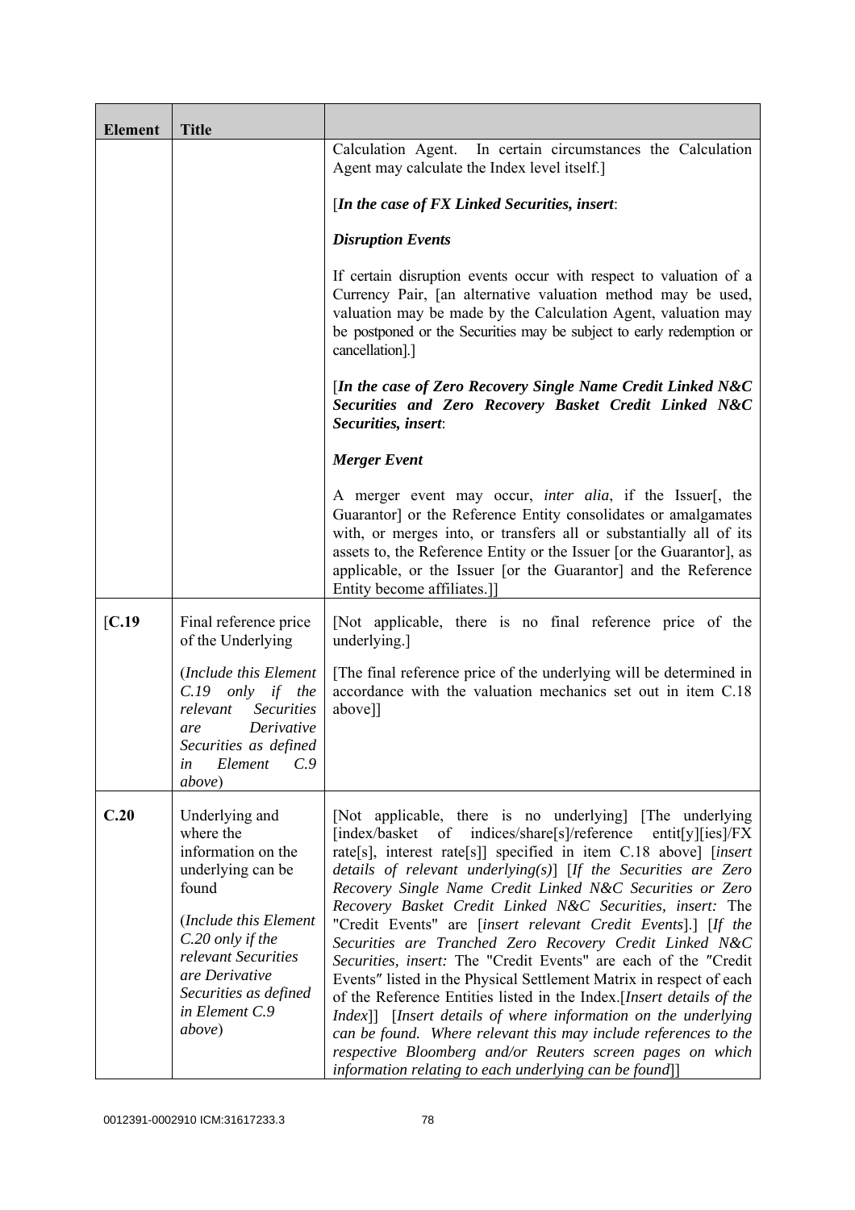| Element | Title | |
|---|---|---|
| | | Calculation Agent. In certain circumstances the Calculation Agent may calculate the Index level itself.]<br><br>[***In the case of FX Linked Securities, insert***:<br><br>***Disruption Events***<br><br>If certain disruption events occur with respect to valuation of a Currency Pair, [an alternative valuation method may be used, valuation may be made by the Calculation Agent, valuation may be postponed or the Securities may be subject to early redemption or cancellation].]<br><br>[***In the case of Zero Recovery Single Name Credit Linked N&C Securities and Zero Recovery Basket Credit Linked N&C Securities, insert***:<br><br>***Merger Event***<br><br>A merger event may occur, *inter alia*, if the Issuer[, the Guarantor] or the Reference Entity consolidates or amalgamates with, or merges into, or transfers all or substantially all of its assets to, the Reference Entity or the Issuer [or the Guarantor], as applicable, or the Issuer [or the Guarantor] and the Reference Entity become affiliates.]] |
| [**C.19** | Final reference price of the Underlying<br><br>(*Include this Element C.19 only if the relevant Securities are Derivative Securities as defined in Element C.9 above*) | [Not applicable, there is no final reference price of the underlying.]<br><br>[The final reference price of the underlying will be determined in accordance with the valuation mechanics set out in item C.18 above]] |
| **C.20** | Underlying and where the information on the underlying can be found<br><br>(*Include this Element C.20 only if the relevant Securities are Derivative Securities as defined in Element C.9 above*) | [Not applicable, there is no underlying] [The underlying [index/basket of indices/share[s]/reference entit[y][ies]/FX rate[s], interest rate[s]] specified in item C.18 above] [*insert details of relevant underlying(s)*] [*If the Securities are Zero Recovery Single Name Credit Linked N&C Securities or Zero Recovery Basket Credit Linked N&C Securities, insert:* The "Credit Events" are [*insert relevant Credit Events*].] [*If the Securities are Tranched Zero Recovery Credit Linked N&C Securities, insert:* The "Credit Events" are each of the "Credit Events" listed in the Physical Settlement Matrix in respect of each of the Reference Entities listed in the Index.[*Insert details of the Index*]] [*Insert details of where information on the underlying can be found. Where relevant this may include references to the respective Bloomberg and/or Reuters screen pages on which information relating to each underlying can be found*]] |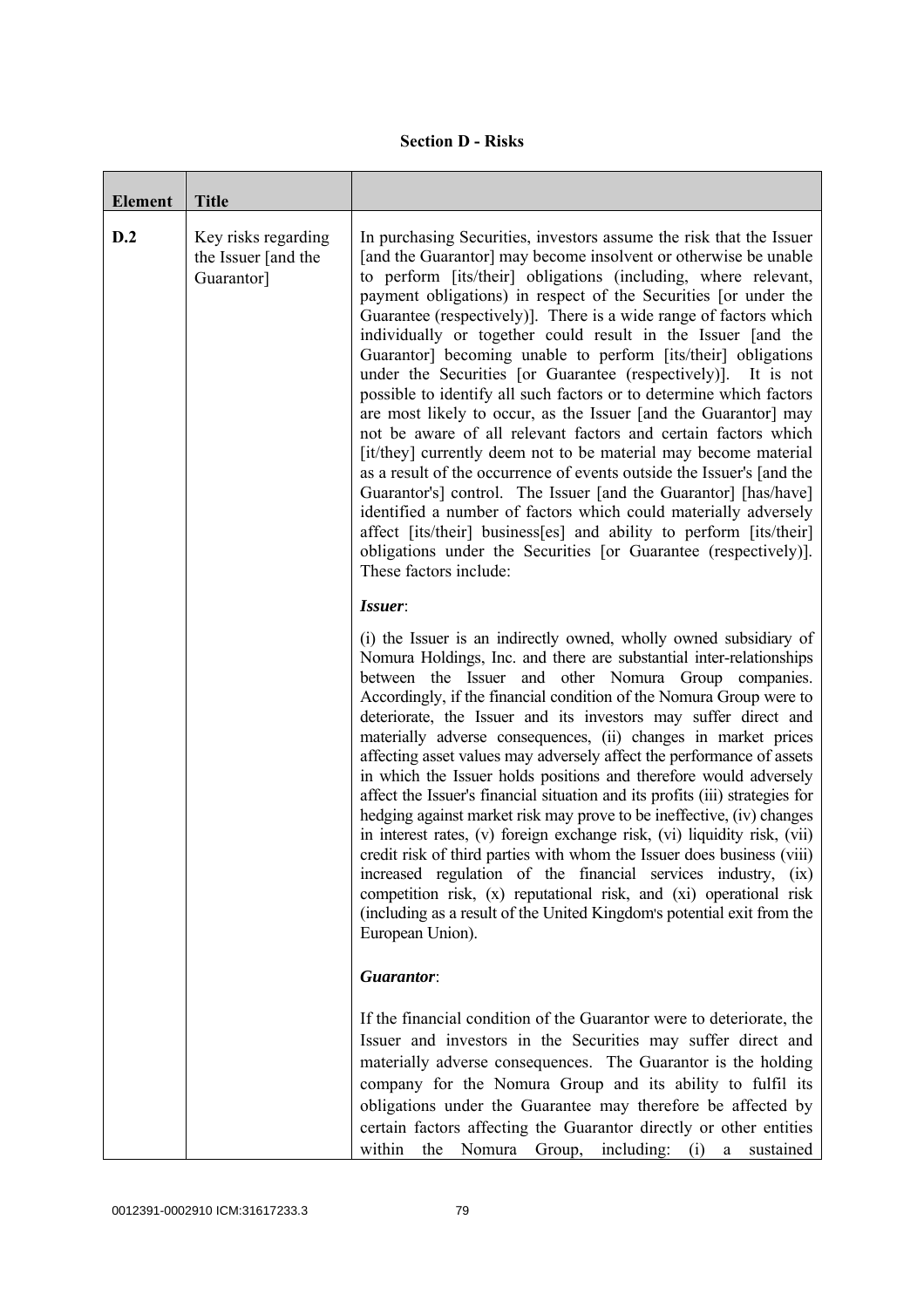**Section D - Risks**

| Element | Title | |
|---|---|---|
| D.2 | Key risks regarding the Issuer [and the Guarantor] | In purchasing Securities, investors assume the risk that the Issuer [and the Guarantor] may become insolvent or otherwise be unable to perform [its/their] obligations (including, where relevant, payment obligations) in respect of the Securities [or under the Guarantee (respectively)]. There is a wide range of factors which individually or together could result in the Issuer [and the Guarantor] becoming unable to perform [its/their] obligations under the Securities [or Guarantee (respectively)]. It is not possible to identify all such factors or to determine which factors are most likely to occur, as the Issuer [and the Guarantor] may not be aware of all relevant factors and certain factors which [it/they] currently deem not to be material may become material as a result of the occurrence of events outside the Issuer's [and the Guarantor's] control. The Issuer [and the Guarantor] [has/have] identified a number of factors which could materially adversely affect [its/their] business[es] and ability to perform [its/their] obligations under the Securities [or Guarantee (respectively)]. These factors include:<br><br>***Issuer***:<br><br>(i) the Issuer is an indirectly owned, wholly owned subsidiary of Nomura Holdings, Inc. and there are substantial inter-relationships between the Issuer and other Nomura Group companies. Accordingly, if the financial condition of the Nomura Group were to deteriorate, the Issuer and its investors may suffer direct and materially adverse consequences, (ii) changes in market prices affecting asset values may adversely affect the performance of assets in which the Issuer holds positions and therefore would adversely affect the Issuer's financial situation and its profits (iii) strategies for hedging against market risk may prove to be ineffective, (iv) changes in interest rates, (v) foreign exchange risk, (vi) liquidity risk, (vii) credit risk of third parties with whom the Issuer does business (viii) increased regulation of the financial services industry, (ix) competition risk, (x) reputational risk, and (xi) operational risk (including as a result of the United Kingdom's potential exit from the European Union).<br><br>***Guarantor***:<br><br>If the financial condition of the Guarantor were to deteriorate, the Issuer and investors in the Securities may suffer direct and materially adverse consequences. The Guarantor is the holding company for the Nomura Group and its ability to fulfil its obligations under the Guarantee may therefore be affected by certain factors affecting the Guarantor directly or other entities within the Nomura Group, including: (i) a sustained |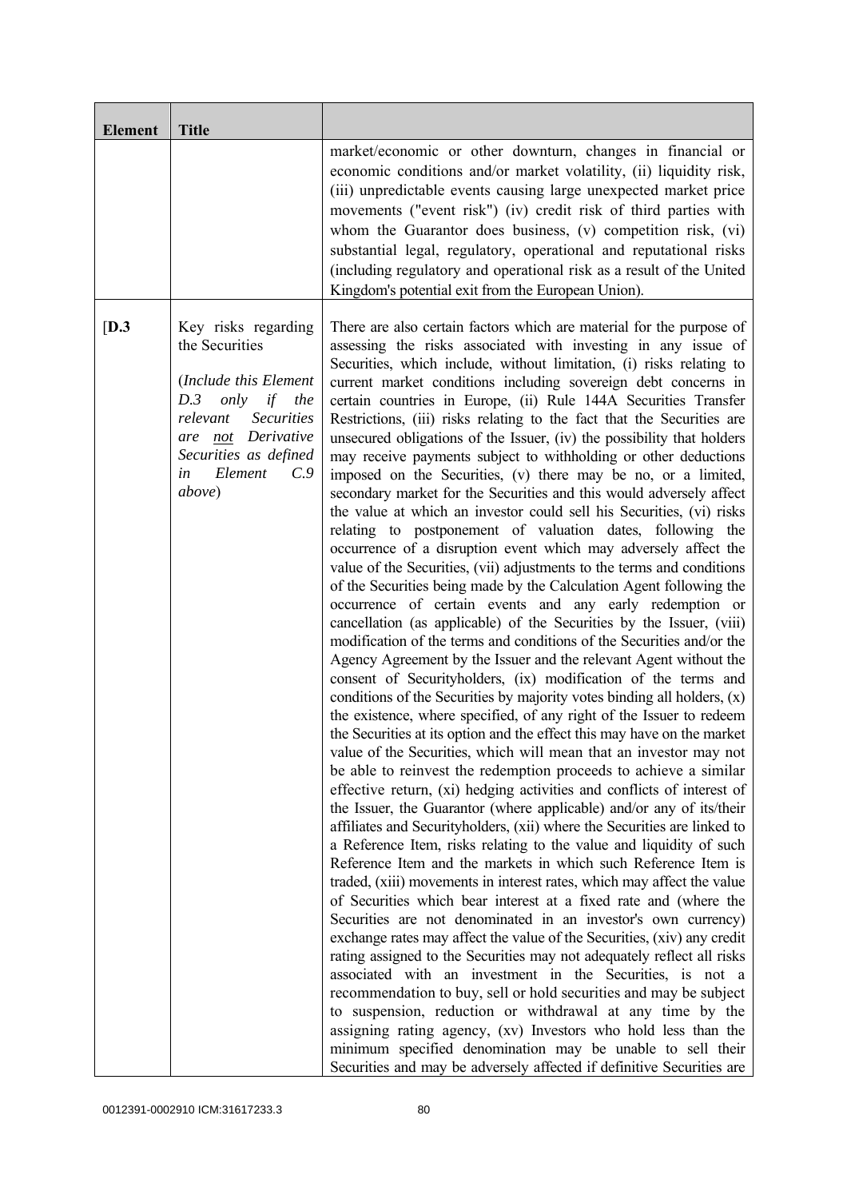| Element | Title | |
|---|---|---|
| | | market/economic or other downturn, changes in financial or economic conditions and/or market volatility, (ii) liquidity risk, (iii) unpredictable events causing large unexpected market price movements ("event risk") (iv) credit risk of third parties with whom the Guarantor does business, (v) competition risk, (vi) substantial legal, regulatory, operational and reputational risks (including regulatory and operational risk as a result of the United Kingdom's potential exit from the European Union). |
| [D.3 | Key risks regarding the Securities<br><br>(*Include this Element D.3 only if the relevant Securities are* <u>*not*</u> *Derivative Securities as defined in Element C.9 above*) | There are also certain factors which are material for the purpose of assessing the risks associated with investing in any issue of Securities, which include, without limitation, (i) risks relating to current market conditions including sovereign debt concerns in certain countries in Europe, (ii) Rule 144A Securities Transfer Restrictions, (iii) risks relating to the fact that the Securities are unsecured obligations of the Issuer, (iv) the possibility that holders may receive payments subject to withholding or other deductions imposed on the Securities, (v) there may be no, or a limited, secondary market for the Securities and this would adversely affect the value at which an investor could sell his Securities, (vi) risks relating to postponement of valuation dates, following the occurrence of a disruption event which may adversely affect the value of the Securities, (vii) adjustments to the terms and conditions of the Securities being made by the Calculation Agent following the occurrence of certain events and any early redemption or cancellation (as applicable) of the Securities by the Issuer, (viii) modification of the terms and conditions of the Securities and/or the Agency Agreement by the Issuer and the relevant Agent without the consent of Securityholders, (ix) modification of the terms and conditions of the Securities by majority votes binding all holders, (x) the existence, where specified, of any right of the Issuer to redeem the Securities at its option and the effect this may have on the market value of the Securities, which will mean that an investor may not be able to reinvest the redemption proceeds to achieve a similar effective return, (xi) hedging activities and conflicts of interest of the Issuer, the Guarantor (where applicable) and/or any of its/their affiliates and Securityholders, (xii) where the Securities are linked to a Reference Item, risks relating to the value and liquidity of such Reference Item and the markets in which such Reference Item is traded, (xiii) movements in interest rates, which may affect the value of Securities which bear interest at a fixed rate and (where the Securities are not denominated in an investor's own currency) exchange rates may affect the value of the Securities, (xiv) any credit rating assigned to the Securities may not adequately reflect all risks associated with an investment in the Securities, is not a recommendation to buy, sell or hold securities and may be subject to suspension, reduction or withdrawal at any time by the assigning rating agency, (xv) Investors who hold less than the minimum specified denomination may be unable to sell their Securities and may be adversely affected if definitive Securities are |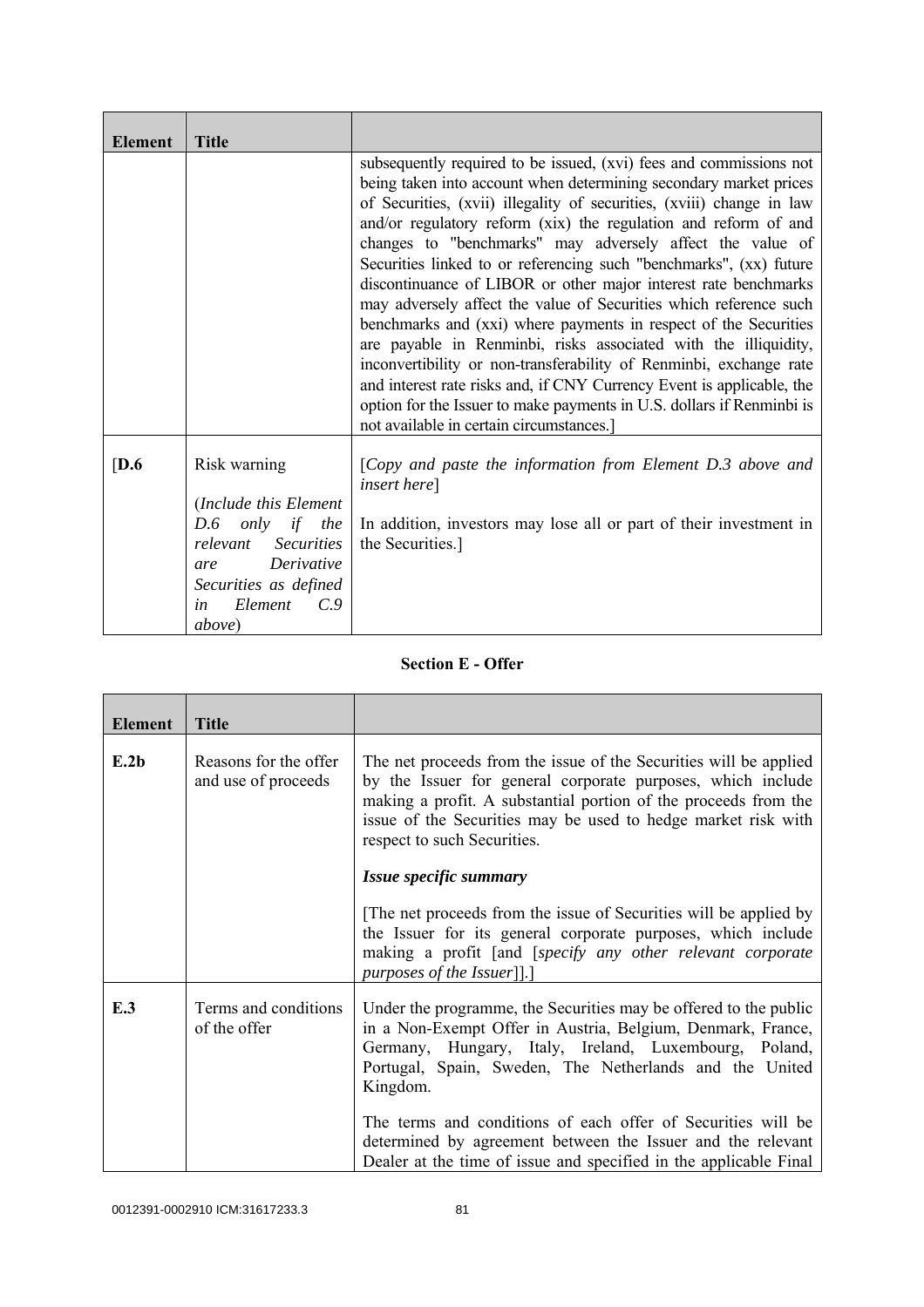| Element | Title | |
|---|---|---|
| | | subsequently required to be issued, (xvi) fees and commissions not being taken into account when determining secondary market prices of Securities, (xvii) illegality of securities, (xviii) change in law and/or regulatory reform (xix) the regulation and reform of and changes to "benchmarks" may adversely affect the value of Securities linked to or referencing such "benchmarks", (xx) future discontinuance of LIBOR or other major interest rate benchmarks may adversely affect the value of Securities which reference such benchmarks and (xxi) where payments in respect of the Securities are payable in Renminbi, risks associated with the illiquidity, inconvertibility or non-transferability of Renminbi, exchange rate and interest rate risks and, if CNY Currency Event is applicable, the option for the Issuer to make payments in U.S. dollars if Renminbi is not available in certain circumstances.] |
| [**D.6** | Risk warning<br><br>(*Include this Element D.6 only if the relevant Securities are Derivative Securities as defined in Element C.9 above*) | [*Copy and paste the information from Element D.3 above and insert here*]<br><br>In addition, investors may lose all or part of their investment in the Securities.] |

**Section E - Offer**

| Element | Title | |
|---|---|---|
| **E.2b** | Reasons for the offer and use of proceeds | The net proceeds from the issue of the Securities will be applied by the Issuer for general corporate purposes, which include making a profit. A substantial portion of the proceeds from the issue of the Securities may be used to hedge market risk with respect to such Securities.<br><br>***Issue specific summary***<br><br>[The net proceeds from the issue of Securities will be applied by the Issuer for its general corporate purposes, which include making a profit [and [*specify any other relevant corporate purposes of the Issuer*]].] |
| **E.3** | Terms and conditions of the offer | Under the programme, the Securities may be offered to the public in a Non-Exempt Offer in Austria, Belgium, Denmark, France, Germany, Hungary, Italy, Ireland, Luxembourg, Poland, Portugal, Spain, Sweden, The Netherlands and the United Kingdom.<br><br>The terms and conditions of each offer of Securities will be determined by agreement between the Issuer and the relevant Dealer at the time of issue and specified in the applicable Final |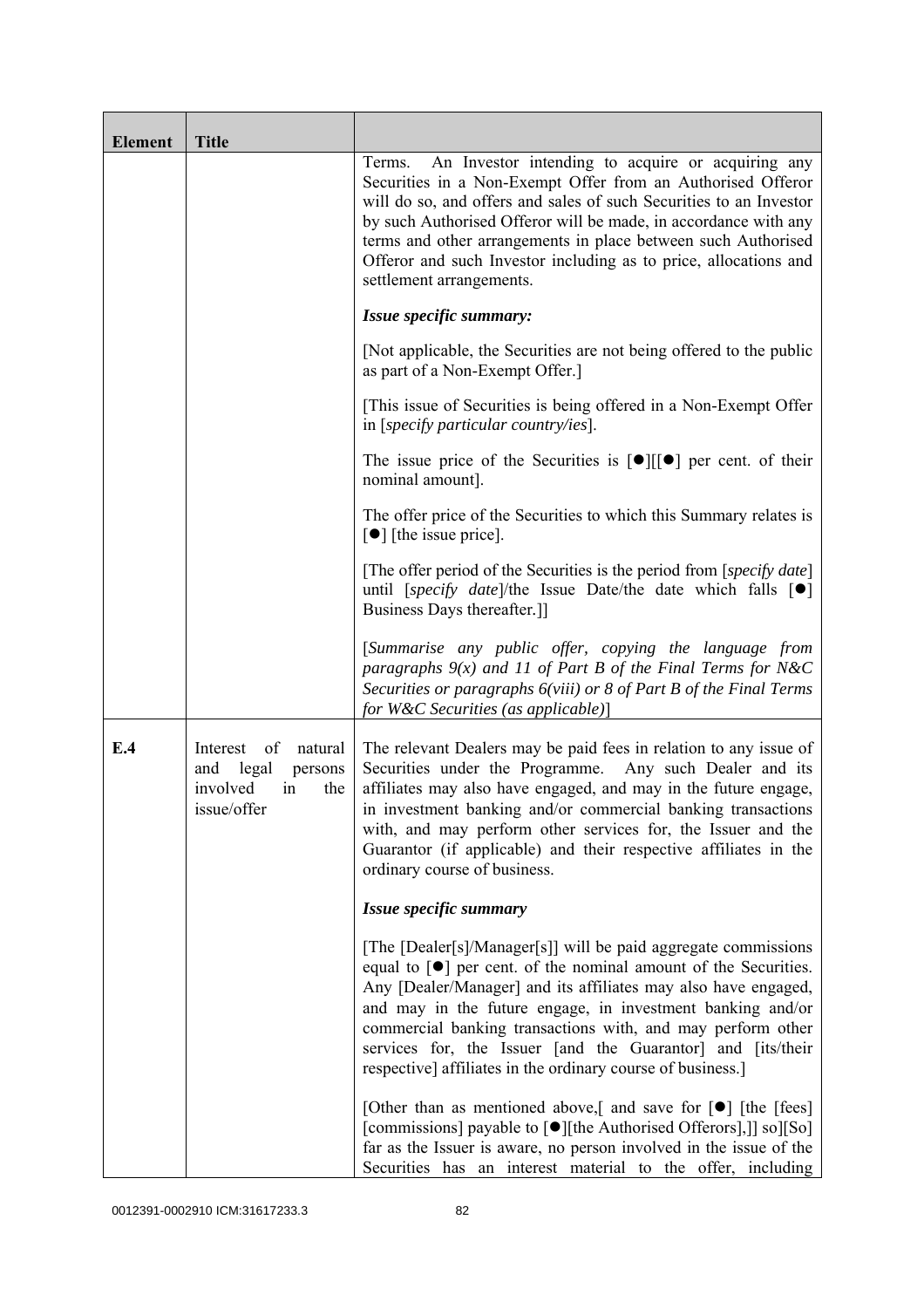| Element | Title | |
|---|---|---|
| | | Terms. An Investor intending to acquire or acquiring any Securities in a Non-Exempt Offer from an Authorised Offeror will do so, and offers and sales of such Securities to an Investor by such Authorised Offeror will be made, in accordance with any terms and other arrangements in place between such Authorised Offeror and such Investor including as to price, allocations and settlement arrangements.<br><br>***Issue specific summary:***<br><br>[Not applicable, the Securities are not being offered to the public as part of a Non-Exempt Offer.]<br><br>[This issue of Securities is being offered in a Non-Exempt Offer in [*specify particular country/ies*].<br><br>The issue price of the Securities is [●][[●] per cent. of their nominal amount].<br><br>The offer price of the Securities to which this Summary relates is [●] [the issue price].<br><br>[The offer period of the Securities is the period from [*specify date*] until [*specify date*]/the Issue Date/the date which falls [●] Business Days thereafter.]]<br><br>[*Summarise any public offer, copying the language from paragraphs 9(x) and 11 of Part B of the Final Terms for N&C Securities or paragraphs 6(viii) or 8 of Part B of the Final Terms for W&C Securities (as applicable)*] |
| **E.4** | Interest of natural and legal persons involved in the issue/offer | The relevant Dealers may be paid fees in relation to any issue of Securities under the Programme. Any such Dealer and its affiliates may also have engaged, and may in the future engage, in investment banking and/or commercial banking transactions with, and may perform other services for, the Issuer and the Guarantor (if applicable) and their respective affiliates in the ordinary course of business.<br><br>***Issue specific summary***<br><br>[The [Dealer[s]/Manager[s]] will be paid aggregate commissions equal to [●] per cent. of the nominal amount of the Securities. Any [Dealer/Manager] and its affiliates may also have engaged, and may in the future engage, in investment banking and/or commercial banking transactions with, and may perform other services for, the Issuer [and the Guarantor] and [its/their respective] affiliates in the ordinary course of business.]<br><br>[Other than as mentioned above,[ and save for [●] [the [fees] [commissions] payable to [●][the Authorised Offerors],]] so][So] far as the Issuer is aware, no person involved in the issue of the Securities has an interest material to the offer, including |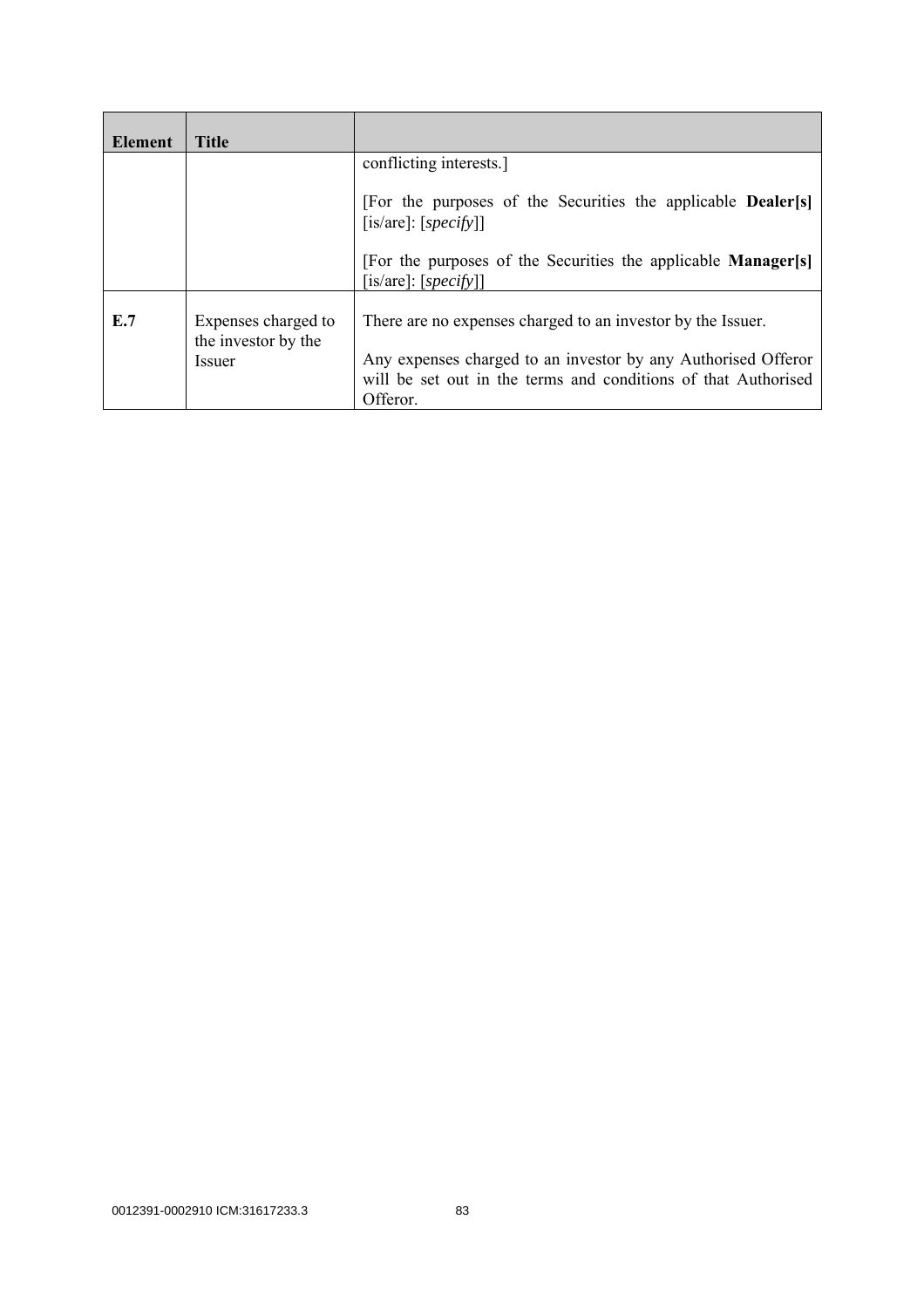| Element | Title | |
|---|---|---|
| | | conflicting interests.]<br><br>[For the purposes of the Securities the applicable **Dealer[s]** [is/are]: [*specify*]]<br><br>[For the purposes of the Securities the applicable **Manager[s]** [is/are]: [*specify*]] |
| **E.7** | Expenses charged to the investor by the Issuer | There are no expenses charged to an investor by the Issuer.<br><br>Any expenses charged to an investor by any Authorised Offeror will be set out in the terms and conditions of that Authorised Offeror. |

0012391-0002910 ICM:31617233.3